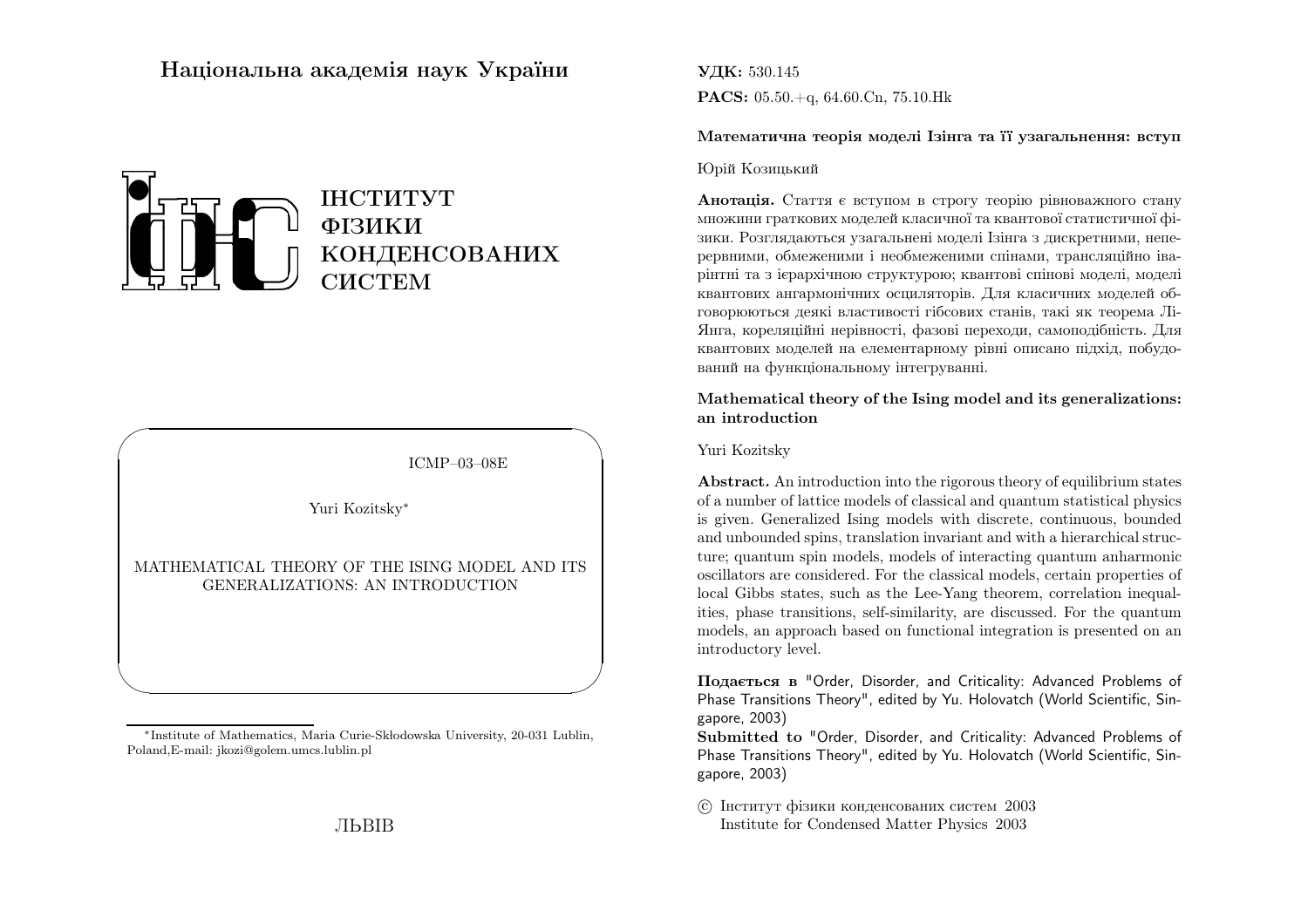**Національна академія наук України**

**ІНСТИТУТ ФІЗИКИ КОНДЕНСОВАНИХ СИСТЕМ**

ICMP–03–08E

Yuri Kozitsky*

MATHEMATICAL THEORY OF THE ISING MODEL AND ITS GENERALIZATIONS: AN INTRODUCTION

*Institute of Mathematics, Maria Curie-Skłodowska University, 20-031 Lublin, Poland, E-mail: jkozi@golem.umcs.lublin.pl

ЛЬВІВ

**УДК:** 530.145

**PACS:** 05.50.+q, 64.60.Cn, 75.10.Hk

**Математична теорія моделі Ізінга та її узагальнення: вступ**

Юрій Козицький

**Анотація.** Стаття є вступом в строгу теорію рівноважного стану множини граткових моделей класичної та квантової статистичної фізики. Розглядаються узагальнені моделі Ізінга з дискретними, неперервними, обмеженими і необмеженими спінами, трансляційно іваріантні та з ієрархічною структурою; квантові спінові моделі, моделі квантових ангармонічних осциляторів. Для класичних моделей обговорюються деякі властивості гібсових станів, такі як теорема Лі-Янга, кореляційні нерівності, фазові переходи, самоподібність. Для квантових моделей на елементарному рівні описано підхід, побудований на функціональному інтегруванні.

**Mathematical theory of the Ising model and its generalizations: an introduction**

Yuri Kozitsky

**Abstract.** An introduction into the rigorous theory of equilibrium states of a number of lattice models of classical and quantum statistical physics is given. Generalized Ising models with discrete, continuous, bounded and unbounded spins, translation invariant and with a hierarchical structure; quantum spin models, models of interacting quantum anharmonic oscillators are considered. For the classical models, certain properties of local Gibbs states, such as the Lee-Yang theorem, correlation inequalities, phase transitions, self-similarity, are discussed. For the quantum models, an approach based on functional integration is presented on an introductory level.

**Подається в** "Order, Disorder, and Criticality: Advanced Problems of Phase Transitions Theory", edited by Yu. Holovatch (World Scientific, Singapore, 2003)

**Submitted to** "Order, Disorder, and Criticality: Advanced Problems of Phase Transitions Theory", edited by Yu. Holovatch (World Scientific, Singapore, 2003)

© Інститут фізики конденсованих систем 2003
Institute for Condensed Matter Physics 2003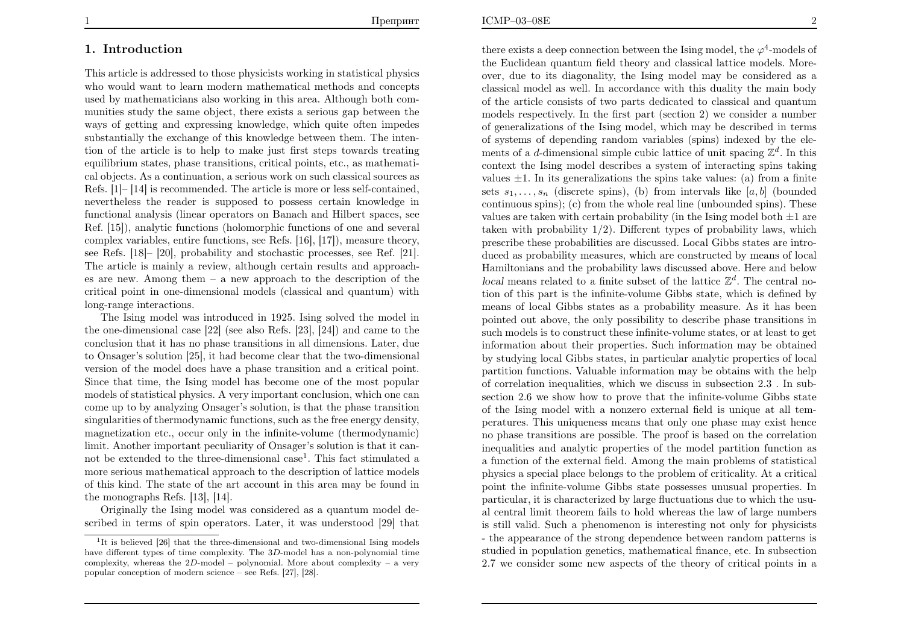## 1. Introduction

This article is addressed to those physicists working in statistical physics who would want to learn modern mathematical methods and concepts used by mathematicians also working in this area. Although both communities study the same object, there exists a serious gap between the ways of getting and expressing knowledge, which quite often impedes substantially the exchange of this knowledge between them. The intention of the article is to help to make just first steps towards treating equilibrium states, phase transitions, critical points, etc., as mathematical objects. As a continuation, a serious work on such classical sources as Refs. [1]– [14] is recommended. The article is more or less self-contained, nevertheless the reader is supposed to possess certain knowledge in functional analysis (linear operators on Banach and Hilbert spaces, see Ref. [15]), analytic functions (holomorphic functions of one and several complex variables, entire functions, see Refs. [16], [17]), measure theory, see Refs. [18]– [20], probability and stochastic processes, see Ref. [21]. The article is mainly a review, although certain results and approaches are new. Among them – a new approach to the description of the critical point in one-dimensional models (classical and quantum) with long-range interactions.

The Ising model was introduced in 1925. Ising solved the model in the one-dimensional case [22] (see also Refs. [23], [24]) and came to the conclusion that it has no phase transitions in all dimensions. Later, due to Onsager's solution [25], it had become clear that the two-dimensional version of the model does have a phase transition and a critical point. Since that time, the Ising model has become one of the most popular models of statistical physics. A very important conclusion, which one can come up to by analyzing Onsager's solution, is that the phase transition singularities of thermodynamic functions, such as the free energy density, magnetization etc., occur only in the infinite-volume (thermodynamic) limit. Another important peculiarity of Onsager's solution is that it cannot be extended to the three-dimensional case[1]. This fact stimulated a more serious mathematical approach to the description of lattice models of this kind. The state of the art account in this area may be found in the monographs Refs. [13], [14].

Originally the Ising model was considered as a quantum model described in terms of spin operators. Later, it was understood [29] that there exists a deep connection between the Ising model, the $\varphi^4$-models of the Euclidean quantum field theory and classical lattice models. Moreover, due to its diagonality, the Ising model may be considered as a classical model as well. In accordance with this duality the main body of the article consists of two parts dedicated to classical and quantum models respectively. In the first part (section 2) we consider a number of generalizations of the Ising model, which may be described in terms of systems of depending random variables (spins) indexed by the elements of a $d$-dimensional simple cubic lattice of unit spacing $\mathbb{Z}^d$. In this context the Ising model describes a system of interacting spins taking values $\pm 1$. In its generalizations the spins take values: (a) from a finite sets $s_1, \ldots, s_n$ (discrete spins), (b) from intervals like $[a, b]$ (bounded continuous spins); (c) from the whole real line (unbounded spins). These values are taken with certain probability (in the Ising model both $\pm 1$ are taken with probability $1/2$). Different types of probability laws, which prescribe these probabilities are discussed. Local Gibbs states are introduced as probability measures, which are constructed by means of local Hamiltonians and the probability laws discussed above. Here and below *local* means related to a finite subset of the lattice $\mathbb{Z}^d$. The central notion of this part is the infinite-volume Gibbs state, which is defined by means of local Gibbs states as a probability measure. As it has been pointed out above, the only possibility to describe phase transitions in such models is to construct these infinite-volume states, or at least to get information about their properties. Such information may be obtained by studying local Gibbs states, in particular analytic properties of local partition functions. Valuable information may be obtains with the help of correlation inequalities, which we discuss in subsection 2.3 . In subsection 2.6 we show how to prove that the infinite-volume Gibbs state of the Ising model with a nonzero external field is unique at all temperatures. This uniqueness means that only one phase may exist hence no phase transitions are possible. The proof is based on the correlation inequalities and analytic properties of the model partition function as a function of the external field. Among the main problems of statistical physics a special place belongs to the problem of criticality. At a critical point the infinite-volume Gibbs state possesses unusual properties. In particular, it is characterized by large fluctuations due to which the usual central limit theorem fails to hold whereas the law of large numbers is still valid. Such a phenomenon is interesting not only for physicists - the appearance of the strong dependence between random patterns is studied in population genetics, mathematical finance, etc. In subsection 2.7 we consider some new aspects of the theory of critical points in a

[1] It is believed [26] that the three-dimensional and two-dimensional Ising models have different types of time complexity. The 3D-model has a non-polynomial time complexity, whereas the 2D-model – polynomial. More about complexity – a very popular conception of modern science – see Refs. [27], [28].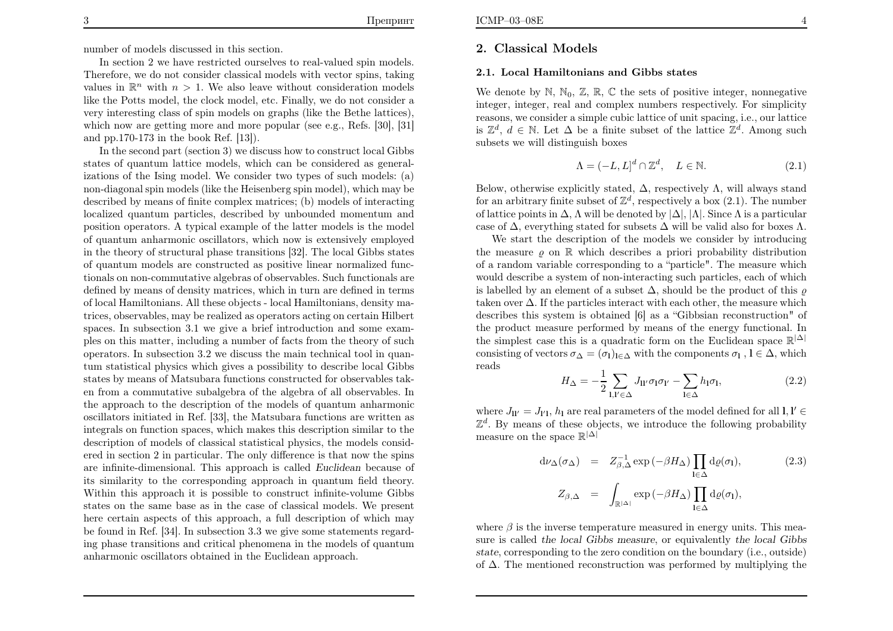number of models discussed in this section.

In section 2 we have restricted ourselves to real-valued spin models. Therefore, we do not consider classical models with vector spins, taking values in $\mathbb{R}^n$ with $n > 1$. We also leave without consideration models like the Potts model, the clock model, etc. Finally, we do not consider a very interesting class of spin models on graphs (like the Bethe lattices), which now are getting more and more popular (see e.g., Refs. [30], [31] and pp.170-173 in the book Ref. [13]).

In the second part (section 3) we discuss how to construct local Gibbs states of quantum lattice models, which can be considered as generalizations of the Ising model. We consider two types of such models: (a) non-diagonal spin models (like the Heisenberg spin model), which may be described by means of finite complex matrices; (b) models of interacting localized quantum particles, described by unbounded momentum and position operators. A typical example of the latter models is the model of quantum anharmonic oscillators, which now is extensively employed in the theory of structural phase transitions [32]. The local Gibbs states of quantum models are constructed as positive linear normalized functionals on non-commutative algebras of observables. Such functionals are defined by means of density matrices, which in turn are defined in terms of local Hamiltonians. All these objects - local Hamiltonians, density matrices, observables, may be realized as operators acting on certain Hilbert spaces. In subsection 3.1 we give a brief introduction and some examples on this matter, including a number of facts from the theory of such operators. In subsection 3.2 we discuss the main technical tool in quantum statistical physics which gives a possibility to describe local Gibbs states by means of Matsubara functions constructed for observables taken from a commutative subalgebra of the algebra of all observables. In the approach to the description of the models of quantum anharmonic oscillators initiated in Ref. [33], the Matsubara functions are written as integrals on function spaces, which makes this description similar to the description of models of classical statistical physics, the models considered in section 2 in particular. The only difference is that now the spins are infinite-dimensional. This approach is called *Euclidean* because of its similarity to the corresponding approach in quantum field theory. Within this approach it is possible to construct infinite-volume Gibbs states on the same base as in the case of classical models. We present here certain aspects of this approach, a full description of which may be found in Ref. [34]. In subsection 3.3 we give some statements regarding phase transitions and critical phenomena in the models of quantum anharmonic oscillators obtained in the Euclidean approach.

## 2. Classical Models

### 2.1. Local Hamiltonians and Gibbs states

We denote by $\mathbb{N}$, $\mathbb{N}_0$, $\mathbb{Z}$, $\mathbb{R}$, $\mathbb{C}$ the sets of positive integer, nonnegative integer, integer, real and complex numbers respectively. For simplicity reasons, we consider a simple cubic lattice of unit spacing, i.e., our lattice is $\mathbb{Z}^d$, $d \in \mathbb{N}$. Let $\Delta$ be a finite subset of the lattice $\mathbb{Z}^d$. Among such subsets we will distinguish boxes

$$\Lambda = (-L, L]^d \cap \mathbb{Z}^d, \quad L \in \mathbb{N}. \tag{2.1}$$

Below, otherwise explicitly stated, $\Delta$, respectively $\Lambda$, will always stand for an arbitrary finite subset of $\mathbb{Z}^d$, respectively a box (2.1). The number of lattice points in $\Delta$, $\Lambda$ will be denoted by $|\Delta|$, $|\Lambda|$. Since $\Lambda$ is a particular case of $\Delta$, everything stated for subsets $\Delta$ will be valid also for boxes $\Lambda$.

We start the description of the models we consider by introducing the measure $\varrho$ on $\mathbb{R}$ which describes a priori probability distribution of a random variable corresponding to a "particle". The measure which would describe a system of non-interacting such particles, each of which is labelled by an element of a subset $\Delta$, should be the product of this $\varrho$ taken over $\Delta$. If the particles interact with each other, the measure which describes this system is obtained [6] as a "Gibbsian reconstruction" of the product measure performed by means of the energy functional. In the simplest case this is a quadratic form on the Euclidean space $\mathbb{R}^{|\Delta|}$ consisting of vectors $\sigma_\Delta = (\sigma_{\mathbf{l}})_{\mathbf{l}\in\Delta}$ with the components $\sigma_{\mathbf{l}}$, $\mathbf{l} \in \Delta$, which reads

$$H_\Delta = -\frac{1}{2} \sum_{\mathbf{l},\mathbf{l}' \in \Delta} J_{\mathbf{l}\mathbf{l}'} \sigma_{\mathbf{l}} \sigma_{\mathbf{l}'} - \sum_{\mathbf{l}\in\Delta} h_{\mathbf{l}} \sigma_{\mathbf{l}}, \tag{2.2}$$

where $J_{\mathbf{l}\mathbf{l}'} = J_{\mathbf{l}'\mathbf{l}}$, $h_{\mathbf{l}}$ are real parameters of the model defined for all $\mathbf{l}, \mathbf{l}' \in \mathbb{Z}^d$. By means of these objects, we introduce the following probability measure on the space $\mathbb{R}^{|\Delta|}$

$$\begin{aligned} \mathrm{d}\nu_\Delta(\sigma_\Delta) &= Z_{\beta,\Delta}^{-1} \exp\left(-\beta H_\Delta\right) \prod_{\mathbf{l}\in\Delta} \mathrm{d}\varrho(\sigma_{\mathbf{l}}), \\ Z_{\beta,\Delta} &= \int_{\mathbb{R}^{|\Delta|}} \exp\left(-\beta H_\Delta\right) \prod_{\mathbf{l}\in\Delta} \mathrm{d}\varrho(\sigma_{\mathbf{l}}), \end{aligned} \tag{2.3}$$

where $\beta$ is the inverse temperature measured in energy units. This measure is called *the local Gibbs measure*, or equivalently *the local Gibbs state*, corresponding to the zero condition on the boundary (i.e., outside) of $\Delta$. The mentioned reconstruction was performed by multiplying the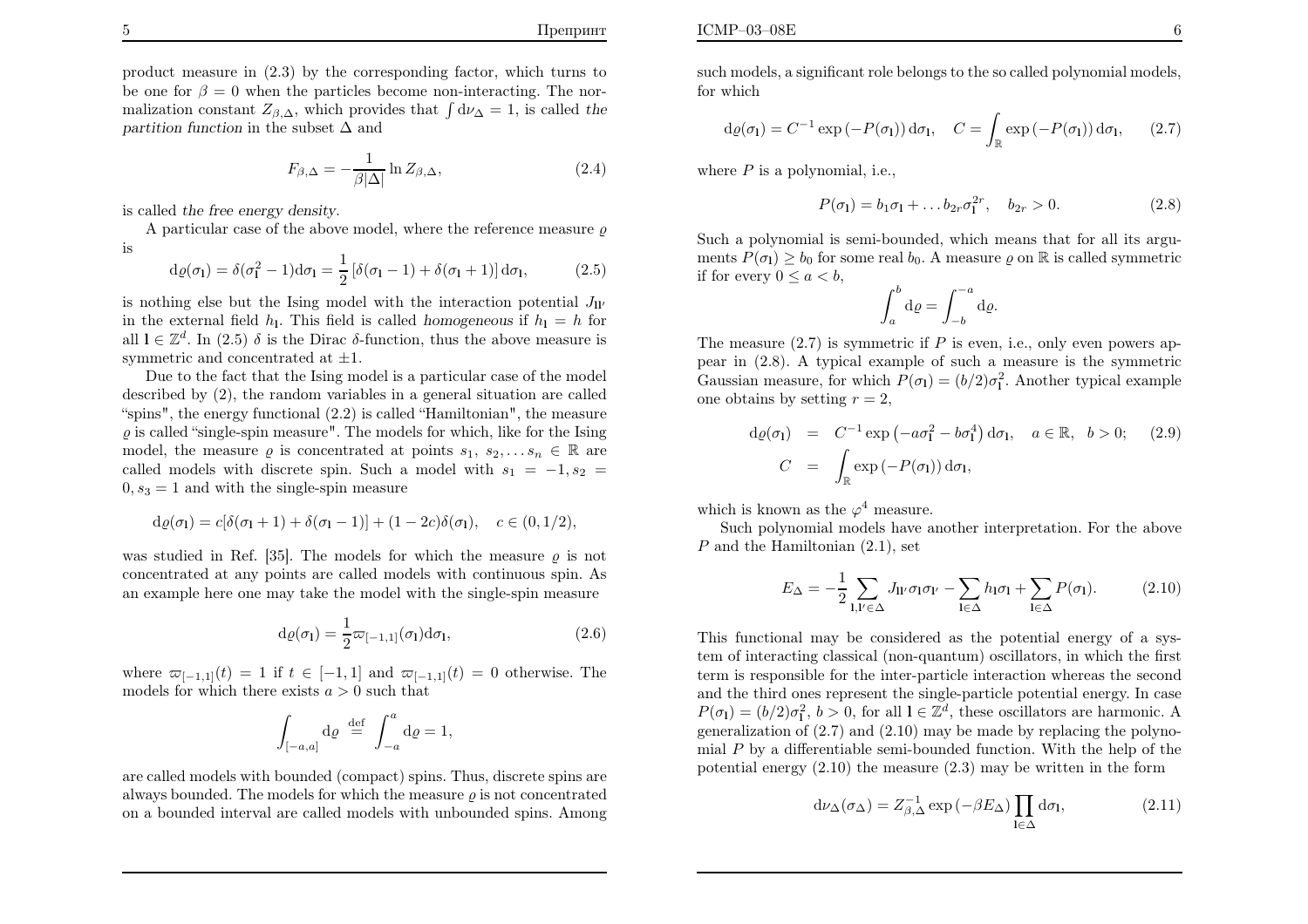product measure in (2.3) by the corresponding factor, which turns to be one for $\beta = 0$ when the particles become non-interacting. The normalization constant $Z_{\beta,\Delta}$, which provides that $\int \mathrm{d}\nu_\Delta = 1$, is called *the partition function* in the subset $\Delta$ and

$$F_{\beta,\Delta} = -\frac{1}{\beta|\Delta|} \ln Z_{\beta,\Delta}, \tag{2.4}$$

is called *the free energy density*.

A particular case of the above model, where the reference measure $\varrho$ is

$$\mathrm{d}\varrho(\sigma_\mathbf{l}) = \delta(\sigma_\mathbf{l}^2 - 1)\mathrm{d}\sigma_\mathbf{l} = \frac{1}{2}\left[\delta(\sigma_\mathbf{l} - 1) + \delta(\sigma_\mathbf{l} + 1)\right]\mathrm{d}\sigma_\mathbf{l}, \tag{2.5}$$

is nothing else but the Ising model with the interaction potential $J_{\mathbf{l}\mathbf{l}'}$ in the external field $h_\mathbf{l}$. This field is called *homogeneous* if $h_\mathbf{l} = h$ for all $\mathbf{l} \in \mathbb{Z}^d$. In (2.5) $\delta$ is the Dirac $\delta$-function, thus the above measure is symmetric and concentrated at $\pm 1$.

Due to the fact that the Ising model is a particular case of the model described by (2), the random variables in a general situation are called "spins", the energy functional (2.2) is called "Hamiltonian", the measure $\varrho$ is called "single-spin measure". The models for which, like for the Ising model, the measure $\varrho$ is concentrated at points $s_1, s_2, \ldots s_n \in \mathbb{R}$ are called models with discrete spin. Such a model with $s_1 = -1, s_2 = 0, s_3 = 1$ and with the single-spin measure

$$\mathrm{d}\varrho(\sigma_\mathbf{l}) = c[\delta(\sigma_\mathbf{l} + 1) + \delta(\sigma_\mathbf{l} - 1)] + (1 - 2c)\delta(\sigma_\mathbf{l}), \quad c \in (0, 1/2),$$

was studied in Ref. [35]. The models for which the measure $\varrho$ is not concentrated at any points are called models with continuous spin. As an example here one may take the model with the single-spin measure

$$\mathrm{d}\varrho(\sigma_\mathbf{l}) = \frac{1}{2}\varpi_{[-1,1]}(\sigma_\mathbf{l})\mathrm{d}\sigma_\mathbf{l}, \tag{2.6}$$

where $\varpi_{[-1,1]}(t) = 1$ if $t \in [-1, 1]$ and $\varpi_{[-1,1]}(t) = 0$ otherwise. The models for which there exists $a > 0$ such that

$$\int_{[-a,a]} \mathrm{d}\varrho \ \stackrel{\mathrm{def}}{=} \ \int_{-a}^{a} \mathrm{d}\varrho = 1,$$

are called models with bounded (compact) spins. Thus, discrete spins are always bounded. The models for which the measure $\varrho$ is not concentrated on a bounded interval are called models with unbounded spins. Among such models, a significant role belongs to the so called polynomial models, for which

$$\mathrm{d}\varrho(\sigma_\mathbf{l}) = C^{-1}\exp\left(-P(\sigma_\mathbf{l})\right)\mathrm{d}\sigma_\mathbf{l}, \quad C = \int_\mathbb{R} \exp\left(-P(\sigma_\mathbf{l})\right)\mathrm{d}\sigma_\mathbf{l}, \tag{2.7}$$

where $P$ is a polynomial, i.e.,

$$P(\sigma_\mathbf{l}) = b_1\sigma_\mathbf{l} + \ldots b_{2r}\sigma_\mathbf{l}^{2r}, \quad b_{2r} > 0. \tag{2.8}$$

Such a polynomial is semi-bounded, which means that for all its arguments $P(\sigma_\mathbf{l}) \geq b_0$ for some real $b_0$. A measure $\varrho$ on $\mathbb{R}$ is called symmetric if for every $0 \leq a < b$,

$$\int_a^b \mathrm{d}\varrho = \int_{-b}^{-a} \mathrm{d}\varrho.$$

The measure (2.7) is symmetric if $P$ is even, i.e., only even powers appear in (2.8). A typical example of such a measure is the symmetric Gaussian measure, for which $P(\sigma_\mathbf{l}) = (b/2)\sigma_\mathbf{l}^2$. Another typical example one obtains by setting $r = 2$,

$$\begin{aligned} \mathrm{d}\varrho(\sigma_\mathbf{l}) &= C^{-1}\exp\left(-a\sigma_\mathbf{l}^2 - b\sigma_\mathbf{l}^4\right)\mathrm{d}\sigma_\mathbf{l}, \quad a \in \mathbb{R}, \quad b > 0; \qquad (2.9) \\ C &= \int_\mathbb{R} \exp\left(-P(\sigma_\mathbf{l})\right)\mathrm{d}\sigma_\mathbf{l}, \end{aligned}$$

which is known as the $\varphi^4$ measure.

Such polynomial models have another interpretation. For the above $P$ and the Hamiltonian (2.1), set

$$E_\Delta = -\frac{1}{2}\sum_{\mathbf{l},\mathbf{l}' \in \Delta} J_{\mathbf{l}\mathbf{l}'}\sigma_\mathbf{l}\sigma_{\mathbf{l}'} - \sum_{\mathbf{l} \in \Delta} h_\mathbf{l}\sigma_\mathbf{l} + \sum_{\mathbf{l} \in \Delta} P(\sigma_\mathbf{l}). \tag{2.10}$$

This functional may be considered as the potential energy of a system of interacting classical (non-quantum) oscillators, in which the first term is responsible for the inter-particle interaction whereas the second and the third ones represent the single-particle potential energy. In case $P(\sigma_\mathbf{l}) = (b/2)\sigma_\mathbf{l}^2$, $b > 0$, for all $\mathbf{l} \in \mathbb{Z}^d$, these oscillators are harmonic. A generalization of (2.7) and (2.10) may be made by replacing the polynomial $P$ by a differentiable semi-bounded function. With the help of the potential energy (2.10) the measure (2.3) may be written in the form

$$\mathrm{d}\nu_\Delta(\sigma_\Delta) = Z_{\beta,\Delta}^{-1}\exp\left(-\beta E_\Delta\right)\prod_{\mathbf{l} \in \Delta}\mathrm{d}\sigma_\mathbf{l}, \tag{2.11}$$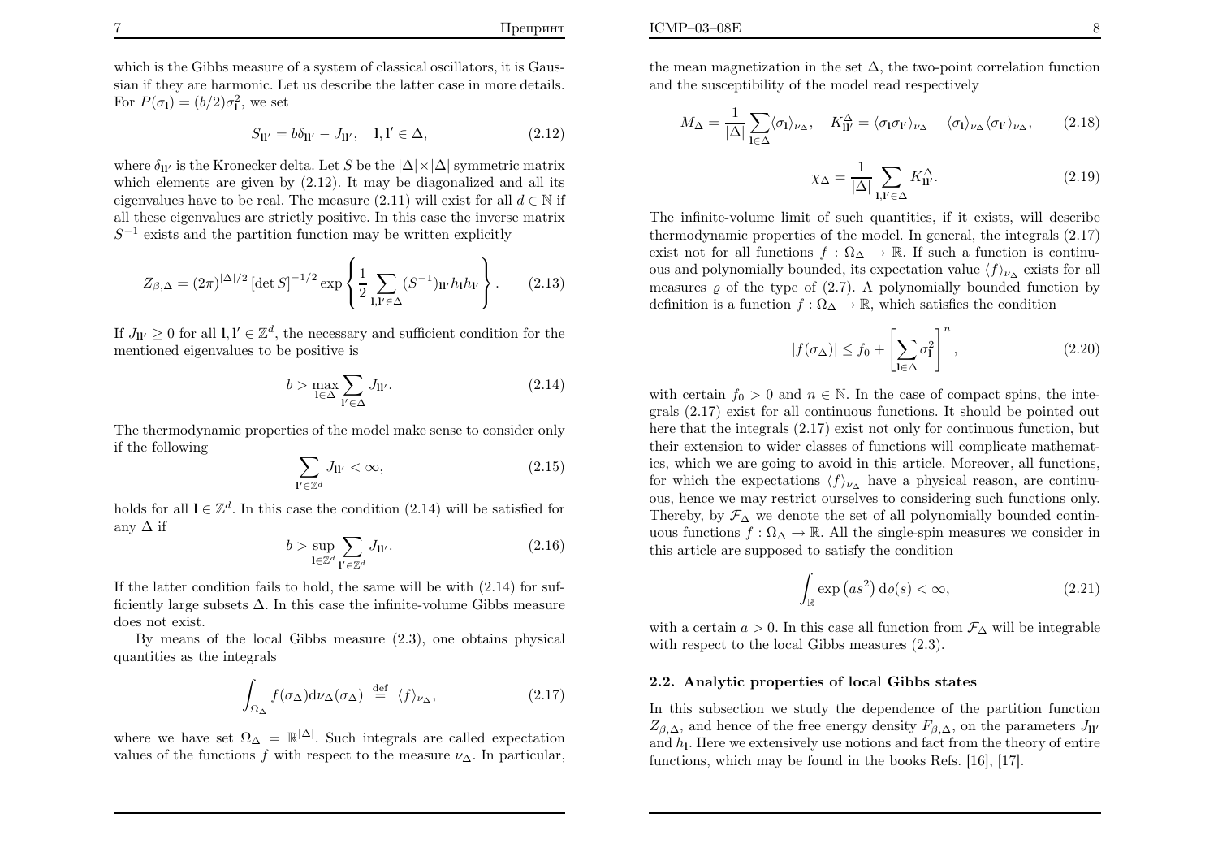which is the Gibbs measure of a system of classical oscillators, it is Gaussian if they are harmonic. Let us describe the latter case in more details. For $P(\sigma_{\mathbf{l}}) = (b/2)\sigma_{\mathbf{l}}^2$, we set

$$S_{\mathbf{l}\mathbf{l}'} = b\delta_{\mathbf{l}\mathbf{l}'} - J_{\mathbf{l}\mathbf{l}'}, \quad \mathbf{l}, \mathbf{l}' \in \Delta, \tag{2.12}$$

where $\delta_{\mathbf{l}\mathbf{l}'}$ is the Kronecker delta. Let $S$ be the $|\Delta|\times|\Delta|$ symmetric matrix which elements are given by (2.12). It may be diagonalized and all its eigenvalues have to be real. The measure (2.11) will exist for all $d \in \mathbb{N}$ if all these eigenvalues are strictly positive. In this case the inverse matrix $S^{-1}$ exists and the partition function may be written explicitly

$$Z_{\beta,\Delta} = (2\pi)^{|\Delta|/2} \left[\det S\right]^{-1/2} \exp\left\{ \frac{1}{2} \sum_{\mathbf{l},\mathbf{l}' \in \Delta} (S^{-1})_{\mathbf{l}\mathbf{l}'} h_{\mathbf{l}} h_{\mathbf{l}'} \right\}. \tag{2.13}$$

If $J_{\mathbf{l}\mathbf{l}'} \geq 0$ for all $\mathbf{l}, \mathbf{l}' \in \mathbb{Z}^d$, the necessary and sufficient condition for the mentioned eigenvalues to be positive is

$$b > \max_{\mathbf{l}\in\Delta} \sum_{\mathbf{l}'\in\Delta} J_{\mathbf{l}\mathbf{l}'}. \tag{2.14}$$

The thermodynamic properties of the model make sense to consider only if the following

$$\sum_{\mathbf{l}'\in\mathbb{Z}^d} J_{\mathbf{l}\mathbf{l}'} < \infty, \tag{2.15}$$

holds for all $\mathbf{l} \in \mathbb{Z}^d$. In this case the condition (2.14) will be satisfied for any $\Delta$ if

$$b > \sup_{\mathbf{l}\in\mathbb{Z}^d} \sum_{\mathbf{l}'\in\mathbb{Z}^d} J_{\mathbf{l}\mathbf{l}'}. \tag{2.16}$$

If the latter condition fails to hold, the same will be with (2.14) for sufficiently large subsets $\Delta$. In this case the infinite-volume Gibbs measure does not exist.

By means of the local Gibbs measure (2.3), one obtains physical quantities as the integrals

$$\int_{\Omega_\Delta} f(\sigma_\Delta) \mathrm{d}\nu_\Delta(\sigma_\Delta) \stackrel{\text{def}}{=} \langle f \rangle_{\nu_\Delta}, \tag{2.17}$$

where we have set $\Omega_\Delta = \mathbb{R}^{|\Delta|}$. Such integrals are called expectation values of the functions $f$ with respect to the measure $\nu_\Delta$. In particular, the mean magnetization in the set $\Delta$, the two-point correlation function and the susceptibility of the model read respectively

$$M_\Delta = \frac{1}{|\Delta|} \sum_{\mathbf{l}\in\Delta} \langle \sigma_{\mathbf{l}} \rangle_{\nu_\Delta}, \quad K^\Delta_{\mathbf{l}\mathbf{l}'} = \langle \sigma_{\mathbf{l}} \sigma_{\mathbf{l}'} \rangle_{\nu_\Delta} - \langle \sigma_{\mathbf{l}} \rangle_{\nu_\Delta} \langle \sigma_{\mathbf{l}'} \rangle_{\nu_\Delta}, \tag{2.18}$$

$$\chi_\Delta = \frac{1}{|\Delta|} \sum_{\mathbf{l},\mathbf{l}'\in\Delta} K^\Delta_{\mathbf{l}\mathbf{l}'}. \tag{2.19}$$

The infinite-volume limit of such quantities, if it exists, will describe thermodynamic properties of the model. In general, the integrals (2.17) exist not for all functions $f : \Omega_\Delta \to \mathbb{R}$. If such a function is continuous and polynomially bounded, its expectation value $\langle f \rangle_{\nu_\Delta}$ exists for all measures $\varrho$ of the type of (2.7). A polynomially bounded function by definition is a function $f : \Omega_\Delta \to \mathbb{R}$, which satisfies the condition

$$|f(\sigma_\Delta)| \leq f_0 + \left[ \sum_{\mathbf{l}\in\Delta} \sigma_{\mathbf{l}}^2 \right]^n, \tag{2.20}$$

with certain $f_0 > 0$ and $n \in \mathbb{N}$. In the case of compact spins, the integrals (2.17) exist for all continuous functions. It should be pointed out here that the integrals (2.17) exist not only for continuous function, but their extension to wider classes of functions will complicate mathematics, which we are going to avoid in this article. Moreover, all functions, for which the expectations $\langle f \rangle_{\nu_\Delta}$ have a physical reason, are continuous, hence we may restrict ourselves to considering such functions only. Thereby, by $\mathcal{F}_\Delta$ we denote the set of all polynomially bounded continuous functions $f : \Omega_\Delta \to \mathbb{R}$. All the single-spin measures we consider in this article are supposed to satisfy the condition

$$\int_{\mathbb{R}} \exp\left(as^2\right) \mathrm{d}\varrho(s) < \infty, \tag{2.21}$$

with a certain $a > 0$. In this case all function from $\mathcal{F}_\Delta$ will be integrable with respect to the local Gibbs measures (2.3).

### 2.2. Analytic properties of local Gibbs states

In this subsection we study the dependence of the partition function $Z_{\beta,\Delta}$, and hence of the free energy density $F_{\beta,\Delta}$, on the parameters $J_{\mathbf{l}\mathbf{l}'}$ and $h_{\mathbf{l}}$. Here we extensively use notions and fact from the theory of entire functions, which may be found in the books Refs. [16], [17].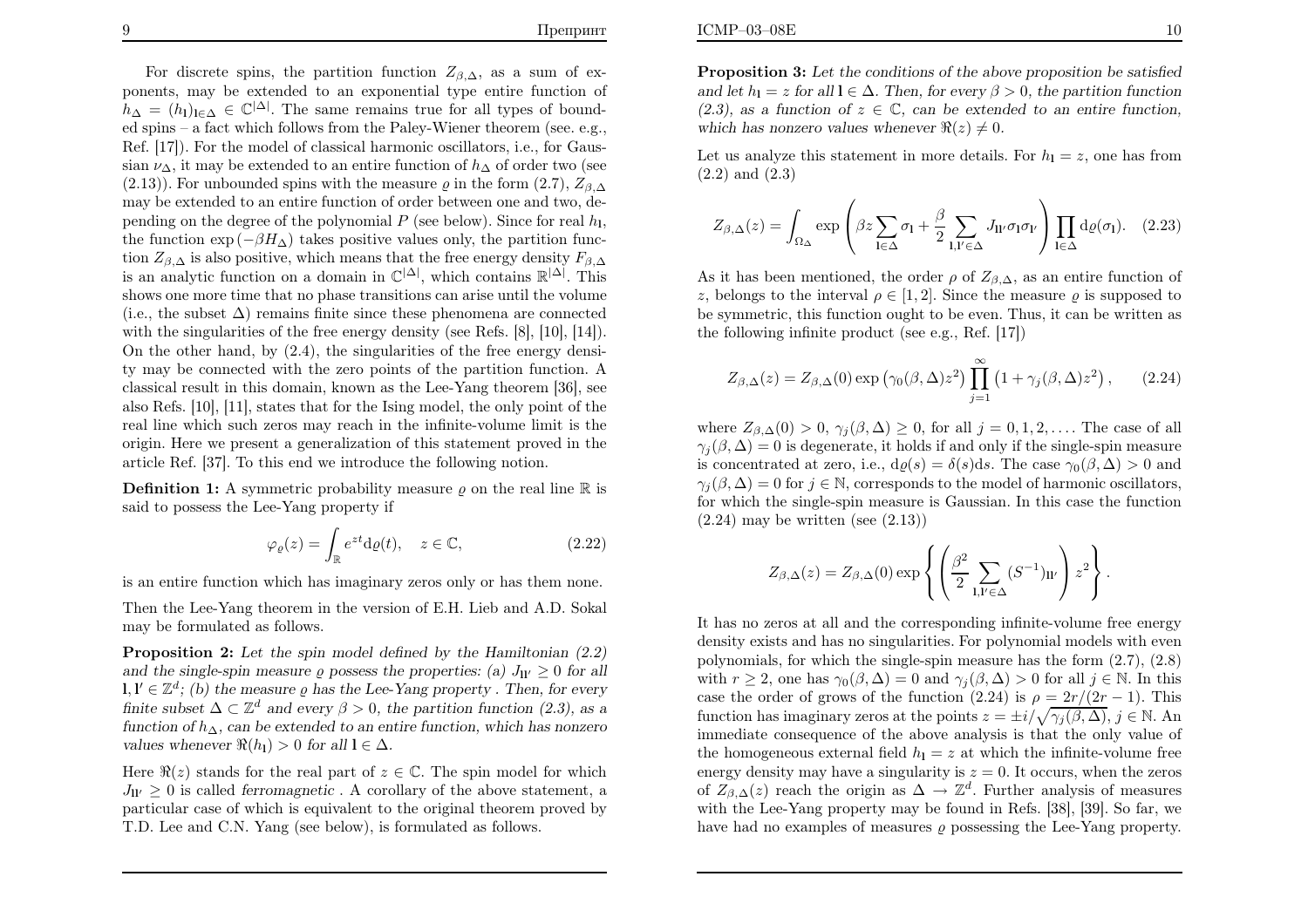For discrete spins, the partition function $Z_{\beta,\Delta}$, as a sum of exponents, may be extended to an exponential type entire function of $h_\Delta = (h_{\mathbf{l}})_{\mathbf{l}\in\Delta} \in \mathbb{C}^{|\Delta|}$. The same remains true for all types of bounded spins – a fact which follows from the Paley-Wiener theorem (see. e.g., Ref. [17]). For the model of classical harmonic oscillators, i.e., for Gaussian $\nu_\Delta$, it may be extended to an entire function of $h_\Delta$ of order two (see (2.13)). For unbounded spins with the measure $\varrho$ in the form (2.7), $Z_{\beta,\Delta}$ may be extended to an entire function of order between one and two, depending on the degree of the polynomial $P$ (see below). Since for real $h_{\mathbf{l}}$, the function $\exp(-\beta H_\Delta)$ takes positive values only, the partition function $Z_{\beta,\Delta}$ is also positive, which means that the free energy density $F_{\beta,\Delta}$ is an analytic function on a domain in $\mathbb{C}^{|\Delta|}$, which contains $\mathbb{R}^{|\Delta|}$. This shows one more time that no phase transitions can arise until the volume (i.e., the subset $\Delta$) remains finite since these phenomena are connected with the singularities of the free energy density (see Refs. [8], [10], [14]). On the other hand, by (2.4), the singularities of the free energy density may be connected with the zero points of the partition function. A classical result in this domain, known as the Lee-Yang theorem [36], see also Refs. [10], [11], states that for the Ising model, the only point of the real line which such zeros may reach in the infinite-volume limit is the origin. Here we present a generalization of this statement proved in the article Ref. [37]. To this end we introduce the following notion.

**Definition 1:** A symmetric probability measure $\varrho$ on the real line $\mathbb{R}$ is said to possess the Lee-Yang property if

$$\varphi_\varrho(z) = \int_{\mathbb{R}} e^{zt} d\varrho(t), \quad z \in \mathbb{C}, \tag{2.22}$$

is an entire function which has imaginary zeros only or has them none.

Then the Lee-Yang theorem in the version of E.H. Lieb and A.D. Sokal may be formulated as follows.

**Proposition 2:** *Let the spin model defined by the Hamiltonian (2.2) and the single-spin measure $\varrho$ possess the properties: (a) $J_{\mathbf{l}\mathbf{l}'} \geq 0$ for all $\mathbf{l}, \mathbf{l}' \in \mathbb{Z}^d$; (b) the measure $\varrho$ has the Lee-Yang property . Then, for every finite subset $\Delta \subset \mathbb{Z}^d$ and every $\beta > 0$, the partition function (2.3), as a function of $h_\Delta$, can be extended to an entire function, which has nonzero values whenever $\Re(h_{\mathbf{l}}) > 0$ for all $\mathbf{l} \in \Delta$.*

Here $\Re(z)$ stands for the real part of $z \in \mathbb{C}$. The spin model for which $J_{\mathbf{l}\mathbf{l}'} \geq 0$ is called *ferromagnetic* . A corollary of the above statement, a particular case of which is equivalent to the original theorem proved by T.D. Lee and C.N. Yang (see below), is formulated as follows.

**Proposition 3:** *Let the conditions of the above proposition be satisfied and let $h_{\mathbf{l}} = z$ for all $\mathbf{l} \in \Delta$. Then, for every $\beta > 0$, the partition function (2.3), as a function of $z \in \mathbb{C}$, can be extended to an entire function, which has nonzero values whenever $\Re(z) \neq 0$.*

Let us analyze this statement in more details. For $h_{\mathbf{l}} = z$, one has from (2.2) and (2.3)

$$Z_{\beta,\Delta}(z) = \int_{\Omega_\Delta} \exp\left(\beta z \sum_{\mathbf{l}\in\Delta} \sigma_{\mathbf{l}} + \frac{\beta}{2} \sum_{\mathbf{l},\mathbf{l}'\in\Delta} J_{\mathbf{l}\mathbf{l}'} \sigma_{\mathbf{l}} \sigma_{\mathbf{l}'}\right) \prod_{\mathbf{l}\in\Delta} d\varrho(\sigma_{\mathbf{l}}). \tag{2.23}$$

As it has been mentioned, the order $\rho$ of $Z_{\beta,\Delta}$, as an entire function of $z$, belongs to the interval $\rho \in [1, 2]$. Since the measure $\varrho$ is supposed to be symmetric, this function ought to be even. Thus, it can be written as the following infinite product (see e.g., Ref. [17])

$$Z_{\beta,\Delta}(z) = Z_{\beta,\Delta}(0) \exp\left(\gamma_0(\beta,\Delta) z^2\right) \prod_{j=1}^{\infty} \left(1 + \gamma_j(\beta,\Delta) z^2\right), \tag{2.24}$$

where $Z_{\beta,\Delta}(0) > 0$, $\gamma_j(\beta,\Delta) \geq 0$, for all $j = 0, 1, 2, \ldots$. The case of all $\gamma_j(\beta,\Delta) = 0$ is degenerate, it holds if and only if the single-spin measure is concentrated at zero, i.e., $d\varrho(s) = \delta(s)ds$. The case $\gamma_0(\beta,\Delta) > 0$ and $\gamma_j(\beta,\Delta) = 0$ for $j \in \mathbb{N}$, corresponds to the model of harmonic oscillators, for which the single-spin measure is Gaussian. In this case the function (2.24) may be written (see (2.13))

$$Z_{\beta,\Delta}(z) = Z_{\beta,\Delta}(0) \exp\left\{\left(\frac{\beta^2}{2} \sum_{\mathbf{l},\mathbf{l}'\in\Delta} (S^{-1})_{\mathbf{l}\mathbf{l}'}\right) z^2\right\}.$$

It has no zeros at all and the corresponding infinite-volume free energy density exists and has no singularities. For polynomial models with even polynomials, for which the single-spin measure has the form (2.7), (2.8) with $r \geq 2$, one has $\gamma_0(\beta,\Delta) = 0$ and $\gamma_j(\beta,\Delta) > 0$ for all $j \in \mathbb{N}$. In this case the order of grows of the function (2.24) is $\rho = 2r/(2r-1)$. This function has imaginary zeros at the points $z = \pm i/\sqrt{\gamma_j(\beta,\Delta)}$, $j \in \mathbb{N}$. An immediate consequence of the above analysis is that the only value of the homogeneous external field $h_{\mathbf{l}} = z$ at which the infinite-volume free energy density may have a singularity is $z = 0$. It occurs, when the zeros of $Z_{\beta,\Delta}(z)$ reach the origin as $\Delta \to \mathbb{Z}^d$. Further analysis of measures with the Lee-Yang property may be found in Refs. [38], [39]. So far, we have had no examples of measures $\varrho$ possessing the Lee-Yang property.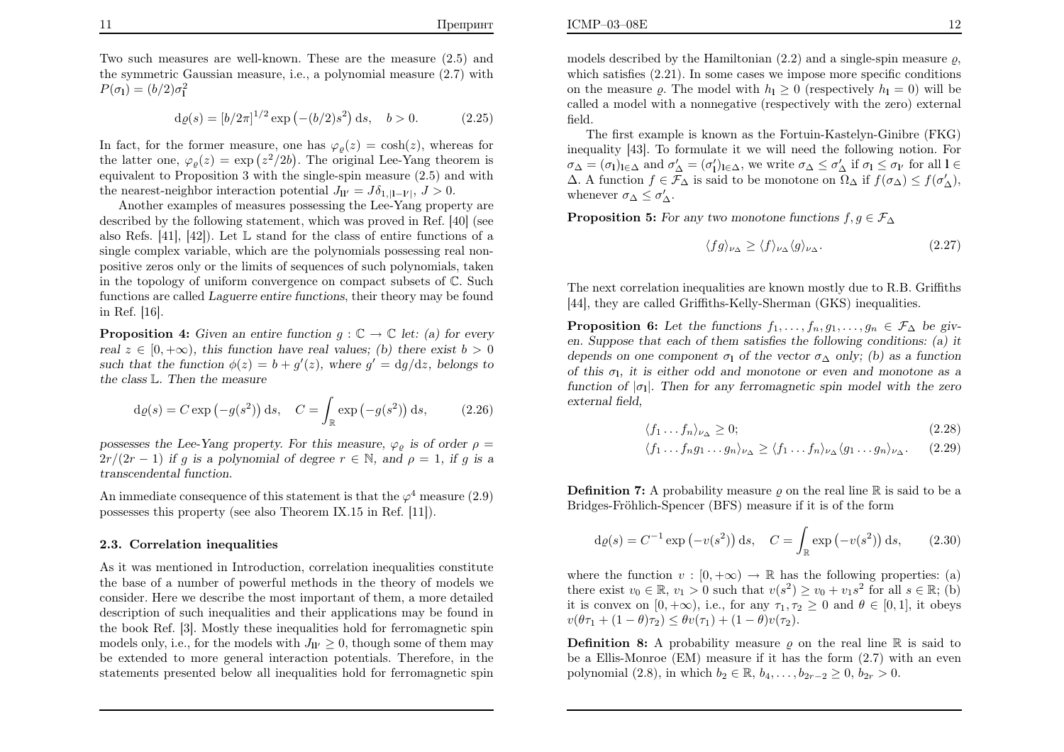Two such measures are well-known. These are the measure (2.5) and the symmetric Gaussian measure, i.e., a polynomial measure (2.7) with $P(\sigma_{\mathbf{l}}) = (b/2)\sigma_{\mathbf{l}}^2$

$$\mathrm{d}\varrho(s) = [b/2\pi]^{1/2} \exp\left(-(b/2)s^2\right) \mathrm{d}s, \quad b > 0. \tag{2.25}$$

In fact, for the former measure, one has $\varphi_\varrho(z) = \cosh(z)$, whereas for the latter one, $\varphi_\varrho(z) = \exp\left(z^2/2b\right)$. The original Lee-Yang theorem is equivalent to Proposition 3 with the single-spin measure (2.5) and with the nearest-neighbor interaction potential $J_{\mathbf{l}\mathbf{l}'} = J\delta_{1,|\mathbf{l}-\mathbf{l}'|}$, $J > 0$.

Another examples of measures possessing the Lee-Yang property are described by the following statement, which was proved in Ref. [40] (see also Refs. [41], [42]). Let $\mathbb{L}$ stand for the class of entire functions of a single complex variable, which are the polynomials possessing real nonpositive zeros only or the limits of sequences of such polynomials, taken in the topology of uniform convergence on compact subsets of $\mathbb{C}$. Such functions are called *Laguerre entire functions*, their theory may be found in Ref. [16].

**Proposition 4:** *Given an entire function $g : \mathbb{C} \to \mathbb{C}$ let: (a) for every real $z \in [0, +\infty)$, this function have real values; (b) there exist $b > 0$ such that the function $\phi(z) = b + g'(z)$, where $g' = \mathrm{d}g/\mathrm{d}z$, belongs to the class $\mathbb{L}$. Then the measure*

$$\mathrm{d}\varrho(s) = C \exp\left(-g(s^2)\right) \mathrm{d}s, \quad C = \int_{\mathbb{R}} \exp\left(-g(s^2)\right) \mathrm{d}s, \tag{2.26}$$

*possesses the Lee-Yang property. For this measure, $\varphi_\varrho$ is of order $\rho = 2r/(2r-1)$ if $g$ is a polynomial of degree $r \in \mathbb{N}$, and $\rho = 1$, if $g$ is a transcendental function.*

An immediate consequence of this statement is that the $\varphi^4$ measure (2.9) possesses this property (see also Theorem IX.15 in Ref. [11]).

### 2.3. Correlation inequalities

As it was mentioned in Introduction, correlation inequalities constitute the base of a number of powerful methods in the theory of models we consider. Here we describe the most important of them, a more detailed description of such inequalities and their applications may be found in the book Ref. [3]. Mostly these inequalities hold for ferromagnetic spin models only, i.e., for the models with $J_{\mathbf{l}\mathbf{l}'} \geq 0$, though some of them may be extended to more general interaction potentials. Therefore, in the statements presented below all inequalities hold for ferromagnetic spin models described by the Hamiltonian (2.2) and a single-spin measure $\varrho$, which satisfies (2.21). In some cases we impose more specific conditions on the measure $\varrho$. The model with $h_{\mathbf{l}} \geq 0$ (respectively $h_{\mathbf{l}} = 0$) will be called a model with a nonnegative (respectively with the zero) external field.

The first example is known as the Fortuin-Kastelyn-Ginibre (FKG) inequality [43]. To formulate it we will need the following notion. For $\sigma_\Delta = (\sigma_{\mathbf{l}})_{\mathbf{l}\in\Delta}$ and $\sigma'_\Delta = (\sigma'_{\mathbf{l}})_{\mathbf{l}\in\Delta}$, we write $\sigma_\Delta \leq \sigma'_\Delta$ if $\sigma_{\mathbf{l}} \leq \sigma_{\mathbf{l}'}$ for all $\mathbf{l} \in \Delta$. A function $f \in \mathcal{F}_\Delta$ is said to be monotone on $\Omega_\Delta$ if $f(\sigma_\Delta) \leq f(\sigma'_\Delta)$, whenever $\sigma_\Delta \leq \sigma'_\Delta$.

**Proposition 5:** *For any two monotone functions $f, g \in \mathcal{F}_\Delta$*

$$\langle fg \rangle_{\nu_\Delta} \geq \langle f \rangle_{\nu_\Delta} \langle g \rangle_{\nu_\Delta}. \tag{2.27}$$

The next correlation inequalities are known mostly due to R.B. Griffiths [44], they are called Griffiths-Kelly-Sherman (GKS) inequalities.

**Proposition 6:** *Let the functions $f_1, \ldots, f_n, g_1, \ldots, g_n \in \mathcal{F}_\Delta$ be given. Suppose that each of them satisfies the following conditions: (a) it depends on one component $\sigma_{\mathbf{l}}$ of the vector $\sigma_\Delta$ only; (b) as a function of this $\sigma_{\mathbf{l}}$, it is either odd and monotone or even and monotone as a function of $|\sigma_{\mathbf{l}}|$. Then for any ferromagnetic spin model with the zero external field,*

$$\langle f_1 \ldots f_n \rangle_{\nu_\Delta} \geq 0; \tag{2.28}$$

$$\langle f_1 \ldots f_n g_1 \ldots g_n \rangle_{\nu_\Delta} \geq \langle f_1 \ldots f_n \rangle_{\nu_\Delta} \langle g_1 \ldots g_n \rangle_{\nu_\Delta}. \tag{2.29}$$

**Definition 7:** A probability measure $\varrho$ on the real line $\mathbb{R}$ is said to be a Bridges-Fröhlich-Spencer (BFS) measure if it is of the form

$$\mathrm{d}\varrho(s) = C^{-1} \exp\left(-v(s^2)\right) \mathrm{d}s, \quad C = \int_{\mathbb{R}} \exp\left(-v(s^2)\right) \mathrm{d}s, \tag{2.30}$$

where the function $v : [0, +\infty) \to \mathbb{R}$ has the following properties: (a) there exist $v_0 \in \mathbb{R}$, $v_1 > 0$ such that $v(s^2) \geq v_0 + v_1 s^2$ for all $s \in \mathbb{R}$; (b) it is convex on $[0, +\infty)$, i.e., for any $\tau_1, \tau_2 \geq 0$ and $\theta \in [0, 1]$, it obeys $v(\theta\tau_1 + (1-\theta)\tau_2) \leq \theta v(\tau_1) + (1-\theta) v(\tau_2)$.

**Definition 8:** A probability measure $\varrho$ on the real line $\mathbb{R}$ is said to be a Ellis-Monroe (EM) measure if it has the form (2.7) with an even polynomial (2.8), in which $b_2 \in \mathbb{R}$, $b_4, \ldots, b_{2r-2} \geq 0$, $b_{2r} > 0$.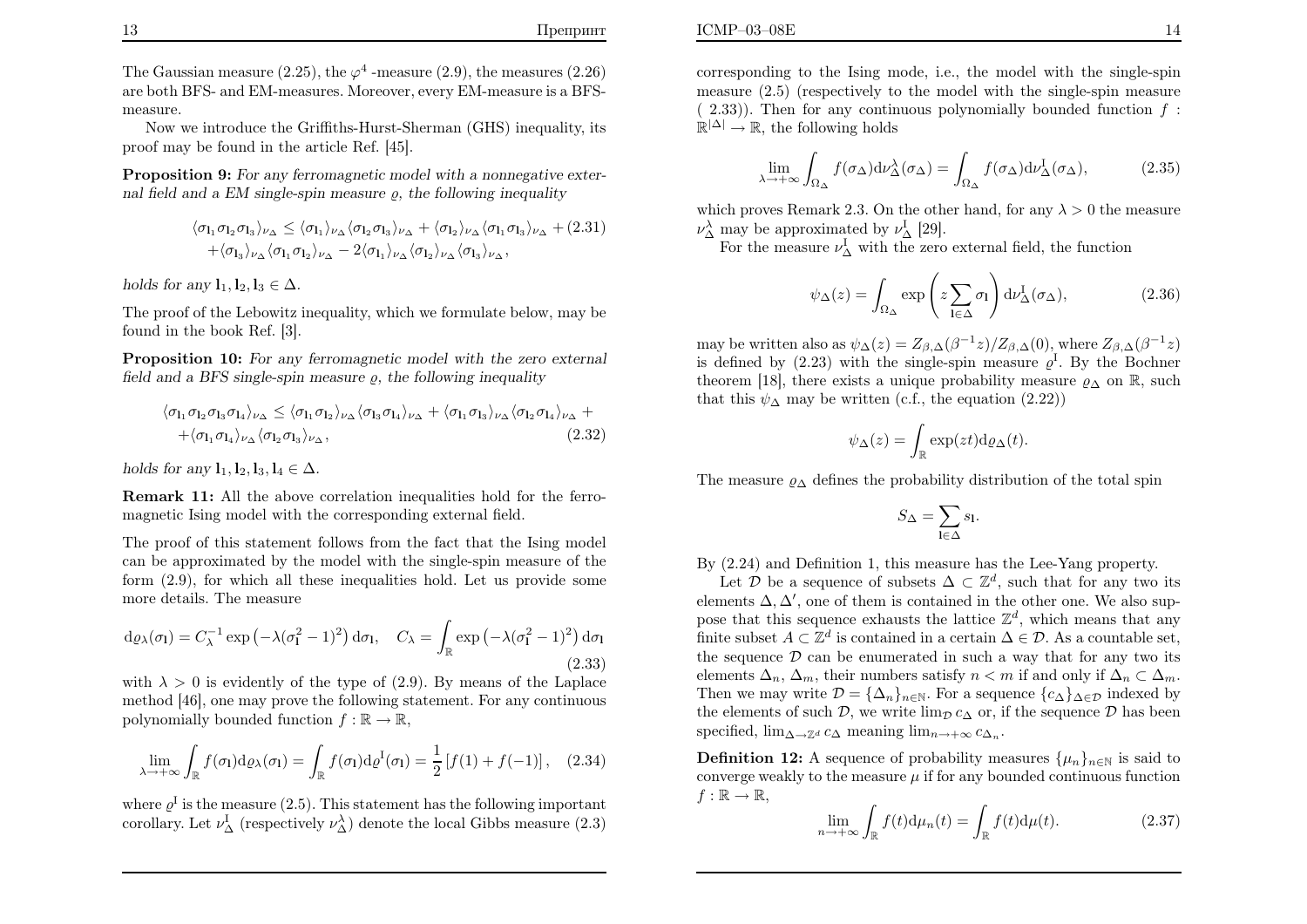The Gaussian measure (2.25), the $\varphi^4$ -measure (2.9), the measures (2.26) are both BFS- and EM-measures. Moreover, every EM-measure is a BFS-measure.

Now we introduce the Griffiths-Hurst-Sherman (GHS) inequality, its proof may be found in the article Ref. [45].

**Proposition 9:** *For any ferromagnetic model with a nonnegative external field and a EM single-spin measure $\varrho$, the following inequality*

$$\begin{aligned}\langle \sigma_{\mathbf{l}_1}\sigma_{\mathbf{l}_2}\sigma_{\mathbf{l}_3}\rangle_{\nu_\Delta} \leq \langle \sigma_{\mathbf{l}_1}\rangle_{\nu_\Delta}\langle \sigma_{\mathbf{l}_2}\sigma_{\mathbf{l}_3}\rangle_{\nu_\Delta} + \langle \sigma_{\mathbf{l}_2}\rangle_{\nu_\Delta}\langle \sigma_{\mathbf{l}_1}\sigma_{\mathbf{l}_3}\rangle_{\nu_\Delta} + \\ +\langle \sigma_{\mathbf{l}_3}\rangle_{\nu_\Delta}\langle \sigma_{\mathbf{l}_1}\sigma_{\mathbf{l}_2}\rangle_{\nu_\Delta} - 2\langle \sigma_{\mathbf{l}_1}\rangle_{\nu_\Delta}\langle \sigma_{\mathbf{l}_2}\rangle_{\nu_\Delta}\langle \sigma_{\mathbf{l}_3}\rangle_{\nu_\Delta},\end{aligned} \quad (2.31)$$

*holds for any $\mathbf{l}_1, \mathbf{l}_2, \mathbf{l}_3 \in \Delta$.*

The proof of the Lebowitz inequality, which we formulate below, may be found in the book Ref. [3].

**Proposition 10:** *For any ferromagnetic model with the zero external field and a BFS single-spin measure $\varrho$, the following inequality*

$$\begin{aligned}\langle \sigma_{\mathbf{l}_1}\sigma_{\mathbf{l}_2}\sigma_{\mathbf{l}_3}\sigma_{\mathbf{l}_4}\rangle_{\nu_\Delta} \leq \langle \sigma_{\mathbf{l}_1}\sigma_{\mathbf{l}_2}\rangle_{\nu_\Delta}\langle \sigma_{\mathbf{l}_3}\sigma_{\mathbf{l}_4}\rangle_{\nu_\Delta} + \langle \sigma_{\mathbf{l}_1}\sigma_{\mathbf{l}_3}\rangle_{\nu_\Delta}\langle \sigma_{\mathbf{l}_2}\sigma_{\mathbf{l}_4}\rangle_{\nu_\Delta} + \\ +\langle \sigma_{\mathbf{l}_1}\sigma_{\mathbf{l}_4}\rangle_{\nu_\Delta}\langle \sigma_{\mathbf{l}_2}\sigma_{\mathbf{l}_3}\rangle_{\nu_\Delta},\end{aligned} \quad (2.32)$$

*holds for any $\mathbf{l}_1, \mathbf{l}_2, \mathbf{l}_3, \mathbf{l}_4 \in \Delta$.*

**Remark 11:** All the above correlation inequalities hold for the ferromagnetic Ising model with the corresponding external field.

The proof of this statement follows from the fact that the Ising model can be approximated by the model with the single-spin measure of the form (2.9), for which all these inequalities hold. Let us provide some more details. The measure

$$\mathrm{d}\varrho_\lambda(\sigma_{\mathbf{l}}) = C_\lambda^{-1}\exp\left(-\lambda(\sigma_{\mathbf{l}}^2-1)^2\right)\mathrm{d}\sigma_{\mathbf{l}}, \quad C_\lambda = \int_{\mathbb{R}}\exp\left(-\lambda(\sigma_{\mathbf{l}}^2-1)^2\right)\mathrm{d}\sigma_{\mathbf{l}} \quad (2.33)$$

with $\lambda > 0$ is evidently of the type of (2.9). By means of the Laplace method [46], one may prove the following statement. For any continuous polynomially bounded function $f : \mathbb{R} \to \mathbb{R}$,

$$\lim_{\lambda\to+\infty}\int_{\mathbb{R}} f(\sigma_{\mathbf{l}})\mathrm{d}\varrho_\lambda(\sigma_{\mathbf{l}}) = \int_{\mathbb{R}} f(\sigma_{\mathbf{l}})\mathrm{d}\varrho^{\mathrm{I}}(\sigma_{\mathbf{l}}) = \frac{1}{2}\left[f(1)+f(-1)\right], \quad (2.34)$$

where $\varrho^{\mathrm{I}}$ is the measure (2.5). This statement has the following important corollary. Let $\nu_\Delta^{\mathrm{I}}$ (respectively $\nu_\Delta^\lambda$) denote the local Gibbs measure (2.3) corresponding to the Ising mode, i.e., the model with the single-spin measure (2.5) (respectively to the model with the single-spin measure ( 2.33)). Then for any continuous polynomially bounded function $f : \mathbb{R}^{|\Delta|} \to \mathbb{R}$, the following holds

$$\lim_{\lambda\to+\infty}\int_{\Omega_\Delta} f(\sigma_\Delta)\mathrm{d}\nu_\Delta^\lambda(\sigma_\Delta) = \int_{\Omega_\Delta} f(\sigma_\Delta)\mathrm{d}\nu_\Delta^{\mathrm{I}}(\sigma_\Delta), \quad (2.35)$$

which proves Remark 2.3. On the other hand, for any $\lambda > 0$ the measure $\nu_\Delta^\lambda$ may be approximated by $\nu_\Delta^{\mathrm{I}}$ [29].

For the measure $\nu_\Delta^{\mathrm{I}}$ with the zero external field, the function

$$\psi_\Delta(z) = \int_{\Omega_\Delta}\exp\left(z\sum_{\mathbf{l}\in\Delta}\sigma_{\mathbf{l}}\right)\mathrm{d}\nu_\Delta^{\mathrm{I}}(\sigma_\Delta), \quad (2.36)$$

may be written also as $\psi_\Delta(z) = Z_{\beta,\Delta}(\beta^{-1}z)/Z_{\beta,\Delta}(0)$, where $Z_{\beta,\Delta}(\beta^{-1}z)$ is defined by (2.23) with the single-spin measure $\varrho^{\mathrm{I}}$. By the Bochner theorem [18], there exists a unique probability measure $\varrho_\Delta$ on $\mathbb{R}$, such that this $\psi_\Delta$ may be written (c.f., the equation (2.22))

$$\psi_\Delta(z) = \int_{\mathbb{R}}\exp(zt)\mathrm{d}\varrho_\Delta(t).$$

The measure $\varrho_\Delta$ defines the probability distribution of the total spin

$$S_\Delta = \sum_{\mathbf{l}\in\Delta} s_{\mathbf{l}}.$$

By (2.24) and Definition 1, this measure has the Lee-Yang property.

Let $\mathcal{D}$ be a sequence of subsets $\Delta \subset \mathbb{Z}^d$, such that for any two its elements $\Delta, \Delta'$, one of them is contained in the other one. We also suppose that this sequence exhausts the lattice $\mathbb{Z}^d$, which means that any finite subset $A \subset \mathbb{Z}^d$ is contained in a certain $\Delta \in \mathcal{D}$. As a countable set, the sequence $\mathcal{D}$ can be enumerated in such a way that for any two its elements $\Delta_n$, $\Delta_m$, their numbers satisfy $n < m$ if and only if $\Delta_n \subset \Delta_m$. Then we may write $\mathcal{D} = \{\Delta_n\}_{n\in\mathbb{N}}$. For a sequence $\{c_\Delta\}_{\Delta\in\mathcal{D}}$ indexed by the elements of such $\mathcal{D}$, we write $\lim_{\mathcal{D}} c_\Delta$ or, if the sequence $\mathcal{D}$ has been specified, $\lim_{\Delta\to\mathbb{Z}^d} c_\Delta$ meaning $\lim_{n\to+\infty} c_{\Delta_n}$.

**Definition 12:** A sequence of probability measures $\{\mu_n\}_{n\in\mathbb{N}}$ is said to converge weakly to the measure $\mu$ if for any bounded continuous function $f : \mathbb{R} \to \mathbb{R}$,

$$\lim_{n\to+\infty}\int_{\mathbb{R}} f(t)\mathrm{d}\mu_n(t) = \int_{\mathbb{R}} f(t)\mathrm{d}\mu(t). \quad (2.37)$$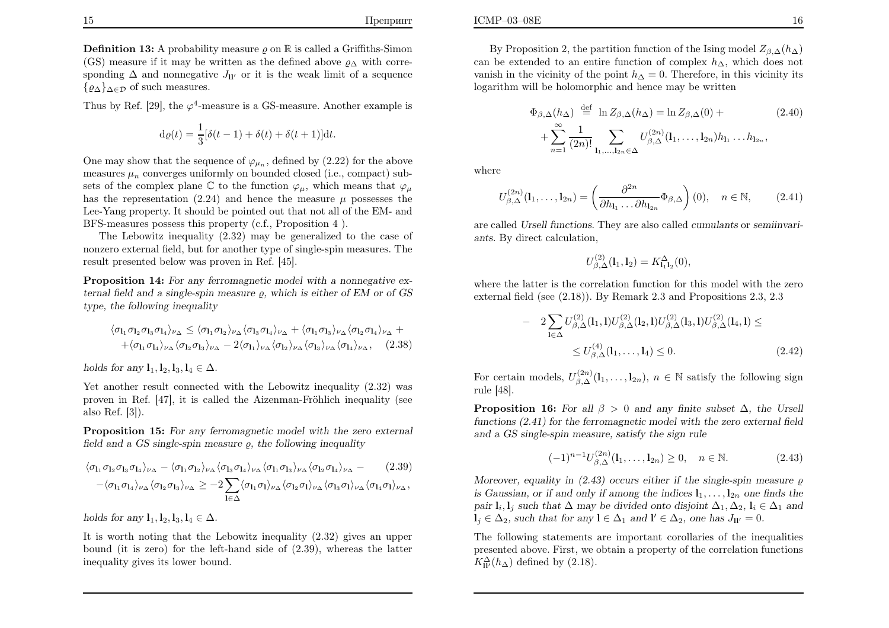**Definition 13:** A probability measure $\varrho$ on $\mathbb{R}$ is called a Griffiths-Simon (GS) measure if it may be written as the defined above $\varrho_\Delta$ with corresponding $\Delta$ and nonnegative $J_{\mathbf{l}\mathbf{l}'}$ or it is the weak limit of a sequence $\{\varrho_\Delta\}_{\Delta \in \mathcal{D}}$ of such measures.

Thus by Ref. [29], the $\varphi^4$-measure is a GS-measure. Another example is

$$\mathrm{d}\varrho(t) = \frac{1}{3}[\delta(t-1) + \delta(t) + \delta(t+1)]\mathrm{d}t.$$

One may show that the sequence of $\varphi_{\mu_n}$, defined by (2.22) for the above measures $\mu_n$ converges uniformly on bounded closed (i.e., compact) subsets of the complex plane $\mathbb{C}$ to the function $\varphi_\mu$, which means that $\varphi_\mu$ has the representation (2.24) and hence the measure $\mu$ possesses the Lee-Yang property. It should be pointed out that not all of the EM- and BFS-measures possess this property (c.f., Proposition 4 ).

The Lebowitz inequality (2.32) may be generalized to the case of nonzero external field, but for another type of single-spin measures. The result presented below was proven in Ref. [45].

**Proposition 14:** *For any ferromagnetic model with a nonnegative external field and a single-spin measure $\varrho$, which is either of EM or of GS type, the following inequality*

$$\begin{aligned}\langle \sigma_{\mathbf{l}_1}\sigma_{\mathbf{l}_2}\sigma_{\mathbf{l}_3}\sigma_{\mathbf{l}_4}\rangle_{\nu_\Delta} \leq \langle \sigma_{\mathbf{l}_1}\sigma_{\mathbf{l}_2}\rangle_{\nu_\Delta}\langle \sigma_{\mathbf{l}_3}\sigma_{\mathbf{l}_4}\rangle_{\nu_\Delta} + \langle \sigma_{\mathbf{l}_1}\sigma_{\mathbf{l}_3}\rangle_{\nu_\Delta}\langle \sigma_{\mathbf{l}_2}\sigma_{\mathbf{l}_4}\rangle_{\nu_\Delta} + \\ + \langle \sigma_{\mathbf{l}_1}\sigma_{\mathbf{l}_4}\rangle_{\nu_\Delta}\langle \sigma_{\mathbf{l}_2}\sigma_{\mathbf{l}_3}\rangle_{\nu_\Delta} - 2\langle \sigma_{\mathbf{l}_1}\rangle_{\nu_\Delta}\langle \sigma_{\mathbf{l}_2}\rangle_{\nu_\Delta}\langle \sigma_{\mathbf{l}_3}\rangle_{\nu_\Delta}\langle \sigma_{\mathbf{l}_4}\rangle_{\nu_\Delta}, \quad (2.38)\end{aligned}$$

*holds for any $\mathbf{l}_1, \mathbf{l}_2, \mathbf{l}_3, \mathbf{l}_4 \in \Delta$.*

Yet another result connected with the Lebowitz inequality (2.32) was proven in Ref. [47], it is called the Aizenman-Fröhlich inequality (see also Ref. [3]).

**Proposition 15:** *For any ferromagnetic model with the zero external field and a GS single-spin measure $\varrho$, the following inequality*

$$\begin{aligned}\langle \sigma_{\mathbf{l}_1}\sigma_{\mathbf{l}_2}\sigma_{\mathbf{l}_3}\sigma_{\mathbf{l}_4}\rangle_{\nu_\Delta} - \langle \sigma_{\mathbf{l}_1}\sigma_{\mathbf{l}_2}\rangle_{\nu_\Delta}\langle \sigma_{\mathbf{l}_3}\sigma_{\mathbf{l}_4}\rangle_{\nu_\Delta}\langle \sigma_{\mathbf{l}_1}\sigma_{\mathbf{l}_3}\rangle_{\nu_\Delta}\langle \sigma_{\mathbf{l}_2}\sigma_{\mathbf{l}_4}\rangle_{\nu_\Delta} - \quad (2.39) \\ -\langle \sigma_{\mathbf{l}_1}\sigma_{\mathbf{l}_4}\rangle_{\nu_\Delta}\langle \sigma_{\mathbf{l}_2}\sigma_{\mathbf{l}_3}\rangle_{\nu_\Delta} \geq -2\sum_{\mathbf{l}\in\Delta}\langle \sigma_{\mathbf{l}_1}\sigma_{\mathbf{l}}\rangle_{\nu_\Delta}\langle \sigma_{\mathbf{l}_2}\sigma_{\mathbf{l}}\rangle_{\nu_\Delta}\langle \sigma_{\mathbf{l}_3}\sigma_{\mathbf{l}}\rangle_{\nu_\Delta}\langle \sigma_{\mathbf{l}_4}\sigma_{\mathbf{l}}\rangle_{\nu_\Delta},\end{aligned}$$

*holds for any $\mathbf{l}_1, \mathbf{l}_2, \mathbf{l}_3, \mathbf{l}_4 \in \Delta$.*

It is worth noting that the Lebowitz inequality (2.32) gives an upper bound (it is zero) for the left-hand side of (2.39), whereas the latter inequality gives its lower bound.

By Proposition 2, the partition function of the Ising model $Z_{\beta,\Delta}(h_\Delta)$ can be extended to an entire function of complex $h_\Delta$, which does not vanish in the vicinity of the point $h_\Delta = 0$. Therefore, in this vicinity its logarithm will be holomorphic and hence may be written

$$\begin{aligned}\Phi_{\beta,\Delta}(h_\Delta) \stackrel{\mathrm{def}}{=} \ln Z_{\beta,\Delta}(h_\Delta) = \ln Z_{\beta,\Delta}(0) + \quad (2.40) \\ + \sum_{n=1}^{\infty}\frac{1}{(2n)!}\sum_{\mathbf{l}_1,\ldots,\mathbf{l}_{2n}\in\Delta} U^{(2n)}_{\beta,\Delta}(\mathbf{l}_1,\ldots,\mathbf{l}_{2n})h_{\mathbf{l}_1}\ldots h_{\mathbf{l}_{2n}},\end{aligned}$$

where

$$U^{(2n)}_{\beta,\Delta}(\mathbf{l}_1,\ldots,\mathbf{l}_{2n}) = \left(\frac{\partial^{2n}}{\partial h_{\mathbf{l}_1}\ldots\partial h_{\mathbf{l}_{2n}}}\Phi_{\beta,\Delta}\right)(0), \quad n\in\mathbb{N}, \quad (2.41)$$

are called *Ursell functions*. They are also called *cumulants* or *semiinvariants*. By direct calculation,

$$U^{(2)}_{\beta,\Delta}(\mathbf{l}_1,\mathbf{l}_2) = K^{\Delta}_{\mathbf{l}_1\mathbf{l}_2}(0),$$

where the latter is the correlation function for this model with the zero external field (see (2.18)). By Remark 2.3 and Propositions 2.3, 2.3

$$\begin{aligned}-\quad 2\sum_{\mathbf{l}\in\Delta}U^{(2)}_{\beta,\Delta}(\mathbf{l}_1,\mathbf{l})U^{(2)}_{\beta,\Delta}(\mathbf{l}_2,\mathbf{l})U^{(2)}_{\beta,\Delta}(\mathbf{l}_3,\mathbf{l})U^{(2)}_{\beta,\Delta}(\mathbf{l}_4,\mathbf{l}) \leq \\ \leq U^{(4)}_{\beta,\Delta}(\mathbf{l}_1,\ldots,\mathbf{l}_4) \leq 0. \quad (2.42)\end{aligned}$$

For certain models, $U^{(2n)}_{\beta,\Delta}(\mathbf{l}_1,\ldots,\mathbf{l}_{2n})$, $n\in\mathbb{N}$ satisfy the following sign rule [48].

**Proposition 16:** *For all $\beta > 0$ and any finite subset $\Delta$, the Ursell functions (2.41) for the ferromagnetic model with the zero external field and a GS single-spin measure, satisfy the sign rule*

$$(-1)^{n-1}U^{(2n)}_{\beta,\Delta}(\mathbf{l}_1,\ldots,\mathbf{l}_{2n}) \geq 0, \quad n\in\mathbb{N}. \quad (2.43)$$

*Moreover, equality in (2.43) occurs either if the single-spin measure $\varrho$ is Gaussian, or if and only if among the indices $\mathbf{l}_1,\ldots,\mathbf{l}_{2n}$ one finds the pair $\mathbf{l}_i, \mathbf{l}_j$ such that $\Delta$ may be divided onto disjoint $\Delta_1, \Delta_2$, $\mathbf{l}_i \in \Delta_1$ and $\mathbf{l}_j \in \Delta_2$, such that for any $\mathbf{l}\in\Delta_1$ and $\mathbf{l}'\in\Delta_2$, one has $J_{\mathbf{l}\mathbf{l}'} = 0$.*

The following statements are important corollaries of the inequalities presented above. First, we obtain a property of the correlation functions $K^{\Delta}_{\mathbf{l}\mathbf{l}'}(h_\Delta)$ defined by (2.18).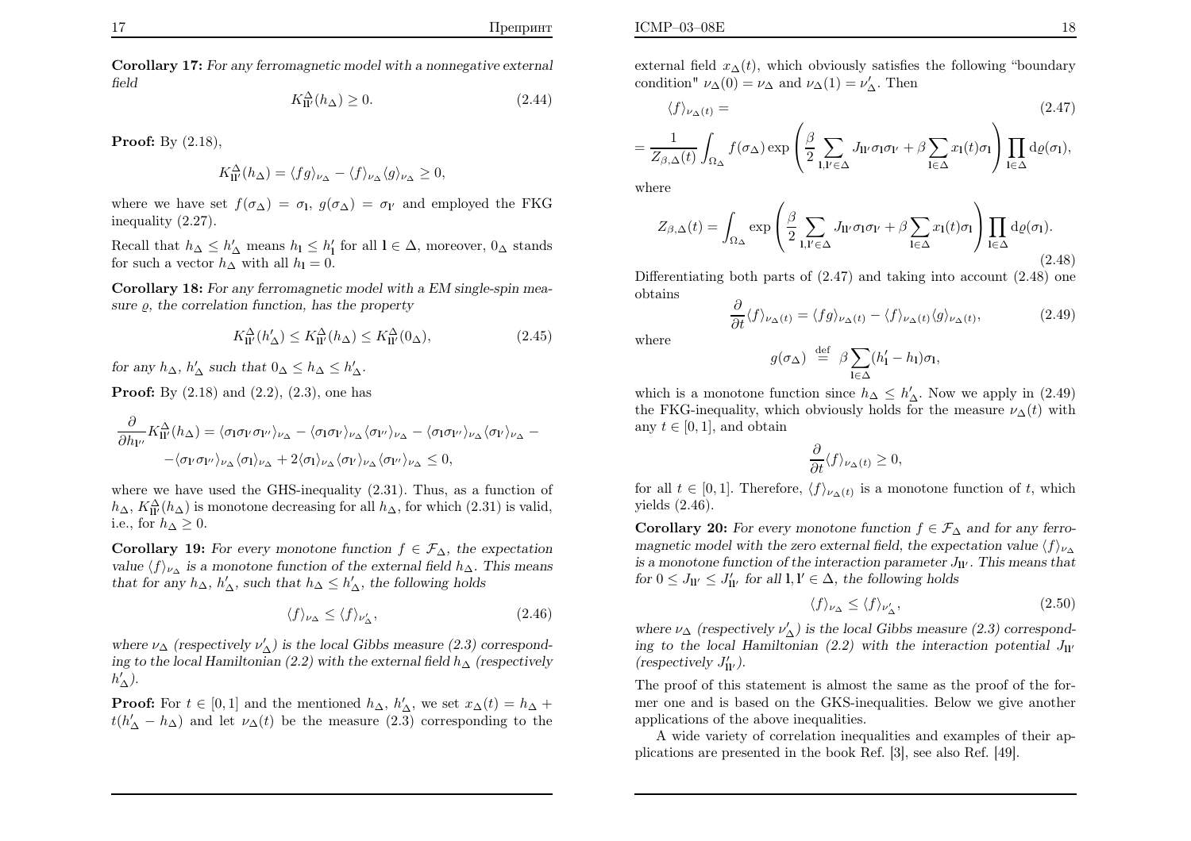**Corollary 17:** *For any ferromagnetic model with a nonnegative external field*

$$K^{\Delta}_{\mathbf{l}\mathbf{l}'}(h_\Delta) \geq 0. \tag{2.44}$$

**Proof:** By (2.18),

$$K^{\Delta}_{\mathbf{l}\mathbf{l}'}(h_\Delta) = \langle fg \rangle_{\nu_\Delta} - \langle f \rangle_{\nu_\Delta} \langle g \rangle_{\nu_\Delta} \geq 0,$$

where we have set $f(\sigma_\Delta) = \sigma_{\mathbf{l}}$, $g(\sigma_\Delta) = \sigma_{\mathbf{l}'}$ and employed the FKG inequality (2.27).

Recall that $h_\Delta \leq h'_\Delta$ means $h_{\mathbf{l}} \leq h'_{\mathbf{l}}$ for all $\mathbf{l} \in \Delta$, moreover, $0_\Delta$ stands for such a vector $h_\Delta$ with all $h_{\mathbf{l}} = 0$.

**Corollary 18:** *For any ferromagnetic model with a EM single-spin measure $\varrho$, the correlation function, has the property*

$$K^{\Delta}_{\mathbf{l}\mathbf{l}'}(h'_\Delta) \leq K^{\Delta}_{\mathbf{l}\mathbf{l}'}(h_\Delta) \leq K^{\Delta}_{\mathbf{l}\mathbf{l}'}(0_\Delta), \tag{2.45}$$

*for any $h_\Delta$, $h'_\Delta$ such that $0_\Delta \leq h_\Delta \leq h'_\Delta$.*

**Proof:** By (2.18) and (2.2), (2.3), one has

$$\frac{\partial}{\partial h_{\mathbf{l}''}} K^{\Delta}_{\mathbf{l}\mathbf{l}'}(h_\Delta) = \langle \sigma_{\mathbf{l}}\sigma_{\mathbf{l}'}\sigma_{\mathbf{l}''} \rangle_{\nu_\Delta} - \langle \sigma_{\mathbf{l}}\sigma_{\mathbf{l}'} \rangle_{\nu_\Delta} \langle \sigma_{\mathbf{l}''} \rangle_{\nu_\Delta} - \langle \sigma_{\mathbf{l}}\sigma_{\mathbf{l}''} \rangle_{\nu_\Delta} \langle \sigma_{\mathbf{l}'} \rangle_{\nu_\Delta} -$$
$$- \langle \sigma_{\mathbf{l}'}\sigma_{\mathbf{l}''} \rangle_{\nu_\Delta} \langle \sigma_{\mathbf{l}} \rangle_{\nu_\Delta} + 2 \langle \sigma_{\mathbf{l}} \rangle_{\nu_\Delta} \langle \sigma_{\mathbf{l}'} \rangle_{\nu_\Delta} \langle \sigma_{\mathbf{l}''} \rangle_{\nu_\Delta} \leq 0,$$

where we have used the GHS-inequality (2.31). Thus, as a function of $h_\Delta$, $K^{\Delta}_{\mathbf{l}\mathbf{l}'}(h_\Delta)$ is monotone decreasing for all $h_\Delta$, for which (2.31) is valid, i.e., for $h_\Delta \geq 0$.

**Corollary 19:** *For every monotone function $f \in \mathcal{F}_\Delta$, the expectation value $\langle f \rangle_{\nu_\Delta}$ is a monotone function of the external field $h_\Delta$. This means that for any $h_\Delta$, $h'_\Delta$, such that $h_\Delta \leq h'_\Delta$, the following holds*

$$\langle f \rangle_{\nu_\Delta} \leq \langle f \rangle_{\nu'_\Delta}, \tag{2.46}$$

*where $\nu_\Delta$ (respectively $\nu'_\Delta$) is the local Gibbs measure (2.3) corresponding to the local Hamiltonian (2.2) with the external field $h_\Delta$ (respectively $h'_\Delta$).*

**Proof:** For $t \in [0,1]$ and the mentioned $h_\Delta$, $h'_\Delta$, we set $x_\Delta(t) = h_\Delta + t(h'_\Delta - h_\Delta)$ and let $\nu_\Delta(t)$ be the measure (2.3) corresponding to the external field $x_\Delta(t)$, which obviously satisfies the following "boundary condition" $\nu_\Delta(0) = \nu_\Delta$ and $\nu_\Delta(1) = \nu'_\Delta$. Then

$$\langle f \rangle_{\nu_\Delta(t)} = \tag{2.47}$$
$$= \frac{1}{Z_{\beta,\Delta}(t)} \int_{\Omega_\Delta} f(\sigma_\Delta) \exp\left( \frac{\beta}{2} \sum_{\mathbf{l},\mathbf{l}' \in \Delta} J_{\mathbf{l}\mathbf{l}'}\sigma_{\mathbf{l}}\sigma_{\mathbf{l}'} + \beta \sum_{\mathbf{l} \in \Delta} x_{\mathbf{l}}(t)\sigma_{\mathbf{l}} \right) \prod_{\mathbf{l} \in \Delta} \mathrm{d}\varrho(\sigma_{\mathbf{l}}),$$

where

$$Z_{\beta,\Delta}(t) = \int_{\Omega_\Delta} \exp\left( \frac{\beta}{2} \sum_{\mathbf{l},\mathbf{l}' \in \Delta} J_{\mathbf{l}\mathbf{l}'}\sigma_{\mathbf{l}}\sigma_{\mathbf{l}'} + \beta \sum_{\mathbf{l} \in \Delta} x_{\mathbf{l}}(t)\sigma_{\mathbf{l}} \right) \prod_{\mathbf{l} \in \Delta} \mathrm{d}\varrho(\sigma_{\mathbf{l}}). \tag{2.48}$$

Differentiating both parts of (2.47) and taking into account (2.48) one obtains

$$\frac{\partial}{\partial t} \langle f \rangle_{\nu_\Delta(t)} = \langle fg \rangle_{\nu_\Delta(t)} - \langle f \rangle_{\nu_\Delta(t)} \langle g \rangle_{\nu_\Delta(t)}, \tag{2.49}$$

where

$$g(\sigma_\Delta) \stackrel{\mathrm{def}}{=} \beta \sum_{\mathbf{l} \in \Delta} (h'_{\mathbf{l}} - h_{\mathbf{l}})\sigma_{\mathbf{l}},$$

which is a monotone function since $h_\Delta \leq h'_\Delta$. Now we apply in (2.49) the FKG-inequality, which obviously holds for the measure $\nu_\Delta(t)$ with any $t \in [0,1]$, and obtain

$$\frac{\partial}{\partial t} \langle f \rangle_{\nu_\Delta(t)} \geq 0,$$

for all $t \in [0,1]$. Therefore, $\langle f \rangle_{\nu_\Delta(t)}$ is a monotone function of $t$, which yields (2.46).

**Corollary 20:** *For every monotone function $f \in \mathcal{F}_\Delta$ and for any ferromagnetic model with the zero external field, the expectation value $\langle f \rangle_{\nu_\Delta}$ is a monotone function of the interaction parameter $J_{\mathbf{l}\mathbf{l}'}$. This means that for $0 \leq J_{\mathbf{l}\mathbf{l}'} \leq J'_{\mathbf{l}\mathbf{l}'}$ for all $\mathbf{l}, \mathbf{l}' \in \Delta$, the following holds*

$$\langle f \rangle_{\nu_\Delta} \leq \langle f \rangle_{\nu'_\Delta}, \tag{2.50}$$

*where $\nu_\Delta$ (respectively $\nu'_\Delta$) is the local Gibbs measure (2.3) corresponding to the local Hamiltonian (2.2) with the interaction potential $J_{\mathbf{l}\mathbf{l}'}$ (respectively $J'_{\mathbf{l}\mathbf{l}'}$).*

The proof of this statement is almost the same as the proof of the former one and is based on the GKS-inequalities. Below we give another applications of the above inequalities.

A wide variety of correlation inequalities and examples of their applications are presented in the book Ref. [3], see also Ref. [49].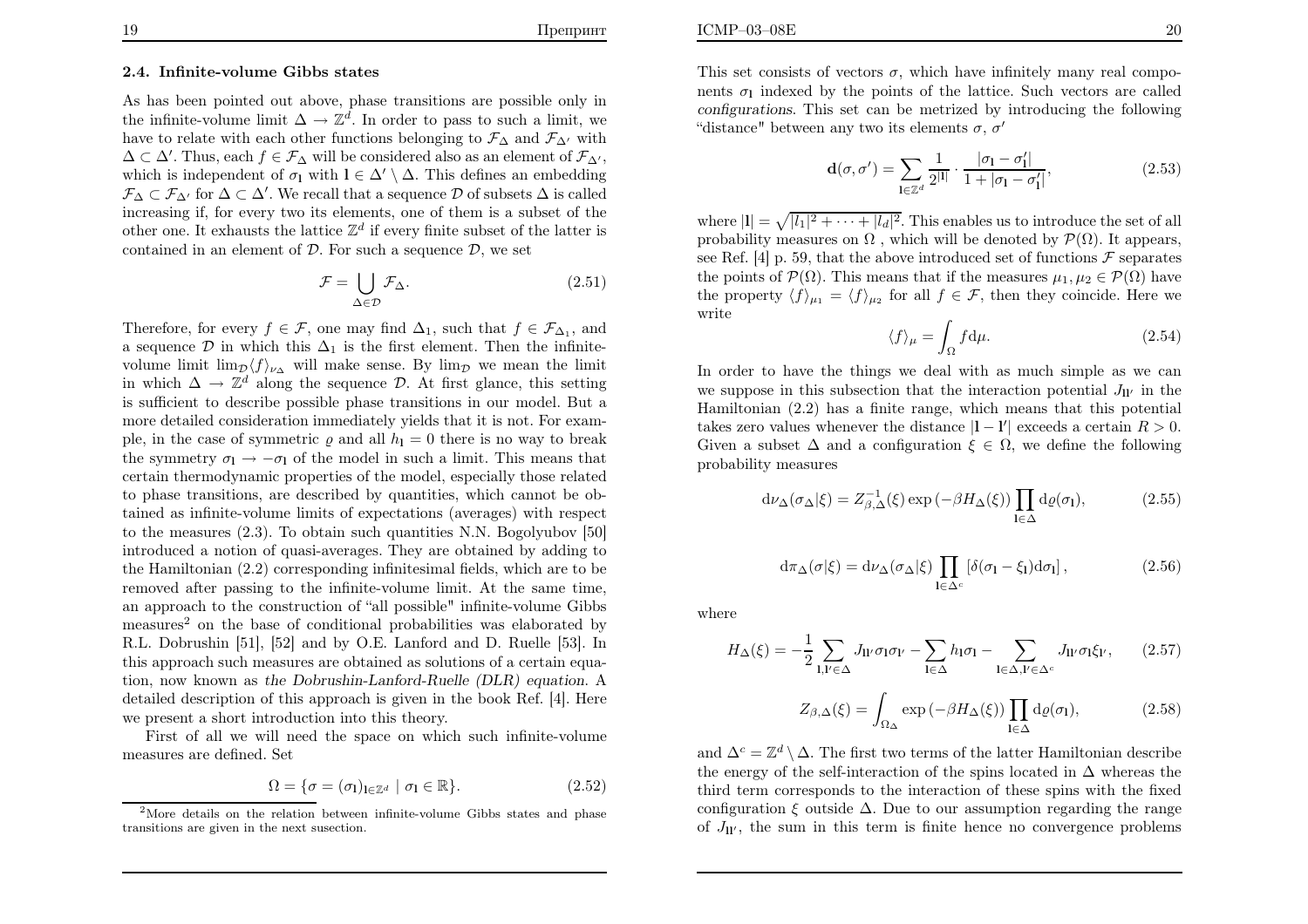### 2.4. Infinite-volume Gibbs states

As has been pointed out above, phase transitions are possible only in the infinite-volume limit $\Delta \to \mathbb{Z}^d$. In order to pass to such a limit, we have to relate with each other functions belonging to $\mathcal{F}_\Delta$ and $\mathcal{F}_{\Delta'}$ with $\Delta \subset \Delta'$. Thus, each $f \in \mathcal{F}_\Delta$ will be considered also as an element of $\mathcal{F}_{\Delta'}$, which is independent of $\sigma_{\mathbf{l}}$ with $\mathbf{l} \in \Delta' \setminus \Delta$. This defines an embedding $\mathcal{F}_\Delta \subset \mathcal{F}_{\Delta'}$ for $\Delta \subset \Delta'$. We recall that a sequence $\mathcal{D}$ of subsets $\Delta$ is called increasing if, for every two its elements, one of them is a subset of the other one. It exhausts the lattice $\mathbb{Z}^d$ if every finite subset of the latter is contained in an element of $\mathcal{D}$. For such a sequence $\mathcal{D}$, we set

$$\mathcal{F} = \bigcup_{\Delta \in \mathcal{D}} \mathcal{F}_\Delta. \tag{2.51}$$

Therefore, for every $f \in \mathcal{F}$, one may find $\Delta_1$, such that $f \in \mathcal{F}_{\Delta_1}$, and a sequence $\mathcal{D}$ in which this $\Delta_1$ is the first element. Then the infinite-volume limit $\lim_{\mathcal{D}} \langle f \rangle_{\nu_\Delta}$ will make sense. By $\lim_{\mathcal{D}}$ we mean the limit in which $\Delta \to \mathbb{Z}^d$ along the sequence $\mathcal{D}$. At first glance, this setting is sufficient to describe possible phase transitions in our model. But a more detailed consideration immediately yields that it is not. For example, in the case of symmetric $\varrho$ and all $h_{\mathbf{l}} = 0$ there is no way to break the symmetry $\sigma_{\mathbf{l}} \to -\sigma_{\mathbf{l}}$ of the model in such a limit. This means that certain thermodynamic properties of the model, especially those related to phase transitions, are described by quantities, which cannot be obtained as infinite-volume limits of expectations (averages) with respect to the measures (2.3). To obtain such quantities N.N. Bogolyubov [50] introduced a notion of quasi-averages. They are obtained by adding to the Hamiltonian (2.2) corresponding infinitesimal fields, which are to be removed after passing to the infinite-volume limit. At the same time, an approach to the construction of "all possible" infinite-volume Gibbs measures[2] on the base of conditional probabilities was elaborated by R.L. Dobrushin [51], [52] and by O.E. Lanford and D. Ruelle [53]. In this approach such measures are obtained as solutions of a certain equation, now known as *the Dobrushin-Lanford-Ruelle (DLR) equation*. A detailed description of this approach is given in the book Ref. [4]. Here we present a short introduction into this theory.

First of all we will need the space on which such infinite-volume measures are defined. Set

$$\Omega = \{\sigma = (\sigma_{\mathbf{l}})_{\mathbf{l} \in \mathbb{Z}^d} \mid \sigma_{\mathbf{l}} \in \mathbb{R}\}. \tag{2.52}$$

[2] More details on the relation between infinite-volume Gibbs states and phase transitions are given in the next susection.

This set consists of vectors $\sigma$, which have infinitely many real components $\sigma_{\mathbf{l}}$ indexed by the points of the lattice. Such vectors are called *configurations*. This set can be metrized by introducing the following "distance" between any two its elements $\sigma$, $\sigma'$

$$\mathbf{d}(\sigma, \sigma') = \sum_{\mathbf{l} \in \mathbb{Z}^d} \frac{1}{2^{|\mathbf{l}|}} \cdot \frac{|\sigma_{\mathbf{l}} - \sigma'_{\mathbf{l}}|}{1 + |\sigma_{\mathbf{l}} - \sigma'_{\mathbf{l}}|}, \tag{2.53}$$

where $|\mathbf{l}| = \sqrt{|l_1|^2 + \cdots + |l_d|^2}$. This enables us to introduce the set of all probability measures on $\Omega$ , which will be denoted by $\mathcal{P}(\Omega)$. It appears, see Ref. [4] p. 59, that the above introduced set of functions $\mathcal{F}$ separates the points of $\mathcal{P}(\Omega)$. This means that if the measures $\mu_1, \mu_2 \in \mathcal{P}(\Omega)$ have the property $\langle f \rangle_{\mu_1} = \langle f \rangle_{\mu_2}$ for all $f \in \mathcal{F}$, then they coincide. Here we write

$$\langle f \rangle_\mu = \int_\Omega f \mathrm{d}\mu. \tag{2.54}$$

In order to have the things we deal with as much simple as we can we suppose in this subsection that the interaction potential $J_{\mathbf{l}\mathbf{l}'}$ in the Hamiltonian (2.2) has a finite range, which means that this potential takes zero values whenever the distance $|\mathbf{l} - \mathbf{l}'|$ exceeds a certain $R > 0$. Given a subset $\Delta$ and a configuration $\xi \in \Omega$, we define the following probability measures

$$\mathrm{d}\nu_\Delta(\sigma_\Delta|\xi) = Z^{-1}_{\beta,\Delta}(\xi) \exp\left(-\beta H_\Delta(\xi)\right) \prod_{\mathbf{l} \in \Delta} \mathrm{d}\varrho(\sigma_{\mathbf{l}}), \tag{2.55}$$

$$\mathrm{d}\pi_\Delta(\sigma|\xi) = \mathrm{d}\nu_\Delta(\sigma_\Delta|\xi) \prod_{\mathbf{l} \in \Delta^c} \left[\delta(\sigma_{\mathbf{l}} - \xi_{\mathbf{l}})\mathrm{d}\sigma_{\mathbf{l}}\right], \tag{2.56}$$

where

$$H_\Delta(\xi) = -\frac{1}{2} \sum_{\mathbf{l},\mathbf{l}' \in \Delta} J_{\mathbf{l}\mathbf{l}'} \sigma_{\mathbf{l}} \sigma_{\mathbf{l}'} - \sum_{\mathbf{l} \in \Delta} h_{\mathbf{l}} \sigma_{\mathbf{l}} - \sum_{\mathbf{l} \in \Delta, \mathbf{l}' \in \Delta^c} J_{\mathbf{l}\mathbf{l}'} \sigma_{\mathbf{l}} \xi_{\mathbf{l}'}, \tag{2.57}$$

$$Z_{\beta,\Delta}(\xi) = \int_{\Omega_\Delta} \exp\left(-\beta H_\Delta(\xi)\right) \prod_{\mathbf{l} \in \Delta} \mathrm{d}\varrho(\sigma_{\mathbf{l}}), \tag{2.58}$$

and $\Delta^c = \mathbb{Z}^d \setminus \Delta$. The first two terms of the latter Hamiltonian describe the energy of the self-interaction of the spins located in $\Delta$ whereas the third term corresponds to the interaction of these spins with the fixed configuration $\xi$ outside $\Delta$. Due to our assumption regarding the range of $J_{\mathbf{l}\mathbf{l}'}$, the sum in this term is finite hence no convergence problems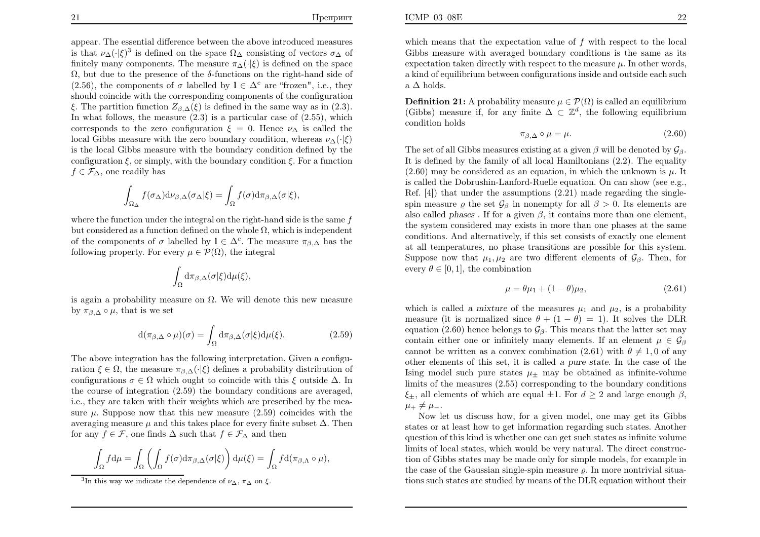appear. The essential difference between the above introduced measures is that $\nu_\Delta(\cdot|\xi)$[3] is defined on the space $\Omega_\Delta$ consisting of vectors $\sigma_\Delta$ of finitely many components. The measure $\pi_\Delta(\cdot|\xi)$ is defined on the space $\Omega$, but due to the presence of the $\delta$-functions on the right-hand side of (2.56), the components of $\sigma$ labelled by $\mathbf{l} \in \Delta^c$ are "frozen", i.e., they should coincide with the corresponding components of the configuration $\xi$. The partition function $Z_{\beta,\Delta}(\xi)$ is defined in the same way as in (2.3). In what follows, the measure (2.3) is a particular case of (2.55), which corresponds to the zero configuration $\xi = 0$. Hence $\nu_\Delta$ is called the local Gibbs measure with the zero boundary condition, whereas $\nu_\Delta(\cdot|\xi)$ is the local Gibbs measure with the boundary condition defined by the configuration $\xi$, or simply, with the boundary condition $\xi$. For a function $f \in \mathcal{F}_\Delta$, one readily has

$$\int_{\Omega_\Delta} f(\sigma_\Delta) \mathrm{d}\nu_{\beta,\Delta}(\sigma_\Delta|\xi) = \int_\Omega f(\sigma) \mathrm{d}\pi_{\beta,\Delta}(\sigma|\xi),$$

where the function under the integral on the right-hand side is the same $f$ but considered as a function defined on the whole $\Omega$, which is independent of the components of $\sigma$ labelled by $\mathbf{l} \in \Delta^c$. The measure $\pi_{\beta,\Delta}$ has the following property. For every $\mu \in \mathcal{P}(\Omega)$, the integral

$$\int_\Omega \mathrm{d}\pi_{\beta,\Delta}(\sigma|\xi)\mathrm{d}\mu(\xi),$$

is again a probability measure on $\Omega$. We will denote this new measure by $\pi_{\beta,\Delta} \circ \mu$, that is we set

$$\mathrm{d}(\pi_{\beta,\Delta} \circ \mu)(\sigma) = \int_\Omega \mathrm{d}\pi_{\beta,\Delta}(\sigma|\xi)\mathrm{d}\mu(\xi). \tag{2.59}$$

The above integration has the following interpretation. Given a configuration $\xi \in \Omega$, the measure $\pi_{\beta,\Delta}(\cdot|\xi)$ defines a probability distribution of configurations $\sigma \in \Omega$ which ought to coincide with this $\xi$ outside $\Delta$. In the course of integration (2.59) the boundary conditions are averaged, i.e., they are taken with their weights which are prescribed by the measure $\mu$. Suppose now that this new measure (2.59) coincides with the averaging measure $\mu$ and this takes place for every finite subset $\Delta$. Then for any $f \in \mathcal{F}$, one finds $\Delta$ such that $f \in \mathcal{F}_\Delta$ and then

$$\int_\Omega f \mathrm{d}\mu = \int_\Omega \left( \int_\Omega f(\sigma) \mathrm{d}\pi_{\beta,\Delta}(\sigma|\xi) \right) \mathrm{d}\mu(\xi) = \int_\Omega f \mathrm{d}(\pi_{\beta,\Lambda} \circ \mu),$$

[3] In this way we indicate the dependence of $\nu_\Delta$, $\pi_\Delta$ on $\xi$.

which means that the expectation value of $f$ with respect to the local Gibbs measure with averaged boundary conditions is the same as its expectation taken directly with respect to the measure $\mu$. In other words, a kind of equilibrium between configurations inside and outside each such a $\Delta$ holds.

**Definition 21:** A probability measure $\mu \in \mathcal{P}(\Omega)$ is called an equilibrium (Gibbs) measure if, for any finite $\Delta \subset \mathbb{Z}^d$, the following equilibrium condition holds

$$\pi_{\beta,\Delta} \circ \mu = \mu. \tag{2.60}$$

The set of all Gibbs measures existing at a given $\beta$ will be denoted by $\mathcal{G}_\beta$. It is defined by the family of all local Hamiltonians (2.2). The equality (2.60) may be considered as an equation, in which the unknown is $\mu$. It is called the Dobrushin-Lanford-Ruelle equation. On can show (see e.g., Ref. [4]) that under the assumptions (2.21) made regarding the single-spin measure $\varrho$ the set $\mathcal{G}_\beta$ in nonempty for all $\beta > 0$. Its elements are also called *phases* . If for a given $\beta$, it contains more than one element, the system considered may exists in more than one phases at the same conditions. And alternatively, if this set consists of exactly one element at all temperatures, no phase transitions are possible for this system. Suppose now that $\mu_1, \mu_2$ are two different elements of $\mathcal{G}_\beta$. Then, for every $\theta \in [0, 1]$, the combination

$$\mu = \theta\mu_1 + (1 - \theta)\mu_2, \tag{2.61}$$

which is called *a mixture* of the measures $\mu_1$ and $\mu_2$, is a probability measure (it is normalized since $\theta + (1 - \theta) = 1$). It solves the DLR equation (2.60) hence belongs to $\mathcal{G}_\beta$. This means that the latter set may contain either one or infinitely many elements. If an element $\mu \in \mathcal{G}_\beta$ cannot be written as a convex combination (2.61) with $\theta \neq 1, 0$ of any other elements of this set, it is called *a pure state*. In the case of the Ising model such pure states $\mu_\pm$ may be obtained as infinite-volume limits of the measures (2.55) corresponding to the boundary conditions $\xi_\pm$, all elements of which are equal $\pm 1$. For $d \geq 2$ and large enough $\beta$, $\mu_+ \neq \mu_-$.

Now let us discuss how, for a given model, one may get its Gibbs states or at least how to get information regarding such states. Another question of this kind is whether one can get such states as infinite volume limits of local states, which would be very natural. The direct construction of Gibbs states may be made only for simple models, for example in the case of the Gaussian single-spin measure $\varrho$. In more nontrivial situations such states are studied by means of the DLR equation without their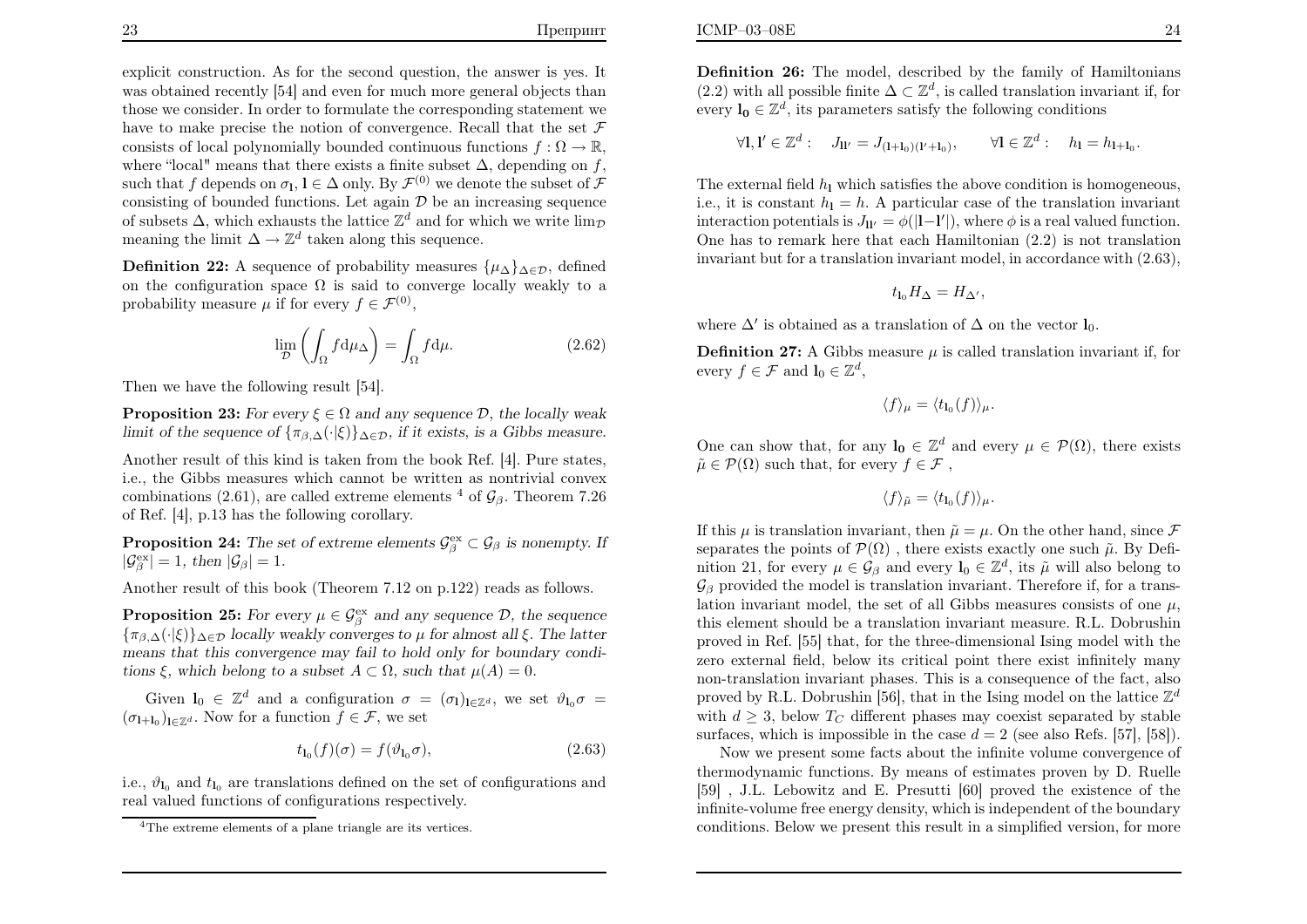explicit construction. As for the second question, the answer is yes. It was obtained recently [54] and even for much more general objects than those we consider. In order to formulate the corresponding statement we have to make precise the notion of convergence. Recall that the set $\mathcal{F}$ consists of local polynomially bounded continuous functions $f : \Omega \to \mathbb{R}$, where "local" means that there exists a finite subset $\Delta$, depending on $f$, such that $f$ depends on $\sigma_{\mathbf{l}}, \mathbf{l} \in \Delta$ only. By $\mathcal{F}^{(0)}$ we denote the subset of $\mathcal{F}$ consisting of bounded functions. Let again $\mathcal{D}$ be an increasing sequence of subsets $\Delta$, which exhausts the lattice $\mathbb{Z}^d$ and for which we write $\lim_{\mathcal{D}}$ meaning the limit $\Delta \to \mathbb{Z}^d$ taken along this sequence.

**Definition 22:** A sequence of probability measures $\{\mu_\Delta\}_{\Delta \in \mathcal{D}}$, defined on the configuration space $\Omega$ is said to converge locally weakly to a probability measure $\mu$ if for every $f \in \mathcal{F}^{(0)}$,

$$\lim_{\mathcal{D}} \left( \int_\Omega f \mathrm{d}\mu_\Delta \right) = \int_\Omega f \mathrm{d}\mu. \tag{2.62}$$

Then we have the following result [54].

**Proposition 23:** *For every $\xi \in \Omega$ and any sequence $\mathcal{D}$, the locally weak limit of the sequence of $\{\pi_{\beta,\Delta}(\cdot|\xi)\}_{\Delta \in \mathcal{D}}$, if it exists, is a Gibbs measure.*

Another result of this kind is taken from the book Ref. [4]. Pure states, i.e., the Gibbs measures which cannot be written as nontrivial convex combinations (2.61), are called extreme elements [4] of $\mathcal{G}_\beta$. Theorem 7.26 of Ref. [4], p.13 has the following corollary.

**Proposition 24:** *The set of extreme elements $\mathcal{G}_\beta^{\rm ex} \subset \mathcal{G}_\beta$ is nonempty. If $|\mathcal{G}_\beta^{\rm ex}| = 1$, then $|\mathcal{G}_\beta| = 1$.*

Another result of this book (Theorem 7.12 on p.122) reads as follows.

**Proposition 25:** *For every $\mu \in \mathcal{G}_\beta^{\rm ex}$ and any sequence $\mathcal{D}$, the sequence $\{\pi_{\beta,\Delta}(\cdot|\xi)\}_{\Delta \in \mathcal{D}}$ locally weakly converges to $\mu$ for almost all $\xi$. The latter means that this convergence may fail to hold only for boundary conditions $\xi$, which belong to a subset $A \subset \Omega$, such that $\mu(A) = 0$.*

Given $\mathbf{l}_0 \in \mathbb{Z}^d$ and a configuration $\sigma = (\sigma_{\mathbf{l}})_{\mathbf{l} \in \mathbb{Z}^d}$, we set $\vartheta_{\mathbf{l}_0}\sigma = (\sigma_{\mathbf{l}+\mathbf{l}_0})_{\mathbf{l} \in \mathbb{Z}^d}$. Now for a function $f \in \mathcal{F}$, we set

$$t_{\mathbf{l}_0}(f)(\sigma) = f(\vartheta_{\mathbf{l}_0}\sigma), \tag{2.63}$$

i.e., $\vartheta_{\mathbf{l}_0}$ and $t_{\mathbf{l}_0}$ are translations defined on the set of configurations and real valued functions of configurations respectively.

[4] The extreme elements of a plane triangle are its vertices.

**Definition 26:** The model, described by the family of Hamiltonians (2.2) with all possible finite $\Delta \subset \mathbb{Z}^d$, is called translation invariant if, for every $\mathbf{l_0} \in \mathbb{Z}^d$, its parameters satisfy the following conditions

$$\forall \mathbf{l}, \mathbf{l}' \in \mathbb{Z}^d : \quad J_{\mathbf{l}\mathbf{l}'} = J_{(\mathbf{l}+\mathbf{l}_0)(\mathbf{l}'+\mathbf{l}_0)}, \qquad \forall \mathbf{l} \in \mathbb{Z}^d : \quad h_{\mathbf{l}} = h_{\mathbf{l}+\mathbf{l}_0}.$$

The external field $h_{\mathbf{l}}$ which satisfies the above condition is homogeneous, i.e., it is constant $h_{\mathbf{l}} = h$. A particular case of the translation invariant interaction potentials is $J_{\mathbf{l}\mathbf{l}'} = \phi(|\mathbf{l}-\mathbf{l}'|)$, where $\phi$ is a real valued function. One has to remark here that each Hamiltonian (2.2) is not translation invariant but for a translation invariant model, in accordance with (2.63),

$$t_{\mathbf{l}_0} H_\Delta = H_{\Delta'},$$

where $\Delta'$ is obtained as a translation of $\Delta$ on the vector $\mathbf{l}_0$.

**Definition 27:** A Gibbs measure $\mu$ is called translation invariant if, for every $f \in \mathcal{F}$ and $\mathbf{l}_0 \in \mathbb{Z}^d$,

$$\langle f \rangle_\mu = \langle t_{\mathbf{l}_0}(f) \rangle_\mu.$$

One can show that, for any $\mathbf{l_0} \in \mathbb{Z}^d$ and every $\mu \in \mathcal{P}(\Omega)$, there exists $\tilde{\mu} \in \mathcal{P}(\Omega)$ such that, for every $f \in \mathcal{F}$ ,

$$\langle f \rangle_{\tilde{\mu}} = \langle t_{\mathbf{l}_0}(f) \rangle_\mu.$$

If this $\mu$ is translation invariant, then $\tilde{\mu} = \mu$. On the other hand, since $\mathcal{F}$ separates the points of $\mathcal{P}(\Omega)$ , there exists exactly one such $\tilde{\mu}$. By Definition 21, for every $\mu \in \mathcal{G}_\beta$ and every $\mathbf{l}_0 \in \mathbb{Z}^d$, its $\tilde{\mu}$ will also belong to $\mathcal{G}_\beta$ provided the model is translation invariant. Therefore if, for a translation invariant model, the set of all Gibbs measures consists of one $\mu$, this element should be a translation invariant measure. R.L. Dobrushin proved in Ref. [55] that, for the three-dimensional Ising model with the zero external field, below its critical point there exist infinitely many non-translation invariant phases. This is a consequence of the fact, also proved by R.L. Dobrushin [56], that in the Ising model on the lattice $\mathbb{Z}^d$ with $d \geq 3$, below $T_C$ different phases may coexist separated by stable surfaces, which is impossible in the case $d = 2$ (see also Refs. [57], [58]).

Now we present some facts about the infinite volume convergence of thermodynamic functions. By means of estimates proven by D. Ruelle [59] , J.L. Lebowitz and E. Presutti [60] proved the existence of the infinite-volume free energy density, which is independent of the boundary conditions. Below we present this result in a simplified version, for more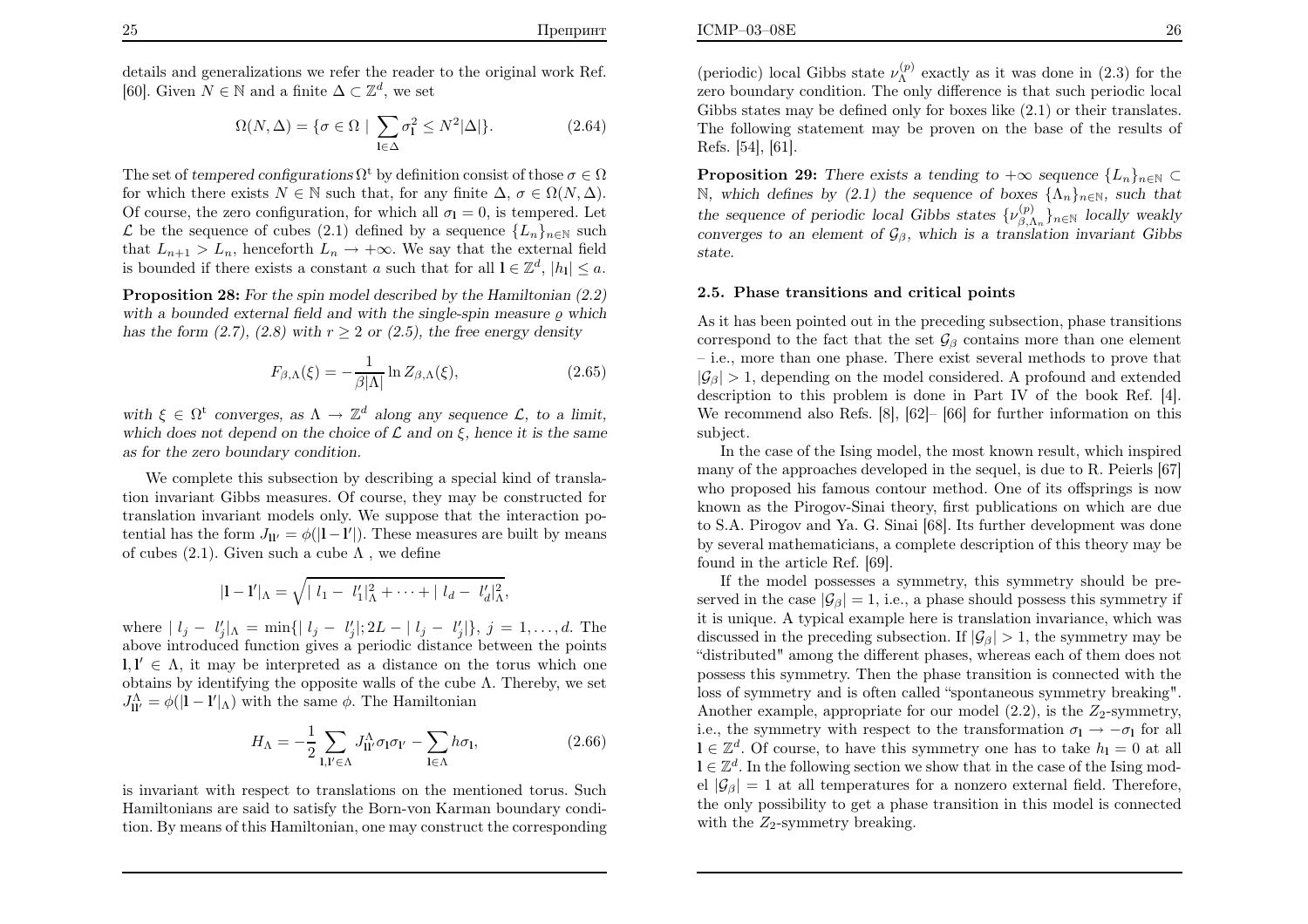details and generalizations we refer the reader to the original work Ref. [60]. Given $N \in \mathbb{N}$ and a finite $\Delta \subset \mathbb{Z}^d$, we set

$$\Omega(N, \Delta) = \{\sigma \in \Omega \mid \sum_{\mathbf{l}\in\Delta} \sigma_{\mathbf{l}}^2 \leq N^2|\Delta|\}. \tag{2.64}$$

The set of *tempered configurations* $\Omega^{\rm t}$ by definition consist of those $\sigma \in \Omega$ for which there exists $N \in \mathbb{N}$ such that, for any finite $\Delta$, $\sigma \in \Omega(N, \Delta)$. Of course, the zero configuration, for which all $\sigma_{\mathbf{l}} = 0$, is tempered. Let $\mathcal{L}$ be the sequence of cubes (2.1) defined by a sequence $\{L_n\}_{n\in\mathbb{N}}$ such that $L_{n+1} > L_n$, henceforth $L_n \to +\infty$. We say that the external field is bounded if there exists a constant $a$ such that for all $\mathbf{l} \in \mathbb{Z}^d$, $|h_{\mathbf{l}}| \leq a$.

**Proposition 28:** *For the spin model described by the Hamiltonian (2.2) with a bounded external field and with the single-spin measure $\varrho$ which has the form (2.7), (2.8) with $r \geq 2$ or (2.5), the free energy density*

$$F_{\beta,\Lambda}(\xi) = -\frac{1}{\beta|\Lambda|} \ln Z_{\beta,\Lambda}(\xi), \tag{2.65}$$

*with $\xi \in \Omega^{\rm t}$ converges, as $\Lambda \to \mathbb{Z}^d$ along any sequence $\mathcal{L}$, to a limit, which does not depend on the choice of $\mathcal{L}$ and on $\xi$, hence it is the same as for the zero boundary condition.*

We complete this subsection by describing a special kind of translation invariant Gibbs measures. Of course, they may be constructed for translation invariant models only. We suppose that the interaction potential has the form $J_{\mathbf{l}\mathbf{l}'} = \phi(|\mathbf{l}-\mathbf{l}'|)$. These measures are built by means of cubes (2.1). Given such a cube $\Lambda$ , we define

$$|\mathbf{l} - \mathbf{l}'|_\Lambda = \sqrt{|\, l_1 - \, l_1'|_\Lambda^2 + \cdots + |\, l_d - \, l_d'|_\Lambda^2},$$

where $|\, l_j - \, l_j'|_\Lambda = \min\{|\, l_j - \, l_j'|; 2L - |\, l_j - \, l_j'|\}$, $j = 1, \ldots, d$. The above introduced function gives a periodic distance between the points $\mathbf{l}, \mathbf{l}' \in \Lambda$, it may be interpreted as a distance on the torus which one obtains by identifying the opposite walls of the cube $\Lambda$. Thereby, we set $J^\Lambda_{\mathbf{l}\mathbf{l}'} = \phi(|\mathbf{l} - \mathbf{l}'|_\Lambda)$ with the same $\phi$. The Hamiltonian

$$H_\Lambda = -\frac{1}{2} \sum_{\mathbf{l},\mathbf{l}'\in\Lambda} J^\Lambda_{\mathbf{l}\mathbf{l}'} \sigma_{\mathbf{l}} \sigma_{\mathbf{l}'} - \sum_{\mathbf{l}\in\Lambda} h \sigma_{\mathbf{l}}, \tag{2.66}$$

is invariant with respect to translations on the mentioned torus. Such Hamiltonians are said to satisfy the Born-von Karman boundary condition. By means of this Hamiltonian, one may construct the corresponding (periodic) local Gibbs state $\nu^{(p)}_\Lambda$ exactly as it was done in (2.3) for the zero boundary condition. The only difference is that such periodic local Gibbs states may be defined only for boxes like (2.1) or their translates. The following statement may be proven on the base of the results of Refs. [54], [61].

**Proposition 29:** *There exists a tending to $+\infty$ sequence $\{L_n\}_{n\in\mathbb{N}} \subset \mathbb{N}$, which defines by (2.1) the sequence of boxes $\{\Lambda_n\}_{n\in\mathbb{N}}$, such that the sequence of periodic local Gibbs states $\{\nu^{(p)}_{\beta,\Lambda_n}\}_{n\in\mathbb{N}}$ locally weakly converges to an element of $\mathcal{G}_\beta$, which is a translation invariant Gibbs state.*

### 2.5. Phase transitions and critical points

As it has been pointed out in the preceding subsection, phase transitions correspond to the fact that the set $\mathcal{G}_\beta$ contains more than one element – i.e., more than one phase. There exist several methods to prove that $|\mathcal{G}_\beta| > 1$, depending on the model considered. A profound and extended description to this problem is done in Part IV of the book Ref. [4]. We recommend also Refs. [8], [62]– [66] for further information on this subject.

In the case of the Ising model, the most known result, which inspired many of the approaches developed in the sequel, is due to R. Peierls [67] who proposed his famous contour method. One of its offsprings is now known as the Pirogov-Sinai theory, first publications on which are due to S.A. Pirogov and Ya. G. Sinai [68]. Its further development was done by several mathematicians, a complete description of this theory may be found in the article Ref. [69].

If the model possesses a symmetry, this symmetry should be preserved in the case $|\mathcal{G}_\beta| = 1$, i.e., a phase should possess this symmetry if it is unique. A typical example here is translation invariance, which was discussed in the preceding subsection. If $|\mathcal{G}_\beta| > 1$, the symmetry may be "distributed" among the different phases, whereas each of them does not possess this symmetry. Then the phase transition is connected with the loss of symmetry and is often called "spontaneous symmetry breaking". Another example, appropriate for our model (2.2), is the $Z_2$-symmetry, i.e., the symmetry with respect to the transformation $\sigma_{\mathbf{l}} \to -\sigma_{\mathbf{l}}$ for all $\mathbf{l} \in \mathbb{Z}^d$. Of course, to have this symmetry one has to take $h_{\mathbf{l}} = 0$ at all $\mathbf{l} \in \mathbb{Z}^d$. In the following section we show that in the case of the Ising model $|\mathcal{G}_\beta| = 1$ at all temperatures for a nonzero external field. Therefore, the only possibility to get a phase transition in this model is connected with the $Z_2$-symmetry breaking.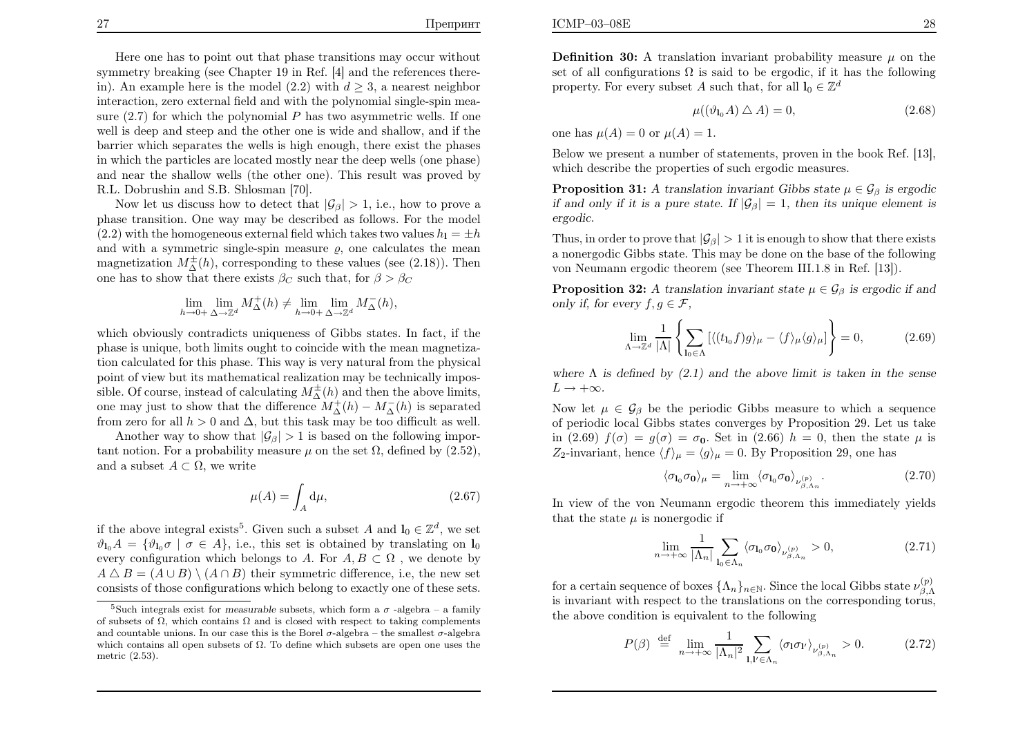Here one has to point out that phase transitions may occur without symmetry breaking (see Chapter 19 in Ref. [4] and the references therein). An example here is the model (2.2) with $d \geq 3$, a nearest neighbor interaction, zero external field and with the polynomial single-spin measure (2.7) for which the polynomial $P$ has two asymmetric wells. If one well is deep and steep and the other one is wide and shallow, and if the barrier which separates the wells is high enough, there exist the phases in which the particles are located mostly near the deep wells (one phase) and near the shallow wells (the other one). This result was proved by R.L. Dobrushin and S.B. Shlosman [70].

Now let us discuss how to detect that $|\mathcal{G}_\beta| > 1$, i.e., how to prove a phase transition. One way may be described as follows. For the model (2.2) with the homogeneous external field which takes two values $h_{\mathbf{l}} = \pm h$ and with a symmetric single-spin measure $\varrho$, one calculates the mean magnetization $M^{\pm}_{\Delta}(h)$, corresponding to these values (see (2.18)). Then one has to show that there exists $\beta_C$ such that, for $\beta > \beta_C$

$$\lim_{h \to 0+} \lim_{\Delta \to \mathbb{Z}^d} M^{+}_{\Delta}(h) \neq \lim_{h \to 0+} \lim_{\Delta \to \mathbb{Z}^d} M^{-}_{\Delta}(h),$$

which obviously contradicts uniqueness of Gibbs states. In fact, if the phase is unique, both limits ought to coincide with the mean magnetization calculated for this phase. This way is very natural from the physical point of view but its mathematical realization may be technically impossible. Of course, instead of calculating $M^{\pm}_{\Delta}(h)$ and then the above limits, one may just to show that the difference $M^{+}_{\Delta}(h) - M^{-}_{\Delta}(h)$ is separated from zero for all $h > 0$ and $\Delta$, but this task may be too difficult as well.

Another way to show that $|\mathcal{G}_\beta| > 1$ is based on the following important notion. For a probability measure $\mu$ on the set $\Omega$, defined by (2.52), and a subset $A \subset \Omega$, we write

$$\mu(A) = \int_A \mathrm{d}\mu, \tag{2.67}$$

if the above integral exists[5]. Given such a subset $A$ and $\mathbf{l}_0 \in \mathbb{Z}^d$, we set $\vartheta_{\mathbf{l}_0} A = \{\vartheta_{\mathbf{l}_0} \sigma \mid \sigma \in A\}$, i.e., this set is obtained by translating on $\mathbf{l}_0$ every configuration which belongs to $A$. For $A, B \subset \Omega$ , we denote by $A \triangle B = (A \cup B) \setminus (A \cap B)$ their symmetric difference, i.e, the new set consists of those configurations which belong to exactly one of these sets.

[5] Such integrals exist for *measurable* subsets, which form a $\sigma$ -algebra – a family of subsets of $\Omega$, which contains $\Omega$ and is closed with respect to taking complements and countable unions. In our case this is the Borel $\sigma$-algebra – the smallest $\sigma$-algebra which contains all open subsets of $\Omega$. To define which subsets are open one uses the metric (2.53).

**Definition 30:** A translation invariant probability measure $\mu$ on the set of all configurations $\Omega$ is said to be ergodic, if it has the following property. For every subset $A$ such that, for all $\mathbf{l}_0 \in \mathbb{Z}^d$

$$\mu((\vartheta_{\mathbf{l}_0} A) \triangle A) = 0, \tag{2.68}$$

one has $\mu(A) = 0$ or $\mu(A) = 1$.

Below we present a number of statements, proven in the book Ref. [13], which describe the properties of such ergodic measures.

**Proposition 31:** *A translation invariant Gibbs state $\mu \in \mathcal{G}_\beta$ is ergodic if and only if it is a pure state. If $|\mathcal{G}_\beta| = 1$, then its unique element is ergodic.*

Thus, in order to prove that $|\mathcal{G}_\beta| > 1$ it is enough to show that there exists a nonergodic Gibbs state. This may be done on the base of the following von Neumann ergodic theorem (see Theorem III.1.8 in Ref. [13]).

**Proposition 32:** *A translation invariant state $\mu \in \mathcal{G}_\beta$ is ergodic if and only if, for every $f, g \in \mathcal{F}$,*

$$\lim_{\Lambda \to \mathbb{Z}^d} \frac{1}{|\Lambda|} \left\{ \sum_{\mathbf{l}_0 \in \Lambda} \left[ \langle (t_{\mathbf{l}_0} f) g \rangle_\mu - \langle f \rangle_\mu \langle g \rangle_\mu \right] \right\} = 0, \tag{2.69}$$

*where $\Lambda$ is defined by (2.1) and the above limit is taken in the sense $L \to +\infty$.*

Now let $\mu \in \mathcal{G}_\beta$ be the periodic Gibbs measure to which a sequence of periodic local Gibbs states converges by Proposition 29. Let us take in (2.69) $f(\sigma) = g(\sigma) = \sigma_{\mathbf{0}}$. Set in (2.66) $h = 0$, then the state $\mu$ is $Z_2$-invariant, hence $\langle f \rangle_\mu = \langle g \rangle_\mu = 0$. By Proposition 29, one has

$$\langle \sigma_{\mathbf{l}_0} \sigma_{\mathbf{0}} \rangle_\mu = \lim_{n \to +\infty} \langle \sigma_{\mathbf{l}_0} \sigma_{\mathbf{0}} \rangle_{\nu^{(p)}_{\beta, \Lambda_n}}. \tag{2.70}$$

In view of the von Neumann ergodic theorem this immediately yields that the state $\mu$ is nonergodic if

$$\lim_{n \to +\infty} \frac{1}{|\Lambda_n|} \sum_{\mathbf{l}_0 \in \Lambda_n} \langle \sigma_{\mathbf{l}_0} \sigma_{\mathbf{0}} \rangle_{\nu^{(p)}_{\beta, \Lambda_n}} > 0, \tag{2.71}$$

for a certain sequence of boxes $\{\Lambda_n\}_{n \in \mathbb{N}}$. Since the local Gibbs state $\nu^{(p)}_{\beta, \Lambda}$ is invariant with respect to the translations on the corresponding torus, the above condition is equivalent to the following

$$P(\beta) \stackrel{\text{def}}{=} \lim_{n \to +\infty} \frac{1}{|\Lambda_n|^2} \sum_{\mathbf{l}, \mathbf{l}' \in \Lambda_n} \langle \sigma_{\mathbf{l}} \sigma_{\mathbf{l}'} \rangle_{\nu^{(p)}_{\beta, \Lambda_n}} > 0. \tag{2.72}$$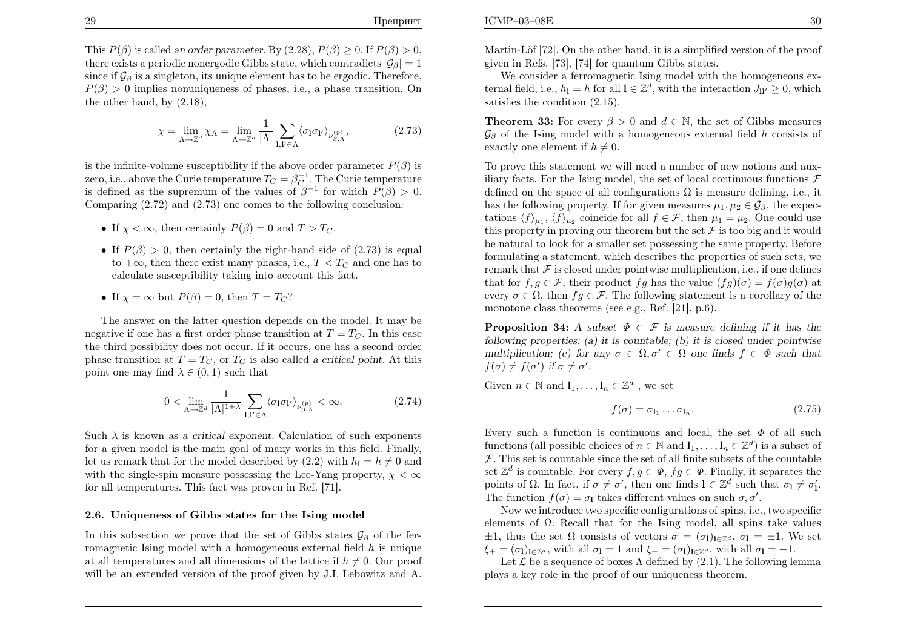This $P(\beta)$ is called *an order parameter*. By (2.28), $P(\beta) \geq 0$. If $P(\beta) > 0$, there exists a periodic nonergodic Gibbs state, which contradicts $|\mathcal{G}_\beta| = 1$ since if $\mathcal{G}_\beta$ is a singleton, its unique element has to be ergodic. Therefore, $P(\beta) > 0$ implies nonuniqueness of phases, i.e., a phase transition. On the other hand, by (2.18),

$$\chi = \lim_{\Lambda \to \mathbb{Z}^d} \chi_\Lambda = \lim_{\Lambda \to \mathbb{Z}^d} \frac{1}{|\Lambda|} \sum_{\mathbf{l}, \mathbf{l}' \in \Lambda} \langle \sigma_\mathbf{l} \sigma_{\mathbf{l}'} \rangle_{\nu^{(\mathrm{p})}_{\beta, \Lambda}}, \tag{2.73}$$

is the infinite-volume susceptibility if the above order parameter $P(\beta)$ is zero, i.e., above the Curie temperature $T_C = \beta_C^{-1}$. The Curie temperature is defined as the supremum of the values of $\beta^{-1}$ for which $P(\beta) > 0$. Comparing (2.72) and (2.73) one comes to the following conclusion:

- If $\chi < \infty$, then certainly $P(\beta) = 0$ and $T > T_C$.
- If $P(\beta) > 0$, then certainly the right-hand side of (2.73) is equal to $+\infty$, then there exist many phases, i.e., $T < T_C$ and one has to calculate susceptibility taking into account this fact.
- If $\chi = \infty$ but $P(\beta) = 0$, then $T = T_C$?

The answer on the latter question depends on the model. It may be negative if one has a first order phase transition at $T = T_C$. In this case the third possibility does not occur. If it occurs, one has a second order phase transition at $T = T_C$, or $T_C$ is also called *a critical point*. At this point one may find $\lambda \in (0, 1)$ such that

$$0 < \lim_{\Lambda \to \mathbb{Z}^d} \frac{1}{|\Lambda|^{1+\lambda}} \sum_{\mathbf{l}, \mathbf{l}' \in \Lambda} \langle \sigma_\mathbf{l} \sigma_{\mathbf{l}'} \rangle_{\nu^{(\mathrm{p})}_{\beta, \Lambda}} < \infty. \tag{2.74}$$

Such $\lambda$ is known as *a critical exponent*. Calculation of such exponents for a given model is the main goal of many works in this field. Finally, let us remark that for the model described by (2.2) with $h_\mathbf{l} = h \neq 0$ and with the single-spin measure possessing the Lee-Yang property, $\chi < \infty$ for all temperatures. This fact was proven in Ref. [71].

### 2.6. Uniqueness of Gibbs states for the Ising model

In this subsection we prove that the set of Gibbs states $\mathcal{G}_\beta$ of the ferromagnetic Ising model with a homogeneous external field $h$ is unique at all temperatures and all dimensions of the lattice if $h \neq 0$. Our proof will be an extended version of the proof given by J.L Lebowitz and A. Martin-Löf [72]. On the other hand, it is a simplified version of the proof given in Refs. [73], [74] for quantum Gibbs states.

We consider a ferromagnetic Ising model with the homogeneous external field, i.e., $h_\mathbf{l} = h$ for all $\mathbf{l} \in \mathbb{Z}^d$, with the interaction $J_{\mathbf{l}\mathbf{l}'} \geq 0$, which satisfies the condition (2.15).

**Theorem 33:** For every $\beta > 0$ and $d \in \mathbb{N}$, the set of Gibbs measures $\mathcal{G}_\beta$ of the Ising model with a homogeneous external field $h$ consists of exactly one element if $h \neq 0$.

To prove this statement we will need a number of new notions and auxiliary facts. For the Ising model, the set of local continuous functions $\mathcal{F}$ defined on the space of all configurations $\Omega$ is measure defining, i.e., it has the following property. If for given measures $\mu_1, \mu_2 \in \mathcal{G}_\beta$, the expectations $\langle f \rangle_{\mu_1}$, $\langle f \rangle_{\mu_2}$ coincide for all $f \in \mathcal{F}$, then $\mu_1 = \mu_2$. One could use this property in proving our theorem but the set $\mathcal{F}$ is too big and it would be natural to look for a smaller set possessing the same property. Before formulating a statement, which describes the properties of such sets, we remark that $\mathcal{F}$ is closed under pointwise multiplication, i.e., if one defines that for $f, g \in \mathcal{F}$, their product $fg$ has the value $(fg)(\sigma) = f(\sigma) g(\sigma)$ at every $\sigma \in \Omega$, then $fg \in \mathcal{F}$. The following statement is a corollary of the monotone class theorems (see e.g., Ref. [21], p.6).

**Proposition 34:** *A subset $\Phi \subset \mathcal{F}$ is measure defining if it has the following properties: (a) it is countable; (b) it is closed under pointwise multiplication; (c) for any $\sigma \in \Omega, \sigma' \in \Omega$ one finds $f \in \Phi$ such that $f(\sigma) \neq f(\sigma')$ if $\sigma \neq \sigma'$.*

Given $n \in \mathbb{N}$ and $\mathbf{l}_1, \ldots, \mathbf{l}_n \in \mathbb{Z}^d$ , we set

$$f(\sigma) = \sigma_{\mathbf{l}_1} \ldots \sigma_{\mathbf{l}_n}. \tag{2.75}$$

Every such a function is continuous and local, the set $\Phi$ of all such functions (all possible choices of $n \in \mathbb{N}$ and $\mathbf{l}_1, \ldots, \mathbf{l}_n \in \mathbb{Z}^d$) is a subset of $\mathcal{F}$. This set is countable since the set of all finite subsets of the countable set $\mathbb{Z}^d$ is countable. For every $f, g \in \Phi$, $fg \in \Phi$. Finally, it separates the points of $\Omega$. In fact, if $\sigma \neq \sigma'$, then one finds $\mathbf{l} \in \mathbb{Z}^d$ such that $\sigma_\mathbf{l} \neq \sigma'_\mathbf{l}$. The function $f(\sigma) = \sigma_\mathbf{l}$ takes different values on such $\sigma, \sigma'$.

Now we introduce two specific configurations of spins, i.e., two specific elements of $\Omega$. Recall that for the Ising model, all spins take values $\pm 1$, thus the set $\Omega$ consists of vectors $\sigma = (\sigma_\mathbf{l})_{\mathbf{l} \in \mathbb{Z}^d}$, $\sigma_\mathbf{l} = \pm 1$. We set $\xi_+ = (\sigma_\mathbf{l})_{\mathbf{l} \in \mathbb{Z}^d}$, with all $\sigma_\mathbf{l} = 1$ and $\xi_- = (\sigma_\mathbf{l})_{\mathbf{l} \in \mathbb{Z}^d}$, with all $\sigma_\mathbf{l} = -1$.

Let $\mathcal{L}$ be a sequence of boxes $\Lambda$ defined by (2.1). The following lemma plays a key role in the proof of our uniqueness theorem.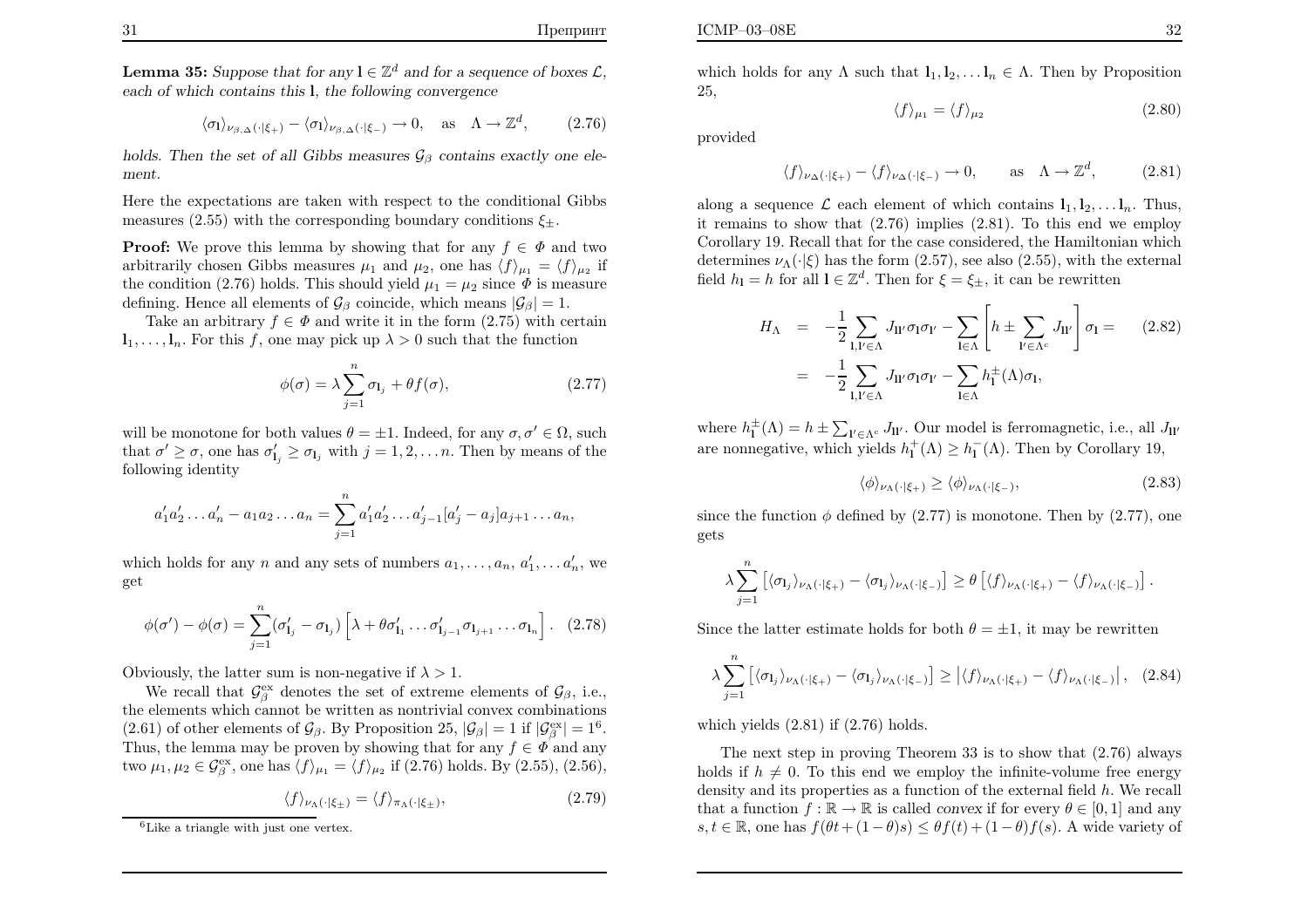**Lemma 35:** *Suppose that for any $\mathbf{l} \in \mathbb{Z}^d$ and for a sequence of boxes $\mathcal{L}$, each of which contains this $\mathbf{l}$, the following convergence*

$$\langle \sigma_{\mathbf{l}} \rangle_{\nu_{\beta,\Delta}(\cdot|\xi_+)} - \langle \sigma_{\mathbf{l}} \rangle_{\nu_{\beta,\Delta}(\cdot|\xi_-)} \to 0, \quad \text{as} \quad \Lambda \to \mathbb{Z}^d, \tag{2.76}$$

*holds. Then the set of all Gibbs measures $\mathcal{G}_\beta$ contains exactly one element.*

Here the expectations are taken with respect to the conditional Gibbs measures (2.55) with the corresponding boundary conditions $\xi_\pm$.

**Proof:** We prove this lemma by showing that for any $f \in \Phi$ and two arbitrarily chosen Gibbs measures $\mu_1$ and $\mu_2$, one has $\langle f \rangle_{\mu_1} = \langle f \rangle_{\mu_2}$ if the condition (2.76) holds. This should yield $\mu_1 = \mu_2$ since $\Phi$ is measure defining. Hence all elements of $\mathcal{G}_\beta$ coincide, which means $|\mathcal{G}_\beta| = 1$.

Take an arbitrary $f \in \Phi$ and write it in the form (2.75) with certain $\mathbf{l}_1, \ldots, \mathbf{l}_n$. For this $f$, one may pick up $\lambda > 0$ such that the function

$$\phi(\sigma) = \lambda \sum_{j=1}^{n} \sigma_{\mathbf{l}_j} + \theta f(\sigma), \tag{2.77}$$

will be monotone for both values $\theta = \pm 1$. Indeed, for any $\sigma, \sigma' \in \Omega$, such that $\sigma' \geq \sigma$, one has $\sigma'_{\mathbf{l}_j} \geq \sigma_{\mathbf{l}_j}$ with $j = 1, 2, \ldots n$. Then by means of the following identity

$$a'_1 a'_2 \ldots a'_n - a_1 a_2 \ldots a_n = \sum_{j=1}^{n} a'_1 a'_2 \ldots a'_{j-1} [a'_j - a_j] a_{j+1} \ldots a_n,$$

which holds for any $n$ and any sets of numbers $a_1, \ldots, a_n$, $a'_1, \ldots a'_n$, we get

$$\phi(\sigma') - \phi(\sigma) = \sum_{j=1}^{n} (\sigma'_{\mathbf{l}_j} - \sigma_{\mathbf{l}_j}) \left[ \lambda + \theta \sigma'_{\mathbf{l}_1} \ldots \sigma'_{\mathbf{l}_{j-1}} \sigma_{\mathbf{l}_{j+1}} \ldots \sigma_{\mathbf{l}_n} \right]. \tag{2.78}$$

Obviously, the latter sum is non-negative if $\lambda > 1$.

We recall that $\mathcal{G}_\beta^{\mathrm{ex}}$ denotes the set of extreme elements of $\mathcal{G}_\beta$, i.e., the elements which cannot be written as nontrivial convex combinations (2.61) of other elements of $\mathcal{G}_\beta$. By Proposition 25, $|\mathcal{G}_\beta| = 1$ if $|\mathcal{G}_\beta^{\mathrm{ex}}| = 1$[6]. Thus, the lemma may be proven by showing that for any $f \in \Phi$ and any two $\mu_1, \mu_2 \in \mathcal{G}_\beta^{\mathrm{ex}}$, one has $\langle f \rangle_{\mu_1} = \langle f \rangle_{\mu_2}$ if (2.76) holds. By (2.55), (2.56),

$$\langle f \rangle_{\nu_\Lambda(\cdot|\xi_\pm)} = \langle f \rangle_{\pi_\Lambda(\cdot|\xi_\pm)}, \tag{2.79}$$

which holds for any $\Lambda$ such that $\mathbf{l}_1, \mathbf{l}_2, \ldots \mathbf{l}_n \in \Lambda$. Then by Proposition 25,

$$\langle f \rangle_{\mu_1} = \langle f \rangle_{\mu_2} \tag{2.80}$$

provided

$$\langle f \rangle_{\nu_\Delta(\cdot|\xi_+)} - \langle f \rangle_{\nu_\Delta(\cdot|\xi_-)} \to 0, \qquad \text{as} \quad \Lambda \to \mathbb{Z}^d, \tag{2.81}$$

along a sequence $\mathcal{L}$ each element of which contains $\mathbf{l}_1, \mathbf{l}_2, \ldots \mathbf{l}_n$. Thus, it remains to show that (2.76) implies (2.81). To this end we employ Corollary 19. Recall that for the case considered, the Hamiltonian which determines $\nu_\Lambda(\cdot|\xi)$ has the form (2.57), see also (2.55), with the external field $h_{\mathbf{l}} = h$ for all $\mathbf{l} \in \mathbb{Z}^d$. Then for $\xi = \xi_\pm$, it can be rewritten

$$\begin{aligned} H_\Lambda &= -\frac{1}{2} \sum_{\mathbf{l},\mathbf{l}' \in \Lambda} J_{\mathbf{l}\mathbf{l}'} \sigma_{\mathbf{l}} \sigma_{\mathbf{l}'} - \sum_{\mathbf{l} \in \Lambda} \left[ h \pm \sum_{\mathbf{l}' \in \Lambda^c} J_{\mathbf{l}\mathbf{l}'} \right] \sigma_{\mathbf{l}} = \\ &= -\frac{1}{2} \sum_{\mathbf{l},\mathbf{l}' \in \Lambda} J_{\mathbf{l}\mathbf{l}'} \sigma_{\mathbf{l}} \sigma_{\mathbf{l}'} - \sum_{\mathbf{l} \in \Lambda} h_{\mathbf{l}}^{\pm}(\Lambda) \sigma_{\mathbf{l}}, \end{aligned} \tag{2.82}$$

where $h_{\mathbf{l}}^{\pm}(\Lambda) = h \pm \sum_{\mathbf{l}' \in \Lambda^c} J_{\mathbf{l}\mathbf{l}'}$. Our model is ferromagnetic, i.e., all $J_{\mathbf{l}\mathbf{l}'}$ are nonnegative, which yields $h_{\mathbf{l}}^{+}(\Lambda) \geq h_{\mathbf{l}}^{-}(\Lambda)$. Then by Corollary 19,

$$\langle \phi \rangle_{\nu_\Lambda(\cdot|\xi_+)} \geq \langle \phi \rangle_{\nu_\Lambda(\cdot|\xi_-)}, \tag{2.83}$$

since the function $\phi$ defined by (2.77) is monotone. Then by (2.77), one gets

$$\lambda \sum_{j=1}^{n} \left[ \langle \sigma_{\mathbf{l}_j} \rangle_{\nu_\Lambda(\cdot|\xi_+)} - \langle \sigma_{\mathbf{l}_j} \rangle_{\nu_\Lambda(\cdot|\xi_-)} \right] \geq \theta \left[ \langle f \rangle_{\nu_\Lambda(\cdot|\xi_+)} - \langle f \rangle_{\nu_\Lambda(\cdot|\xi_-)} \right].$$

Since the latter estimate holds for both $\theta = \pm 1$, it may be rewritten

$$\lambda \sum_{j=1}^{n} \left[ \langle \sigma_{\mathbf{l}_j} \rangle_{\nu_\Lambda(\cdot|\xi_+)} - \langle \sigma_{\mathbf{l}_j} \rangle_{\nu_\Lambda(\cdot|\xi_-)} \right] \geq \left| \langle f \rangle_{\nu_\Lambda(\cdot|\xi_+)} - \langle f \rangle_{\nu_\Lambda(\cdot|\xi_-)} \right|, \tag{2.84}$$

which yields (2.81) if (2.76) holds.

The next step in proving Theorem 33 is to show that (2.76) always holds if $h \neq 0$. To this end we employ the infinite-volume free energy density and its properties as a function of the external field $h$. We recall that a function $f : \mathbb{R} \to \mathbb{R}$ is called *convex* if for every $\theta \in [0, 1]$ and any $s, t \in \mathbb{R}$, one has $f(\theta t + (1-\theta)s) \leq \theta f(t) + (1-\theta) f(s)$. A wide variety of

[6] Like a triangle with just one vertex.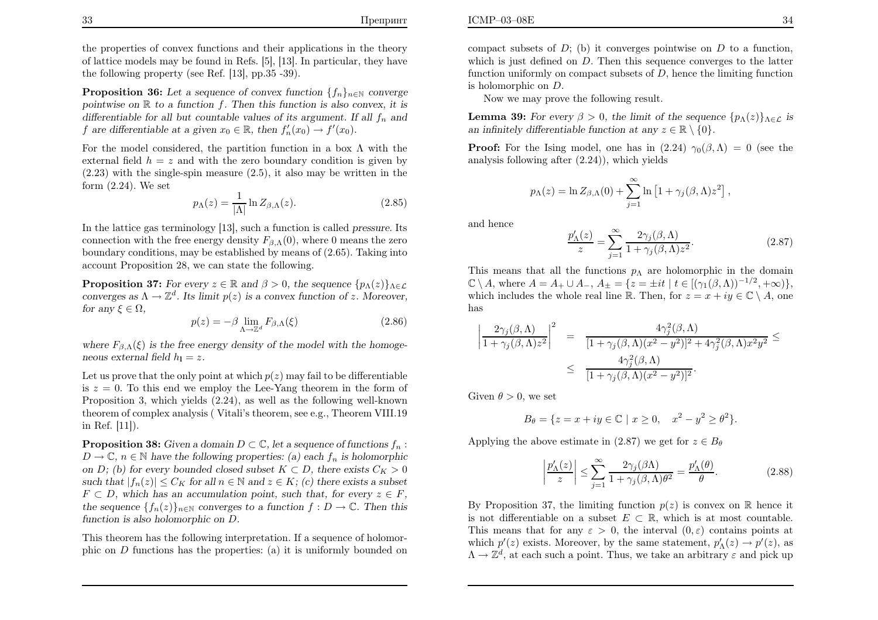the properties of convex functions and their applications in the theory of lattice models may be found in Refs. [5], [13]. In particular, they have the following property (see Ref. [13], pp.35 -39).

**Proposition 36:** *Let a sequence of convex function $\{f_n\}_{n\in\mathbb{N}}$ converge pointwise on $\mathbb{R}$ to a function $f$. Then this function is also convex, it is differentiable for all but countable values of its argument. If all $f_n$ and $f$ are differentiable at a given $x_0 \in \mathbb{R}$, then $f_n'(x_0) \to f'(x_0)$.*

For the model considered, the partition function in a box $\Lambda$ with the external field $h = z$ and with the zero boundary condition is given by (2.23) with the single-spin measure (2.5), it also may be written in the form (2.24). We set

$$p_\Lambda(z) = \frac{1}{|\Lambda|} \ln Z_{\beta,\Lambda}(z). \tag{2.85}$$

In the lattice gas terminology [13], such a function is called *pressure*. Its connection with the free energy density $F_{\beta,\Lambda}(0)$, where 0 means the zero boundary conditions, may be established by means of (2.65). Taking into account Proposition 28, we can state the following.

**Proposition 37:** *For every $z \in \mathbb{R}$ and $\beta > 0$, the sequence $\{p_\Lambda(z)\}_{\Lambda\in\mathcal{L}}$ converges as $\Lambda \to \mathbb{Z}^d$. Its limit $p(z)$ is a convex function of $z$. Moreover, for any $\xi \in \Omega$,*

$$p(z) = -\beta \lim_{\Lambda\to\mathbb{Z}^d} F_{\beta,\Lambda}(\xi) \tag{2.86}$$

*where $F_{\beta,\Lambda}(\xi)$ is the free energy density of the model with the homogeneous external field $h_l = z$.*

Let us prove that the only point at which $p(z)$ may fail to be differentiable is $z = 0$. To this end we employ the Lee-Yang theorem in the form of Proposition 3, which yields (2.24), as well as the following well-known theorem of complex analysis ( Vitali's theorem, see e.g., Theorem VIII.19 in Ref. [11]).

**Proposition 38:** *Given a domain $D \subset \mathbb{C}$, let a sequence of functions $f_n : D \to \mathbb{C}$, $n \in \mathbb{N}$ have the following properties: (a) each $f_n$ is holomorphic on $D$; (b) for every bounded closed subset $K \subset D$, there exists $C_K > 0$ such that $|f_n(z)| \leq C_K$ for all $n \in \mathbb{N}$ and $z \in K$; (c) there exists a subset $F \subset D$, which has an accumulation point, such that, for every $z \in F$, the sequence $\{f_n(z)\}_{n\in\mathbb{N}}$ converges to a function $f : D \to \mathbb{C}$. Then this function is also holomorphic on $D$.*

This theorem has the following interpretation. If a sequence of holomorphic on $D$ functions has the properties: (a) it is uniformly bounded on compact subsets of $D$; (b) it converges pointwise on $D$ to a function, which is just defined on $D$. Then this sequence converges to the latter function uniformly on compact subsets of $D$, hence the limiting function is holomorphic on $D$.

Now we may prove the following result.

**Lemma 39:** *For every $\beta > 0$, the limit of the sequence $\{p_\Lambda(z)\}_{\Lambda\in\mathcal{L}}$ is an infinitely differentiable function at any $z \in \mathbb{R}\setminus\{0\}$.*

**Proof:** For the Ising model, one has in (2.24) $\gamma_0(\beta,\Lambda) = 0$ (see the analysis following after (2.24)), which yields

$$p_\Lambda(z) = \ln Z_{\beta,\Lambda}(0) + \sum_{j=1}^{\infty} \ln\left[1 + \gamma_j(\beta,\Lambda) z^2\right],$$

and hence

$$\frac{p_\Lambda'(z)}{z} = \sum_{j=1}^{\infty} \frac{2\gamma_j(\beta,\Lambda)}{1+\gamma_j(\beta,\Lambda)z^2}. \tag{2.87}$$

This means that all the functions $p_\Lambda$ are holomorphic in the domain $\mathbb{C}\setminus A$, where $A = A_+ \cup A_-$, $A_\pm = \{z = \pm it \mid t \in [(\gamma_1(\beta,\Lambda))^{-1/2}, +\infty)\}$, which includes the whole real line $\mathbb{R}$. Then, for $z = x + iy \in \mathbb{C}\setminus A$, one has

$$\begin{aligned}\left|\frac{2\gamma_j(\beta,\Lambda)}{1+\gamma_j(\beta,\Lambda)z^2}\right|^2 &= \frac{4\gamma_j^2(\beta,\Lambda)}{[1+\gamma_j(\beta,\Lambda)(x^2-y^2)]^2 + 4\gamma_j^2(\beta,\Lambda)x^2y^2} \leq \\ &\leq \frac{4\gamma_j^2(\beta,\Lambda)}{[1+\gamma_j(\beta,\Lambda)(x^2-y^2)]^2}.\end{aligned}$$

Given $\theta > 0$, we set

$$B_\theta = \{z = x + iy \in \mathbb{C} \mid x \geq 0, \quad x^2 - y^2 \geq \theta^2\}.$$

Applying the above estimate in (2.87) we get for $z \in B_\theta$

$$\left|\frac{p_\Lambda'(z)}{z}\right| \leq \sum_{j=1}^{\infty} \frac{2\gamma_j(\beta\Lambda)}{1+\gamma_j(\beta,\Lambda)\theta^2} = \frac{p_\Lambda'(\theta)}{\theta}. \tag{2.88}$$

By Proposition 37, the limiting function $p(z)$ is convex on $\mathbb{R}$ hence it is not differentiable on a subset $E \subset \mathbb{R}$, which is at most countable. This means that for any $\varepsilon > 0$, the interval $(0,\varepsilon)$ contains points at which $p'(z)$ exists. Moreover, by the same statement, $p_\Lambda'(z) \to p'(z)$, as $\Lambda \to \mathbb{Z}^d$, at each such a point. Thus, we take an arbitrary $\varepsilon$ and pick up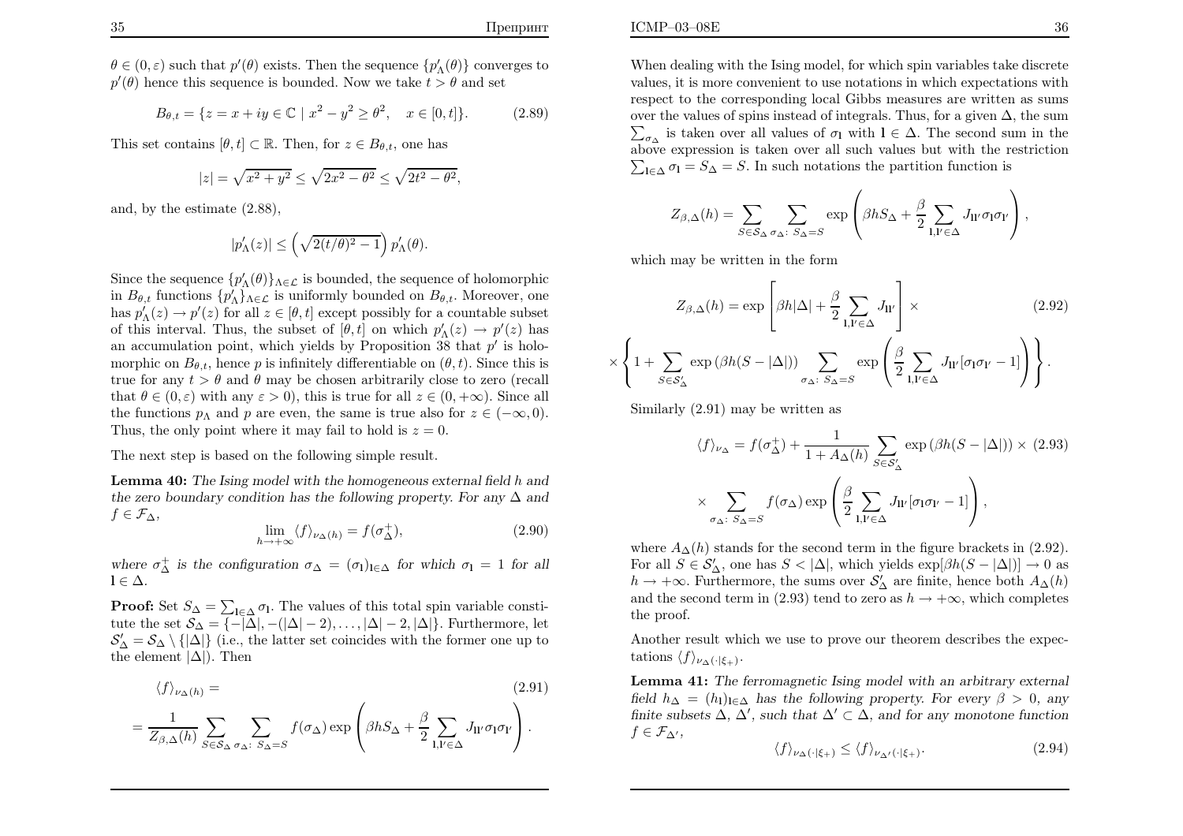$\theta \in (0, \varepsilon)$ such that $p'(\theta)$ exists. Then the sequence $\{p'_\Lambda(\theta)\}$ converges to $p'(\theta)$ hence this sequence is bounded. Now we take $t > \theta$ and set

$$B_{\theta,t} = \{z = x + iy \in \mathbb{C} \mid x^2 - y^2 \geq \theta^2, \quad x \in [0, t]\}. \tag{2.89}$$

This set contains $[\theta, t] \subset \mathbb{R}$. Then, for $z \in B_{\theta,t}$, one has

$$|z| = \sqrt{x^2 + y^2} \leq \sqrt{2x^2 - \theta^2} \leq \sqrt{2t^2 - \theta^2},$$

and, by the estimate (2.88),

$$|p'_\Lambda(z)| \leq \left(\sqrt{2(t/\theta)^2 - 1}\right) p'_\Lambda(\theta).$$

Since the sequence $\{p'_\Lambda(\theta)\}_{\Lambda \in \mathcal{L}}$ is bounded, the sequence of holomorphic in $B_{\theta,t}$ functions $\{p'_\Lambda\}_{\Lambda \in \mathcal{L}}$ is uniformly bounded on $B_{\theta,t}$. Moreover, one has $p'_\Lambda(z) \to p'(z)$ for all $z \in [\theta, t]$ except possibly for a countable subset of this interval. Thus, the subset of $[\theta, t]$ on which $p'_\Lambda(z) \to p'(z)$ has an accumulation point, which yields by Proposition 38 that $p'$ is holomorphic on $B_{\theta,t}$, hence $p$ is infinitely differentiable on $(\theta, t)$. Since this is true for any $t > \theta$ and $\theta$ may be chosen arbitrarily close to zero (recall that $\theta \in (0, \varepsilon)$ with any $\varepsilon > 0$), this is true for all $z \in (0, +\infty)$. Since all the functions $p_\Lambda$ and $p$ are even, the same is true also for $z \in (-\infty, 0)$. Thus, the only point where it may fail to hold is $z = 0$.

The next step is based on the following simple result.

**Lemma 40:** *The Ising model with the homogeneous external field $h$ and the zero boundary condition has the following property. For any $\Delta$ and $f \in \mathcal{F}_\Delta$,*

$$\lim_{h \to +\infty} \langle f \rangle_{\nu_\Delta(h)} = f(\sigma^+_\Delta), \tag{2.90}$$

*where $\sigma^+_\Delta$ is the configuration $\sigma_\Delta = (\sigma_{\mathbf{l}})_{\mathbf{l} \in \Delta}$ for which $\sigma_{\mathbf{l}} = 1$ for all $\mathbf{l} \in \Delta$.*

**Proof:** Set $S_\Delta = \sum_{\mathbf{l} \in \Delta} \sigma_{\mathbf{l}}$. The values of this total spin variable constitute the set $\mathcal{S}_\Delta = \{-|\Delta|, -(|\Delta| - 2), \ldots, |\Delta| - 2, |\Delta|\}$. Furthermore, let $\mathcal{S}'_\Delta = \mathcal{S}_\Delta \setminus \{|\Delta|\}$ (i.e., the latter set coincides with the former one up to the element $|\Delta|$). Then

$$\langle f \rangle_{\nu_\Delta(h)} = \tag{2.91}$$

$$= \frac{1}{Z_{\beta,\Delta}(h)} \sum_{S \in \mathcal{S}_\Delta} \sum_{\sigma_\Delta: \, S_\Delta = S} f(\sigma_\Delta) \exp\left(\beta h S_\Delta + \frac{\beta}{2} \sum_{\mathbf{l},\mathbf{l}' \in \Delta} J_{\mathbf{l}\mathbf{l}'} \sigma_{\mathbf{l}} \sigma_{\mathbf{l}'}\right).$$

When dealing with the Ising model, for which spin variables take discrete values, it is more convenient to use notations in which expectations with respect to the corresponding local Gibbs measures are written as sums over the values of spins instead of integrals. Thus, for a given $\Delta$, the sum $\sum_{\sigma_\Delta}$ is taken over all values of $\sigma_{\mathbf{l}}$ with $\mathbf{l} \in \Delta$. The second sum in the above expression is taken over all such values but with the restriction $\sum_{\mathbf{l} \in \Delta} \sigma_{\mathbf{l}} = S_\Delta = S$. In such notations the partition function is

$$Z_{\beta,\Delta}(h) = \sum_{S \in \mathcal{S}_\Delta} \sum_{\sigma_\Delta: \, S_\Delta = S} \exp\left(\beta h S_\Delta + \frac{\beta}{2} \sum_{\mathbf{l},\mathbf{l}' \in \Delta} J_{\mathbf{l}\mathbf{l}'} \sigma_{\mathbf{l}} \sigma_{\mathbf{l}'}\right),$$

which may be written in the form

$$Z_{\beta,\Delta}(h) = \exp\left[\beta h |\Delta| + \frac{\beta}{2} \sum_{\mathbf{l},\mathbf{l}' \in \Delta} J_{\mathbf{l}\mathbf{l}'}\right] \times \tag{2.92}$$

$$\times \left\{1 + \sum_{S \in \mathcal{S}'_\Delta} \exp\left(\beta h (S - |\Delta|)\right) \sum_{\sigma_\Delta: \, S_\Delta = S} \exp\left(\frac{\beta}{2} \sum_{\mathbf{l},\mathbf{l}' \in \Delta} J_{\mathbf{l}\mathbf{l}'} [\sigma_{\mathbf{l}} \sigma_{\mathbf{l}'} - 1]\right)\right\}.$$

Similarly (2.91) may be written as

$$\langle f \rangle_{\nu_\Delta} = f(\sigma^+_\Delta) + \frac{1}{1 + A_\Delta(h)} \sum_{S \in \mathcal{S}'_\Delta} \exp\left(\beta h (S - |\Delta|)\right) \times \tag{2.93}$$

$$\times \sum_{\sigma_\Delta: \, S_\Delta = S} f(\sigma_\Delta) \exp\left(\frac{\beta}{2} \sum_{\mathbf{l},\mathbf{l}' \in \Delta} J_{\mathbf{l}\mathbf{l}'} [\sigma_{\mathbf{l}} \sigma_{\mathbf{l}'} - 1]\right),$$

where $A_\Delta(h)$ stands for the second term in the figure brackets in (2.92). For all $S \in \mathcal{S}'_\Delta$, one has $S < |\Delta|$, which yields $\exp[\beta h (S - |\Delta|)] \to 0$ as $h \to +\infty$. Furthermore, the sums over $\mathcal{S}'_\Delta$ are finite, hence both $A_\Delta(h)$ and the second term in (2.93) tend to zero as $h \to +\infty$, which completes the proof.

Another result which we use to prove our theorem describes the expectations $\langle f \rangle_{\nu_\Delta(\cdot|\xi_+)}$.

**Lemma 41:** *The ferromagnetic Ising model with an arbitrary external field $h_\Delta = (h_{\mathbf{l}})_{\mathbf{l} \in \Delta}$ has the following property. For every $\beta > 0$, any finite subsets $\Delta$, $\Delta'$, such that $\Delta' \subset \Delta$, and for any monotone function $f \in \mathcal{F}_{\Delta'}$,*

$$\langle f \rangle_{\nu_\Delta(\cdot|\xi_+)} \leq \langle f \rangle_{\nu_{\Delta'}(\cdot|\xi_+)}. \tag{2.94}$$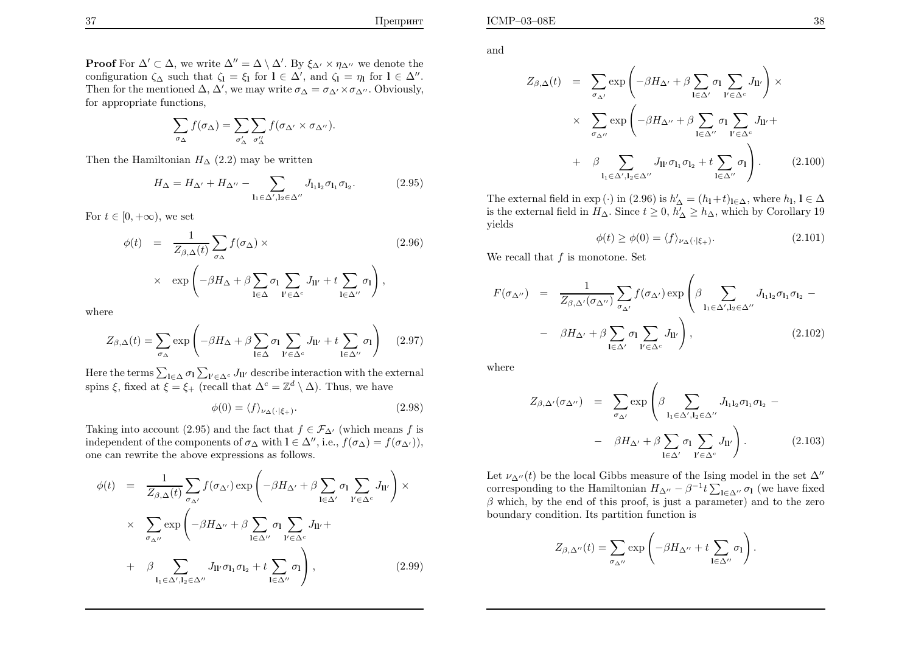**Proof** For $\Delta' \subset \Delta$, we write $\Delta'' = \Delta \setminus \Delta'$. By $\xi_{\Delta'} \times \eta_{\Delta''}$ we denote the configuration $\zeta_\Delta$ such that $\zeta_{\mathbf{l}} = \xi_{\mathbf{l}}$ for $\mathbf{l} \in \Delta'$, and $\zeta_{\mathbf{l}} = \eta_{\mathbf{l}}$ for $\mathbf{l} \in \Delta''$. Then for the mentioned $\Delta$, $\Delta'$, we may write $\sigma_\Delta = \sigma_{\Delta'} \times \sigma_{\Delta''}$. Obviously, for appropriate functions,

$$\sum_{\sigma_\Delta} f(\sigma_\Delta) = \sum_{\sigma'_\Delta} \sum_{\sigma''_\Delta} f(\sigma_{\Delta'} \times \sigma_{\Delta''}).$$

Then the Hamiltonian $H_\Delta$ (2.2) may be written

$$H_\Delta = H_{\Delta'} + H_{\Delta''} - \sum_{\mathbf{l}_1 \in \Delta', \mathbf{l}_2 \in \Delta''} J_{\mathbf{l}_1 \mathbf{l}_2} \sigma_{\mathbf{l}_1} \sigma_{\mathbf{l}_2}. \tag{2.95}$$

For $t \in [0, +\infty)$, we set

$$\begin{aligned} \phi(t) &= \frac{1}{Z_{\beta,\Delta}(t)} \sum_{\sigma_\Delta} f(\sigma_\Delta) \times \\ &\times \exp\left( -\beta H_\Delta + \beta \sum_{\mathbf{l} \in \Delta} \sigma_{\mathbf{l}} \sum_{\mathbf{l}' \in \Delta^c} J_{\mathbf{l}\mathbf{l}'} + t \sum_{\mathbf{l} \in \Delta''} \sigma_{\mathbf{l}} \right), \end{aligned} \tag{2.96}$$

where

$$Z_{\beta,\Delta}(t) = \sum_{\sigma_\Delta} \exp\left( -\beta H_\Delta + \beta \sum_{\mathbf{l} \in \Delta} \sigma_{\mathbf{l}} \sum_{\mathbf{l}' \in \Delta^c} J_{\mathbf{l}\mathbf{l}'} + t \sum_{\mathbf{l} \in \Delta''} \sigma_{\mathbf{l}} \right) \tag{2.97}$$

Here the terms $\sum_{\mathbf{l} \in \Delta} \sigma_{\mathbf{l}} \sum_{\mathbf{l}' \in \Delta^c} J_{\mathbf{l}\mathbf{l}'}$ describe interaction with the external spins $\xi$, fixed at $\xi = \xi_+$ (recall that $\Delta^c = \mathbb{Z}^d \setminus \Delta$). Thus, we have

$$\phi(0) = \langle f \rangle_{\nu_\Delta(\cdot|\xi_+)}. \tag{2.98}$$

Taking into account (2.95) and the fact that $f \in \mathcal{F}_{\Delta'}$ (which means $f$ is independent of the components of $\sigma_\Delta$ with $\mathbf{l} \in \Delta''$, i.e., $f(\sigma_\Delta) = f(\sigma_{\Delta'})$), one can rewrite the above expressions as follows.

$$\begin{aligned} \phi(t) &= \frac{1}{Z_{\beta,\Delta}(t)} \sum_{\sigma_{\Delta'}} f(\sigma_{\Delta'}) \exp\left( -\beta H_{\Delta'} + \beta \sum_{\mathbf{l} \in \Delta'} \sigma_{\mathbf{l}} \sum_{\mathbf{l}' \in \Delta^c} J_{\mathbf{l}\mathbf{l}'} \right) \times \\ &\times \sum_{\sigma_{\Delta''}} \exp\left( -\beta H_{\Delta''} + \beta \sum_{\mathbf{l} \in \Delta''} \sigma_{\mathbf{l}} \sum_{\mathbf{l}' \in \Delta^c} J_{\mathbf{l}\mathbf{l}'} + \right. \\ &+ \left. \beta \sum_{\mathbf{l}_1 \in \Delta', \mathbf{l}_2 \in \Delta''} J_{\mathbf{l}\mathbf{l}'} \sigma_{\mathbf{l}_1} \sigma_{\mathbf{l}_2} + t \sum_{\mathbf{l} \in \Delta''} \sigma_{\mathbf{l}} \right), \end{aligned} \tag{2.99}$$

and

$$\begin{aligned} Z_{\beta,\Delta}(t) &= \sum_{\sigma_{\Delta'}} \exp\left( -\beta H_{\Delta'} + \beta \sum_{\mathbf{l} \in \Delta'} \sigma_{\mathbf{l}} \sum_{\mathbf{l}' \in \Delta^c} J_{\mathbf{l}\mathbf{l}'} \right) \times \\ &\times \sum_{\sigma_{\Delta''}} \exp\left( -\beta H_{\Delta''} + \beta \sum_{\mathbf{l} \in \Delta''} \sigma_{\mathbf{l}} \sum_{\mathbf{l}' \in \Delta^c} J_{\mathbf{l}\mathbf{l}'} + \right. \\ &+ \left. \beta \sum_{\mathbf{l}_1 \in \Delta', \mathbf{l}_2 \in \Delta''} J_{\mathbf{l}\mathbf{l}'} \sigma_{\mathbf{l}_1} \sigma_{\mathbf{l}_2} + t \sum_{\mathbf{l} \in \Delta''} \sigma_{\mathbf{l}} \right). \end{aligned} \tag{2.100}$$

The external field in $\exp(\cdot)$ in (2.96) is $h'_\Delta = (h_{\mathbf{l}} + t)_{\mathbf{l} \in \Delta}$, where $h_{\mathbf{l}}$, $\mathbf{l} \in \Delta$ is the external field in $H_\Delta$. Since $t \geq 0$, $h'_\Delta \geq h_\Delta$, which by Corollary 19 yields

$$\phi(t) \geq \phi(0) = \langle f \rangle_{\nu_\Delta(\cdot|\xi_+)}. \tag{2.101}$$

We recall that $f$ is monotone. Set

$$\begin{aligned} F(\sigma_{\Delta''}) &= \frac{1}{Z_{\beta,\Delta'}(\sigma_{\Delta''})} \sum_{\sigma_{\Delta'}} f(\sigma_{\Delta'}) \exp\left( \beta \sum_{\mathbf{l}_1 \in \Delta', \mathbf{l}_2 \in \Delta''} J_{\mathbf{l}_1 \mathbf{l}_2} \sigma_{\mathbf{l}_1} \sigma_{\mathbf{l}_2} - \right. \\ &- \left. \beta H_{\Delta'} + \beta \sum_{\mathbf{l} \in \Delta'} \sigma_{\mathbf{l}} \sum_{\mathbf{l}' \in \Delta^c} J_{\mathbf{l}\mathbf{l}'} \right), \end{aligned} \tag{2.102}$$

where

$$\begin{aligned} Z_{\beta,\Delta'}(\sigma_{\Delta''}) &= \sum_{\sigma_{\Delta'}} \exp\left( \beta \sum_{\mathbf{l}_1 \in \Delta', \mathbf{l}_2 \in \Delta''} J_{\mathbf{l}_1 \mathbf{l}_2} \sigma_{\mathbf{l}_1} \sigma_{\mathbf{l}_2} - \right. \\ &- \left. \beta H_{\Delta'} + \beta \sum_{\mathbf{l} \in \Delta'} \sigma_{\mathbf{l}} \sum_{\mathbf{l}' \in \Delta^c} J_{\mathbf{l}\mathbf{l}'} \right). \end{aligned} \tag{2.103}$$

Let $\nu_{\Delta''}(t)$ be the local Gibbs measure of the Ising model in the set $\Delta''$ corresponding to the Hamiltonian $H_{\Delta''} - \beta^{-1} t \sum_{\mathbf{l} \in \Delta''} \sigma_{\mathbf{l}}$ (we have fixed $\beta$ which, by the end of this proof, is just a parameter) and to the zero boundary condition. Its partition function is

$$Z_{\beta,\Delta''}(t) = \sum_{\sigma_{\Delta''}} \exp\left( -\beta H_{\Delta''} + t \sum_{\mathbf{l} \in \Delta''} \sigma_{\mathbf{l}} \right).$$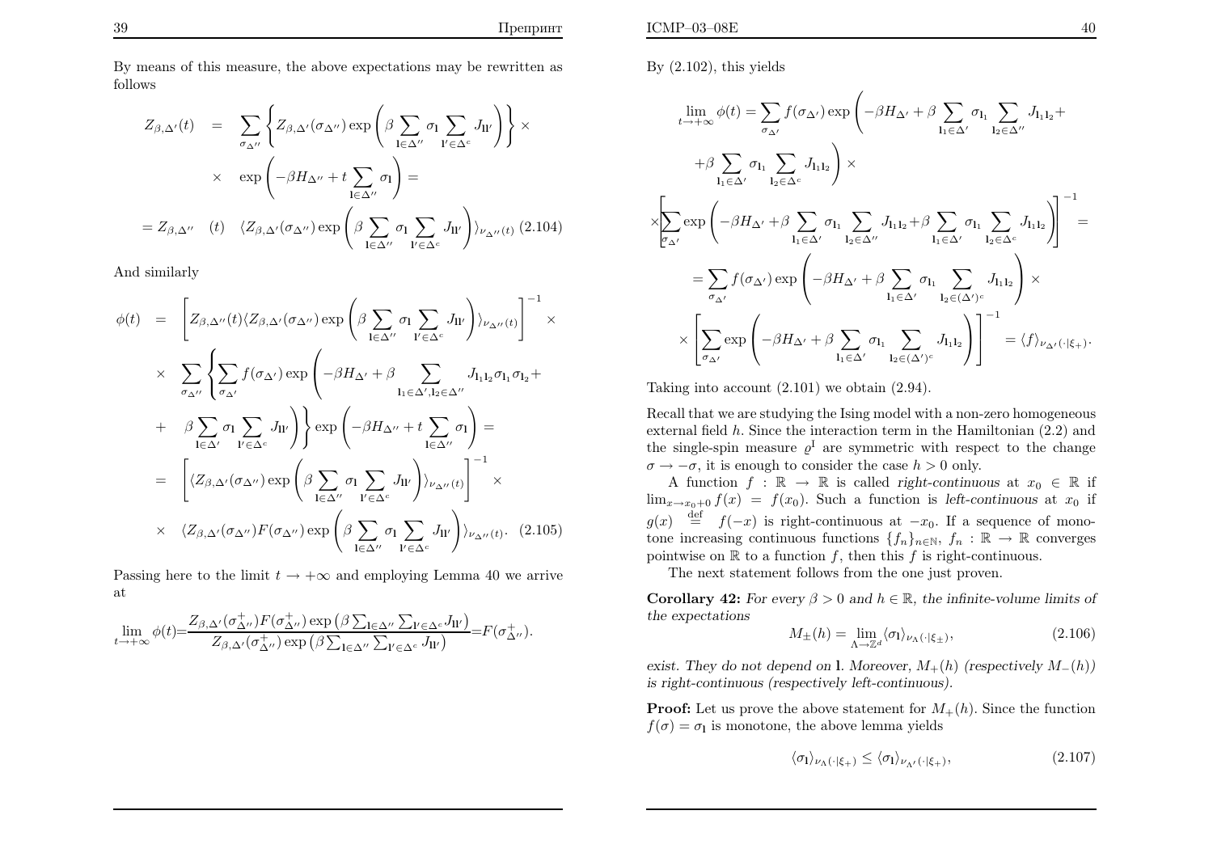By means of this measure, the above expectations may be rewritten as follows

$$
\begin{aligned}
Z_{\beta,\Delta'}(t) &= \sum_{\sigma_{\Delta''}} \left\{ Z_{\beta,\Delta'}(\sigma_{\Delta''}) \exp\left( \beta \sum_{\mathbf{l}\in\Delta''} \sigma_{\mathbf{l}} \sum_{\mathbf{l}'\in\Delta^c} J_{\mathbf{l}\mathbf{l}'} \right) \right\} \times \\
&\times \exp\left( -\beta H_{\Delta''} + t \sum_{\mathbf{l}\in\Delta''} \sigma_{\mathbf{l}} \right) = \\
&= Z_{\beta,\Delta''}(t) \quad \langle Z_{\beta,\Delta'}(\sigma_{\Delta''}) \exp\left( \beta \sum_{\mathbf{l}\in\Delta''} \sigma_{\mathbf{l}} \sum_{\mathbf{l}'\in\Delta^c} J_{\mathbf{l}\mathbf{l}'} \right) \rangle_{\nu_{\Delta''}(t)} \quad (2.104)
\end{aligned}
$$

And similarly

$$
\begin{aligned}
\phi(t) &= \left[ Z_{\beta,\Delta''}(t) \langle Z_{\beta,\Delta'}(\sigma_{\Delta''}) \exp\left( \beta \sum_{\mathbf{l}\in\Delta''} \sigma_{\mathbf{l}} \sum_{\mathbf{l}'\in\Delta^c} J_{\mathbf{l}\mathbf{l}'} \right) \rangle_{\nu_{\Delta''}(t)} \right]^{-1} \times \\
&\times \sum_{\sigma_{\Delta''}} \left\{ \sum_{\sigma_{\Delta'}} f(\sigma_{\Delta'}) \exp\left( -\beta H_{\Delta'} + \beta \sum_{\mathbf{l}_1\in\Delta', \mathbf{l}_2\in\Delta''} J_{\mathbf{l}_1\mathbf{l}_2} \sigma_{\mathbf{l}_1} \sigma_{\mathbf{l}_2} + \right.\right. \\
&+ \left.\left. \beta \sum_{\mathbf{l}\in\Delta'} \sigma_{\mathbf{l}} \sum_{\mathbf{l}'\in\Delta^c} J_{\mathbf{l}\mathbf{l}'} \right) \right\} \exp\left( -\beta H_{\Delta''} + t \sum_{\mathbf{l}\in\Delta''} \sigma_{\mathbf{l}} \right) = \\
&= \left[ \langle Z_{\beta,\Delta'}(\sigma_{\Delta''}) \exp\left( \beta \sum_{\mathbf{l}\in\Delta''} \sigma_{\mathbf{l}} \sum_{\mathbf{l}'\in\Delta^c} J_{\mathbf{l}\mathbf{l}'} \right) \rangle_{\nu_{\Delta''}(t)} \right]^{-1} \times \\
&\times \langle Z_{\beta,\Delta'}(\sigma_{\Delta''}) F(\sigma_{\Delta''}) \exp\left( \beta \sum_{\mathbf{l}\in\Delta''} \sigma_{\mathbf{l}} \sum_{\mathbf{l}'\in\Delta^c} J_{\mathbf{l}\mathbf{l}'} \right) \rangle_{\nu_{\Delta''}(t)}. \quad (2.105)
\end{aligned}
$$

Passing here to the limit $t \to +\infty$ and employing Lemma 40 we arrive at

$$
\lim_{t\to+\infty} \phi(t) = \frac{Z_{\beta,\Delta'}(\sigma^+_{\Delta''}) F(\sigma^+_{\Delta''}) \exp\left( \beta \sum_{\mathbf{l}\in\Delta''} \sum_{\mathbf{l}'\in\Delta^c} J_{\mathbf{l}\mathbf{l}'} \right)}{Z_{\beta,\Delta'}(\sigma^+_{\Delta''}) \exp\left( \beta \sum_{\mathbf{l}\in\Delta''} \sum_{\mathbf{l}'\in\Delta^c} J_{\mathbf{l}\mathbf{l}'} \right)} = F(\sigma^+_{\Delta''}).
$$

By (2.102), this yields

$$
\begin{aligned}
\lim_{t\to+\infty} \phi(t) &= \sum_{\sigma_{\Delta'}} f(\sigma_{\Delta'}) \exp\left( -\beta H_{\Delta'} + \beta \sum_{\mathbf{l}_1\in\Delta'} \sigma_{\mathbf{l}_1} \sum_{\mathbf{l}_2\in\Delta''} J_{\mathbf{l}_1\mathbf{l}_2} + \right. \\
&\left. + \beta \sum_{\mathbf{l}_1\in\Delta'} \sigma_{\mathbf{l}_1} \sum_{\mathbf{l}_2\in\Delta^c} J_{\mathbf{l}_1\mathbf{l}_2} \right) \times \\
&\times \left[ \sum_{\sigma_{\Delta'}} \exp\left( -\beta H_{\Delta'} + \beta \sum_{\mathbf{l}_1\in\Delta'} \sigma_{\mathbf{l}_1} \sum_{\mathbf{l}_2\in\Delta''} J_{\mathbf{l}_1\mathbf{l}_2} + \beta \sum_{\mathbf{l}_1\in\Delta'} \sigma_{\mathbf{l}_1} \sum_{\mathbf{l}_2\in\Delta^c} J_{\mathbf{l}_1\mathbf{l}_2} \right) \right]^{-1} = \\
&= \sum_{\sigma_{\Delta'}} f(\sigma_{\Delta'}) \exp\left( -\beta H_{\Delta'} + \beta \sum_{\mathbf{l}_1\in\Delta'} \sigma_{\mathbf{l}_1} \sum_{\mathbf{l}_2\in(\Delta')^c} J_{\mathbf{l}_1\mathbf{l}_2} \right) \times \\
&\times \left[ \sum_{\sigma_{\Delta'}} \exp\left( -\beta H_{\Delta'} + \beta \sum_{\mathbf{l}_1\in\Delta'} \sigma_{\mathbf{l}_1} \sum_{\mathbf{l}_2\in(\Delta')^c} J_{\mathbf{l}_1\mathbf{l}_2} \right) \right]^{-1} = \langle f \rangle_{\nu_{\Delta'}(\cdot|\xi_+)}.
\end{aligned}
$$

Taking into account (2.101) we obtain (2.94).

Recall that we are studying the Ising model with a non-zero homogeneous external field $h$. Since the interaction term in the Hamiltonian (2.2) and the single-spin measure $\varrho^{\mathbf{l}}$ are symmetric with respect to the change $\sigma \to -\sigma$, it is enough to consider the case $h > 0$ only.

A function $f : \mathbb{R} \to \mathbb{R}$ is called *right-continuous* at $x_0 \in \mathbb{R}$ if $\lim_{x\to x_0+0} f(x) = f(x_0)$. Such a function is *left-continuous* at $x_0$ if $g(x) \stackrel{\text{def}}{=} f(-x)$ is right-continuous at $-x_0$. If a sequence of monotone increasing continuous functions $\{f_n\}_{n\in\mathbb{N}}$, $f_n : \mathbb{R} \to \mathbb{R}$ converges pointwise on $\mathbb{R}$ to a function $f$, then this $f$ is right-continuous.

The next statement follows from the one just proven.

**Corollary 42:** *For every $\beta > 0$ and $h \in \mathbb{R}$, the infinite-volume limits of the expectations*

$$
M_\pm(h) = \lim_{\Lambda\to\mathbb{Z}^d} \langle \sigma_{\mathbf{l}} \rangle_{\nu_\Lambda(\cdot|\xi_\pm)}, \quad (2.106)
$$

*exist. They do not depend on* $\mathbf{l}$. *Moreover, $M_+(h)$ (respectively $M_-(h)$) is right-continuous (respectively left-continuous).*

**Proof:** Let us prove the above statement for $M_+(h)$. Since the function $f(\sigma) = \sigma_{\mathbf{l}}$ is monotone, the above lemma yields

$$
\langle \sigma_{\mathbf{l}} \rangle_{\nu_\Lambda(\cdot|\xi_+)} \leq \langle \sigma_{\mathbf{l}} \rangle_{\nu_{\Lambda'}(\cdot|\xi_+)}, \quad (2.107)
$$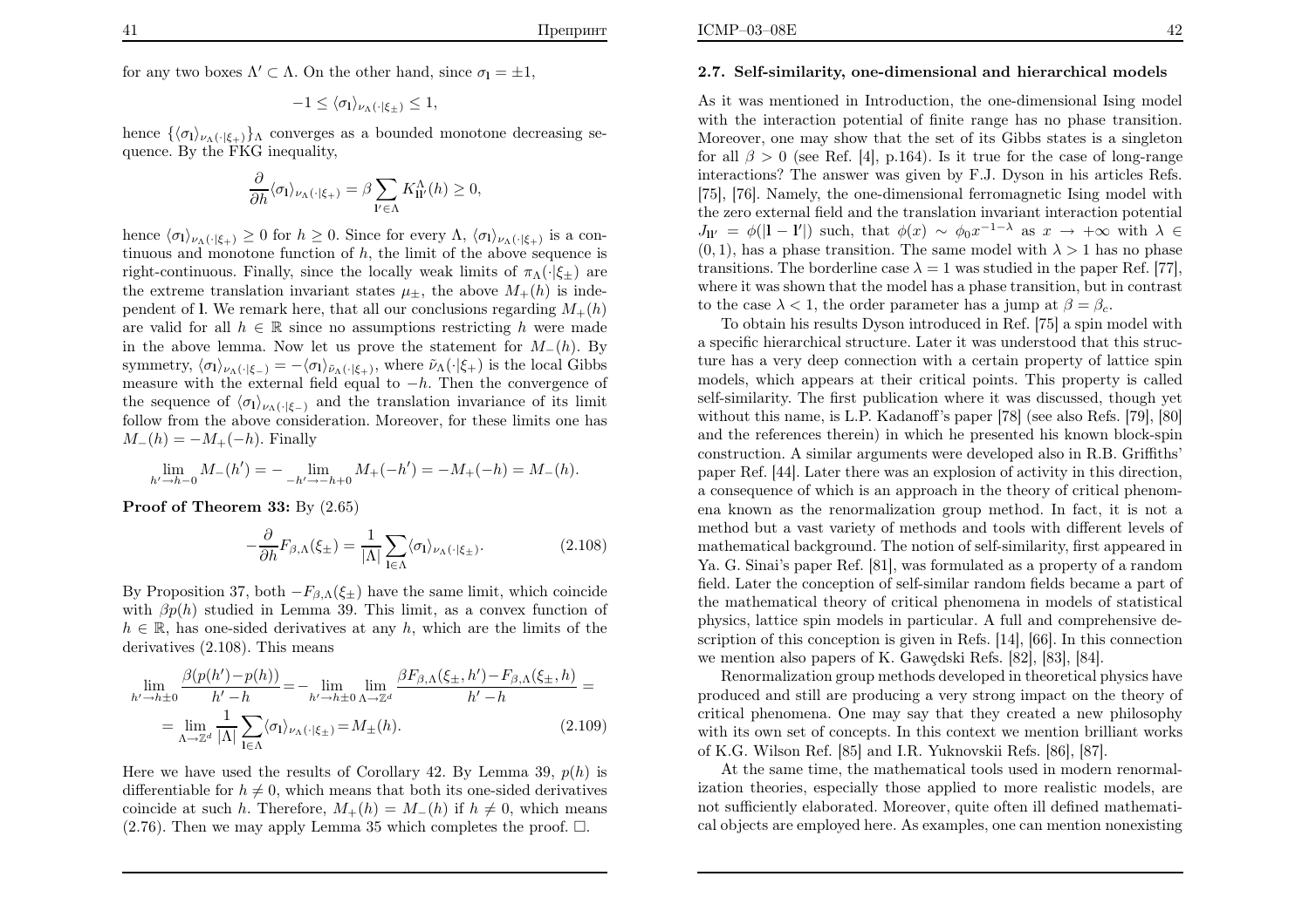for any two boxes $\Lambda' \subset \Lambda$. On the other hand, since $\sigma_{\mathbf{l}} = \pm 1$,

$$-1 \leq \langle \sigma_{\mathbf{l}} \rangle_{\nu_\Lambda(\cdot|\xi_\pm)} \leq 1,$$

hence $\{\langle \sigma_{\mathbf{l}} \rangle_{\nu_\Lambda(\cdot|\xi_+)}\}_\Lambda$ converges as a bounded monotone decreasing sequence. By the FKG inequality,

$$\frac{\partial}{\partial h} \langle \sigma_{\mathbf{l}} \rangle_{\nu_\Lambda(\cdot|\xi_+)} = \beta \sum_{\mathbf{l}' \in \Lambda} K^\Lambda_{\mathbf{l}\mathbf{l}'}(h) \geq 0,$$

hence $\langle \sigma_{\mathbf{l}} \rangle_{\nu_\Lambda(\cdot|\xi_+)} \geq 0$ for $h \geq 0$. Since for every $\Lambda$, $\langle \sigma_{\mathbf{l}} \rangle_{\nu_\Lambda(\cdot|\xi_+)}$ is a continuous and monotone function of $h$, the limit of the above sequence is right-continuous. Finally, since the locally weak limits of $\pi_\Lambda(\cdot|\xi_\pm)$ are the extreme translation invariant states $\mu_\pm$, the above $M_+(h)$ is independent of $\mathbf{l}$. We remark here, that all our conclusions regarding $M_+(h)$ are valid for all $h \in \mathbb{R}$ since no assumptions restricting $h$ were made in the above lemma. Now let us prove the statement for $M_-(h)$. By symmetry, $\langle \sigma_{\mathbf{l}} \rangle_{\nu_\Lambda(\cdot|\xi_-)} = -\langle \sigma_{\mathbf{l}} \rangle_{\tilde{\nu}_\Lambda(\cdot|\xi_+)}$, where $\tilde{\nu}_\Lambda(\cdot|\xi_+)$ is the local Gibbs measure with the external field equal to $-h$. Then the convergence of the sequence of $\langle \sigma_{\mathbf{l}} \rangle_{\nu_\Lambda(\cdot|\xi_-)}$ and the translation invariance of its limit follow from the above consideration. Moreover, for these limits one has $M_-(h) = -M_+(-h)$. Finally

$$\lim_{h' \to h-0} M_-(h') = - \lim_{-h' \to -h+0} M_+(-h') = -M_+(-h) = M_-(h).$$

**Proof of Theorem 33:** By (2.65)

$$-\frac{\partial}{\partial h} F_{\beta,\Lambda}(\xi_\pm) = \frac{1}{|\Lambda|} \sum_{\mathbf{l} \in \Lambda} \langle \sigma_{\mathbf{l}} \rangle_{\nu_\Lambda(\cdot|\xi_\pm)}. \tag{2.108}$$

By Proposition 37, both $-F_{\beta,\Lambda}(\xi_\pm)$ have the same limit, which coincide with $\beta p(h)$ studied in Lemma 39. This limit, as a convex function of $h \in \mathbb{R}$, has one-sided derivatives at any $h$, which are the limits of the derivatives (2.108). This means

$$\lim_{h' \to h \pm 0} \frac{\beta(p(h') - p(h))}{h' - h} = - \lim_{h' \to h \pm 0} \lim_{\Lambda \to \mathbb{Z}^d} \frac{\beta F_{\beta,\Lambda}(\xi_\pm, h') - F_{\beta,\Lambda}(\xi_\pm, h)}{h' - h} =$$
$$= \lim_{\Lambda \to \mathbb{Z}^d} \frac{1}{|\Lambda|} \sum_{\mathbf{l} \in \Lambda} \langle \sigma_{\mathbf{l}} \rangle_{\nu_\Lambda(\cdot|\xi_\pm)} = M_\pm(h). \tag{2.109}$$

Here we have used the results of Corollary 42. By Lemma 39, $p(h)$ is differentiable for $h \neq 0$, which means that both its one-sided derivatives coincide at such $h$. Therefore, $M_+(h) = M_-(h)$ if $h \neq 0$, which means (2.76). Then we may apply Lemma 35 which completes the proof. $\square$.

### 2.7. Self-similarity, one-dimensional and hierarchical models

As it was mentioned in Introduction, the one-dimensional Ising model with the interaction potential of finite range has no phase transition. Moreover, one may show that the set of its Gibbs states is a singleton for all $\beta > 0$ (see Ref. [4], p.164). Is it true for the case of long-range interactions? The answer was given by F.J. Dyson in his articles Refs. [75], [76]. Namely, the one-dimensional ferromagnetic Ising model with the zero external field and the translation invariant interaction potential $J_{\mathbf{l}\mathbf{l}'} = \phi(|\mathbf{l} - \mathbf{l}'|)$ such, that $\phi(x) \sim \phi_0 x^{-1-\lambda}$ as $x \to +\infty$ with $\lambda \in (0, 1)$, has a phase transition. The same model with $\lambda > 1$ has no phase transitions. The borderline case $\lambda = 1$ was studied in the paper Ref. [77], where it was shown that the model has a phase transition, but in contrast to the case $\lambda < 1$, the order parameter has a jump at $\beta = \beta_c$.

To obtain his results Dyson introduced in Ref. [75] a spin model with a specific hierarchical structure. Later it was understood that this structure has a very deep connection with a certain property of lattice spin models, which appears at their critical points. This property is called self-similarity. The first publication where it was discussed, though yet without this name, is L.P. Kadanoff's paper [78] (see also Refs. [79], [80] and the references therein) in which he presented his known block-spin construction. A similar arguments were developed also in R.B. Griffiths' paper Ref. [44]. Later there was an explosion of activity in this direction, a consequence of which is an approach in the theory of critical phenomena known as the renormalization group method. In fact, it is not a method but a vast variety of methods and tools with different levels of mathematical background. The notion of self-similarity, first appeared in Ya. G. Sinai's paper Ref. [81], was formulated as a property of a random field. Later the conception of self-similar random fields became a part of the mathematical theory of critical phenomena in models of statistical physics, lattice spin models in particular. A full and comprehensive description of this conception is given in Refs. [14], [66]. In this connection we mention also papers of K. Gawędski Refs. [82], [83], [84].

Renormalization group methods developed in theoretical physics have produced and still are producing a very strong impact on the theory of critical phenomena. One may say that they created a new philosophy with its own set of concepts. In this context we mention brilliant works of K.G. Wilson Ref. [85] and I.R. Yuknovskii Refs. [86], [87].

At the same time, the mathematical tools used in modern renormalization theories, especially those applied to more realistic models, are not sufficiently elaborated. Moreover, quite often ill defined mathematical objects are employed here. As examples, one can mention nonexisting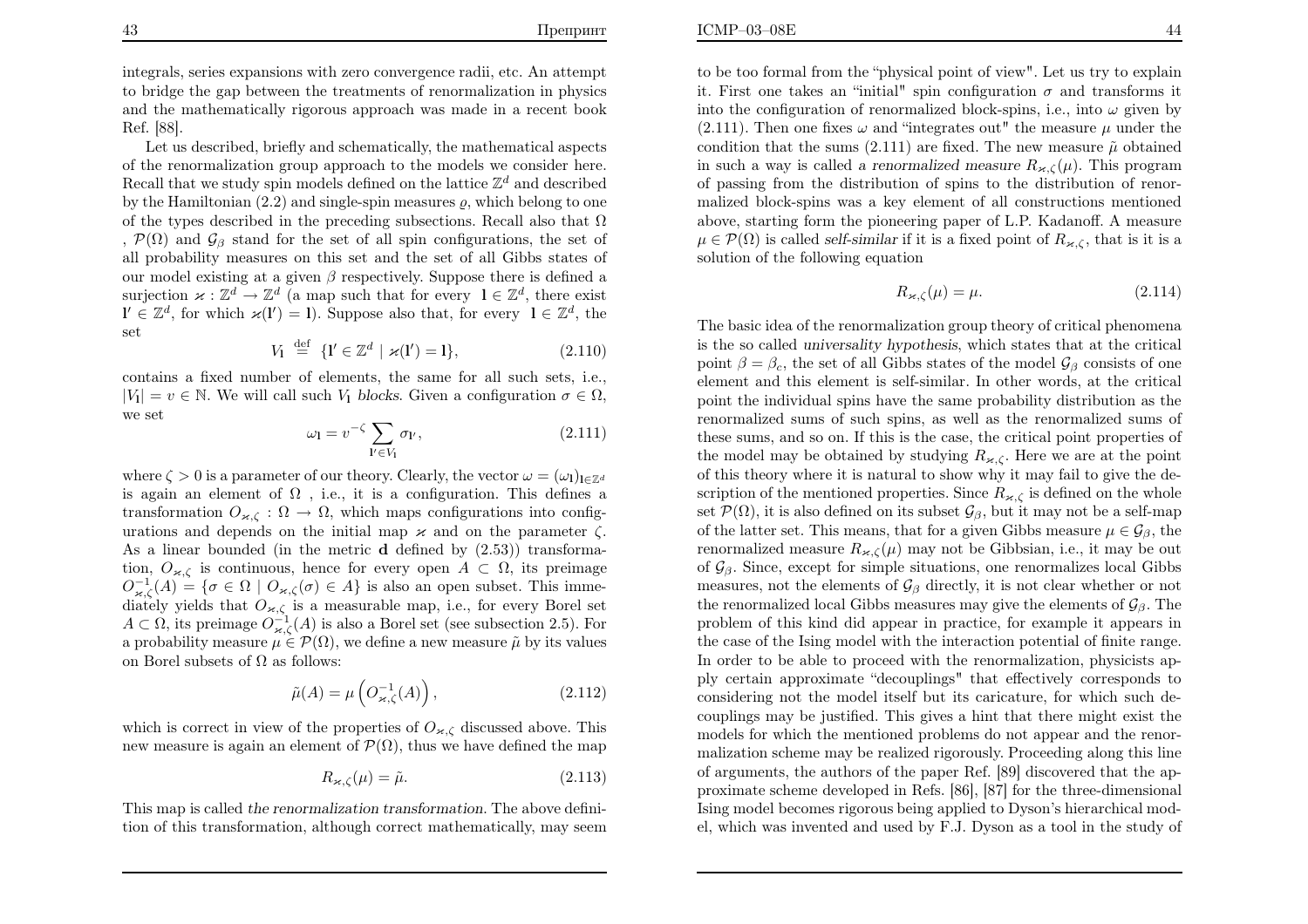integrals, series expansions with zero convergence radii, etc. An attempt to bridge the gap between the treatments of renormalization in physics and the mathematically rigorous approach was made in a recent book Ref. [88].

Let us described, briefly and schematically, the mathematical aspects of the renormalization group approach to the models we consider here. Recall that we study spin models defined on the lattice $\mathbb{Z}^d$ and described by the Hamiltonian (2.2) and single-spin measures $\varrho$, which belong to one of the types described in the preceding subsections. Recall also that $\Omega$ , $\mathcal{P}(\Omega)$ and $\mathcal{G}_\beta$ stand for the set of all spin configurations, the set of all probability measures on this set and the set of all Gibbs states of our model existing at a given $\beta$ respectively. Suppose there is defined a surjection $\varkappa : \mathbb{Z}^d \to \mathbb{Z}^d$ (a map such that for every $\mathbf{l} \in \mathbb{Z}^d$, there exist $\mathbf{l}' \in \mathbb{Z}^d$, for which $\varkappa(\mathbf{l}') = \mathbf{l}$). Suppose also that, for every $\mathbf{l} \in \mathbb{Z}^d$, the set

$$V_{\mathbf{l}} \stackrel{\text{def}}{=} \{\mathbf{l}' \in \mathbb{Z}^d \mid \varkappa(\mathbf{l}') = \mathbf{l}\}, \tag{2.110}$$

contains a fixed number of elements, the same for all such sets, i.e., $|V_{\mathbf{l}}| = v \in \mathbb{N}$. We will call such $V_{\mathbf{l}}$ *blocks*. Given a configuration $\sigma \in \Omega$, we set

$$\omega_{\mathbf{l}} = v^{-\zeta} \sum_{\mathbf{l}' \in V_{\mathbf{l}}} \sigma_{\mathbf{l}'}, \tag{2.111}$$

where $\zeta > 0$ is a parameter of our theory. Clearly, the vector $\omega = (\omega_{\mathbf{l}})_{\mathbf{l} \in \mathbb{Z}^d}$ is again an element of $\Omega$ , i.e., it is a configuration. This defines a transformation $O_{\varkappa,\zeta} : \Omega \to \Omega$, which maps configurations into configurations and depends on the initial map $\varkappa$ and on the parameter $\zeta$. As a linear bounded (in the metric $\mathbf{d}$ defined by (2.53)) transformation, $O_{\varkappa,\zeta}$ is continuous, hence for every open $A \subset \Omega$, its preimage $O^{-1}_{\varkappa,\zeta}(A) = \{\sigma \in \Omega \mid O_{\varkappa,\zeta}(\sigma) \in A\}$ is also an open subset. This immediately yields that $O_{\varkappa,\zeta}$ is a measurable map, i.e., for every Borel set $A \subset \Omega$, its preimage $O^{-1}_{\varkappa,\zeta}(A)$ is also a Borel set (see subsection 2.5). For a probability measure $\mu \in \mathcal{P}(\Omega)$, we define a new measure $\tilde{\mu}$ by its values on Borel subsets of $\Omega$ as follows:

$$\tilde{\mu}(A) = \mu\left(O^{-1}_{\varkappa,\zeta}(A)\right), \tag{2.112}$$

which is correct in view of the properties of $O_{\varkappa,\zeta}$ discussed above. This new measure is again an element of $\mathcal{P}(\Omega)$, thus we have defined the map

$$R_{\varkappa,\zeta}(\mu) = \tilde{\mu}. \tag{2.113}$$

This map is called *the renormalization transformation*. The above definition of this transformation, although correct mathematically, may seem to be too formal from the "physical point of view". Let us try to explain it. First one takes an "initial" spin configuration $\sigma$ and transforms it into the configuration of renormalized block-spins, i.e., into $\omega$ given by (2.111). Then one fixes $\omega$ and "integrates out" the measure $\mu$ under the condition that the sums (2.111) are fixed. The new measure $\tilde{\mu}$ obtained in such a way is called *a renormalized measure* $R_{\varkappa,\zeta}(\mu)$. This program of passing from the distribution of spins to the distribution of renormalized block-spins was a key element of all constructions mentioned above, starting form the pioneering paper of L.P. Kadanoff. A measure $\mu \in \mathcal{P}(\Omega)$ is called *self-similar* if it is a fixed point of $R_{\varkappa,\zeta}$, that is it is a solution of the following equation

$$R_{\varkappa,\zeta}(\mu) = \mu. \tag{2.114}$$

The basic idea of the renormalization group theory of critical phenomena is the so called *universality hypothesis*, which states that at the critical point $\beta = \beta_c$, the set of all Gibbs states of the model $\mathcal{G}_\beta$ consists of one element and this element is self-similar. In other words, at the critical point the individual spins have the same probability distribution as the renormalized sums of such spins, as well as the renormalized sums of these sums, and so on. If this is the case, the critical point properties of the model may be obtained by studying $R_{\varkappa,\zeta}$. Here we are at the point of this theory where it is natural to show why it may fail to give the description of the mentioned properties. Since $R_{\varkappa,\zeta}$ is defined on the whole set $\mathcal{P}(\Omega)$, it is also defined on its subset $\mathcal{G}_\beta$, but it may not be a self-map of the latter set. This means, that for a given Gibbs measure $\mu \in \mathcal{G}_\beta$, the renormalized measure $R_{\varkappa,\zeta}(\mu)$ may not be Gibbsian, i.e., it may be out of $\mathcal{G}_\beta$. Since, except for simple situations, one renormalizes local Gibbs measures, not the elements of $\mathcal{G}_\beta$ directly, it is not clear whether or not the renormalized local Gibbs measures may give the elements of $\mathcal{G}_\beta$. The problem of this kind did appear in practice, for example it appears in the case of the Ising model with the interaction potential of finite range. In order to be able to proceed with the renormalization, physicists apply certain approximate "decouplings" that effectively corresponds to considering not the model itself but its caricature, for which such decouplings may be justified. This gives a hint that there might exist the models for which the mentioned problems do not appear and the renormalization scheme may be realized rigorously. Proceeding along this line of arguments, the authors of the paper Ref. [89] discovered that the approximate scheme developed in Refs. [86], [87] for the three-dimensional Ising model becomes rigorous being applied to Dyson's hierarchical model, which was invented and used by F.J. Dyson as a tool in the study of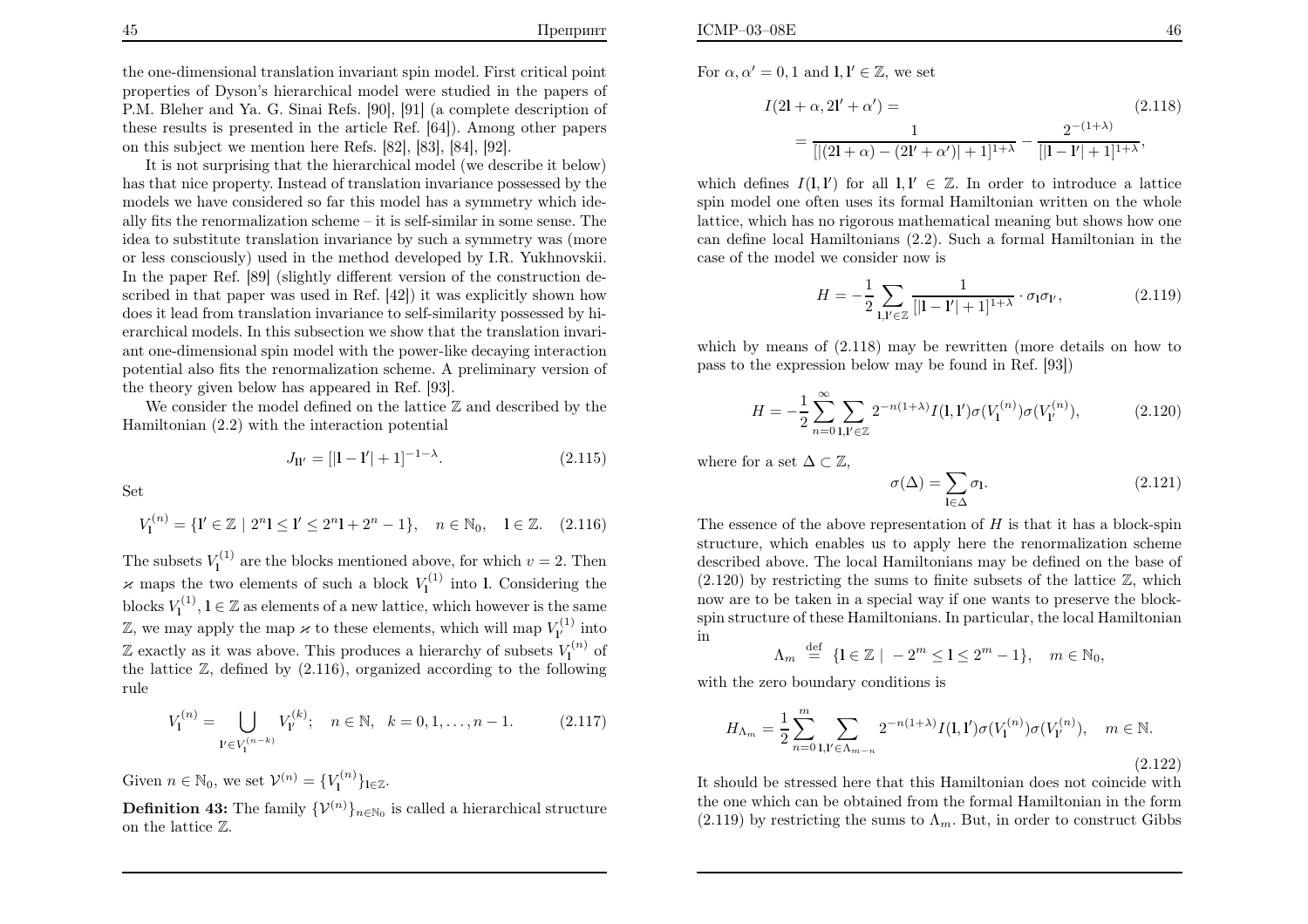the one-dimensional translation invariant spin model. First critical point properties of Dyson's hierarchical model were studied in the papers of P.M. Bleher and Ya. G. Sinai Refs. [90], [91] (a complete description of these results is presented in the article Ref. [64]). Among other papers on this subject we mention here Refs. [82], [83], [84], [92].

It is not surprising that the hierarchical model (we describe it below) has that nice property. Instead of translation invariance possessed by the models we have considered so far this model has a symmetry which ideally fits the renormalization scheme – it is self-similar in some sense. The idea to substitute translation invariance by such a symmetry was (more or less consciously) used in the method developed by I.R. Yukhnovskii. In the paper Ref. [89] (slightly different version of the construction described in that paper was used in Ref. [42]) it was explicitly shown how does it lead from translation invariance to self-similarity possessed by hierarchical models. In this subsection we show that the translation invariant one-dimensional spin model with the power-like decaying interaction potential also fits the renormalization scheme. A preliminary version of the theory given below has appeared in Ref. [93].

We consider the model defined on the lattice $\mathbb{Z}$ and described by the Hamiltonian (2.2) with the interaction potential

$$J_{\mathbf{l}\mathbf{l}'} = [|\mathbf{l} - \mathbf{l}'| + 1]^{-1-\lambda}. \tag{2.115}$$

Set

$$V_{\mathbf{l}}^{(n)} = \{\mathbf{l}' \in \mathbb{Z} \mid 2^n\mathbf{l} \le \mathbf{l}' \le 2^n\mathbf{l} + 2^n - 1\}, \quad n \in \mathbb{N}_0, \quad \mathbf{l} \in \mathbb{Z}. \tag{2.116}$$

The subsets $V_{\mathbf{l}}^{(1)}$ are the blocks mentioned above, for which $v = 2$. Then $\varkappa$ maps the two elements of such a block $V_{\mathbf{l}}^{(1)}$ into $\mathbf{l}$. Considering the blocks $V_{\mathbf{l}}^{(1)}, \mathbf{l} \in \mathbb{Z}$ as elements of a new lattice, which however is the same $\mathbb{Z}$, we may apply the map $\varkappa$ to these elements, which will map $V_{\mathbf{l}'}^{(1)}$ into $\mathbb{Z}$ exactly as it was above. This produces a hierarchy of subsets $V_{\mathbf{l}}^{(n)}$ of the lattice $\mathbb{Z}$, defined by (2.116), organized according to the following rule

$$V_{\mathbf{l}}^{(n)} = \bigcup_{\mathbf{l}' \in V_{\mathbf{l}}^{(n-k)}} V_{\mathbf{l}'}^{(k)}; \quad n \in \mathbb{N}, \quad k = 0, 1, \ldots, n-1. \tag{2.117}$$

Given $n \in \mathbb{N}_0$, we set $\mathcal{V}^{(n)} = \{V_{\mathbf{l}}^{(n)}\}_{\mathbf{l} \in \mathbb{Z}}$.

**Definition 43:** The family $\{\mathcal{V}^{(n)}\}_{n \in \mathbb{N}_0}$ is called a hierarchical structure on the lattice $\mathbb{Z}$.

For $\alpha, \alpha' = 0, 1$ and $\mathbf{l}, \mathbf{l}' \in \mathbb{Z}$, we set

$$I(2\mathbf{l} + \alpha, 2\mathbf{l}' + \alpha') = \tag{2.118}$$
$$= \frac{1}{[|(2\mathbf{l} + \alpha) - (2\mathbf{l}' + \alpha')| + 1]^{1+\lambda}} - \frac{2^{-(1+\lambda)}}{[|\mathbf{l} - \mathbf{l}'| + 1]^{1+\lambda}},$$

which defines $I(\mathbf{l}, \mathbf{l}')$ for all $\mathbf{l}, \mathbf{l}' \in \mathbb{Z}$. In order to introduce a lattice spin model one often uses its formal Hamiltonian written on the whole lattice, which has no rigorous mathematical meaning but shows how one can define local Hamiltonians (2.2). Such a formal Hamiltonian in the case of the model we consider now is

$$H = -\frac{1}{2} \sum_{\mathbf{l}, \mathbf{l}' \in \mathbb{Z}} \frac{1}{[|\mathbf{l} - \mathbf{l}'| + 1]^{1+\lambda}} \cdot \sigma_{\mathbf{l}} \sigma_{\mathbf{l}'}, \tag{2.119}$$

which by means of (2.118) may be rewritten (more details on how to pass to the expression below may be found in Ref. [93])

$$H = -\frac{1}{2} \sum_{n=0}^{\infty} \sum_{\mathbf{l}, \mathbf{l}' \in \mathbb{Z}} 2^{-n(1+\lambda)} I(\mathbf{l}, \mathbf{l}') \sigma(V_{\mathbf{l}}^{(n)}) \sigma(V_{\mathbf{l}'}^{(n)}), \tag{2.120}$$

where for a set $\Delta \subset \mathbb{Z}$,

$$\sigma(\Delta) = \sum_{\mathbf{l} \in \Delta} \sigma_{\mathbf{l}}. \tag{2.121}$$

The essence of the above representation of $H$ is that it has a block-spin structure, which enables us to apply here the renormalization scheme described above. The local Hamiltonians may be defined on the base of (2.120) by restricting the sums to finite subsets of the lattice $\mathbb{Z}$, which now are to be taken in a special way if one wants to preserve the block-spin structure of these Hamiltonians. In particular, the local Hamiltonian in

$$\Lambda_m \stackrel{\text{def}}{=} \{\mathbf{l} \in \mathbb{Z} \mid -2^m \le \mathbf{l} \le 2^m - 1\}, \quad m \in \mathbb{N}_0,$$

with the zero boundary conditions is

$$H_{\Lambda_m} = \frac{1}{2} \sum_{n=0}^{m} \sum_{\mathbf{l}, \mathbf{l}' \in \Lambda_{m-n}} 2^{-n(1+\lambda)} I(\mathbf{l}, \mathbf{l}') \sigma(V_{\mathbf{l}}^{(n)}) \sigma(V_{\mathbf{l}'}^{(n)}), \quad m \in \mathbb{N}. \tag{2.122}$$

It should be stressed here that this Hamiltonian does not coincide with the one which can be obtained from the formal Hamiltonian in the form (2.119) by restricting the sums to $\Lambda_m$. But, in order to construct Gibbs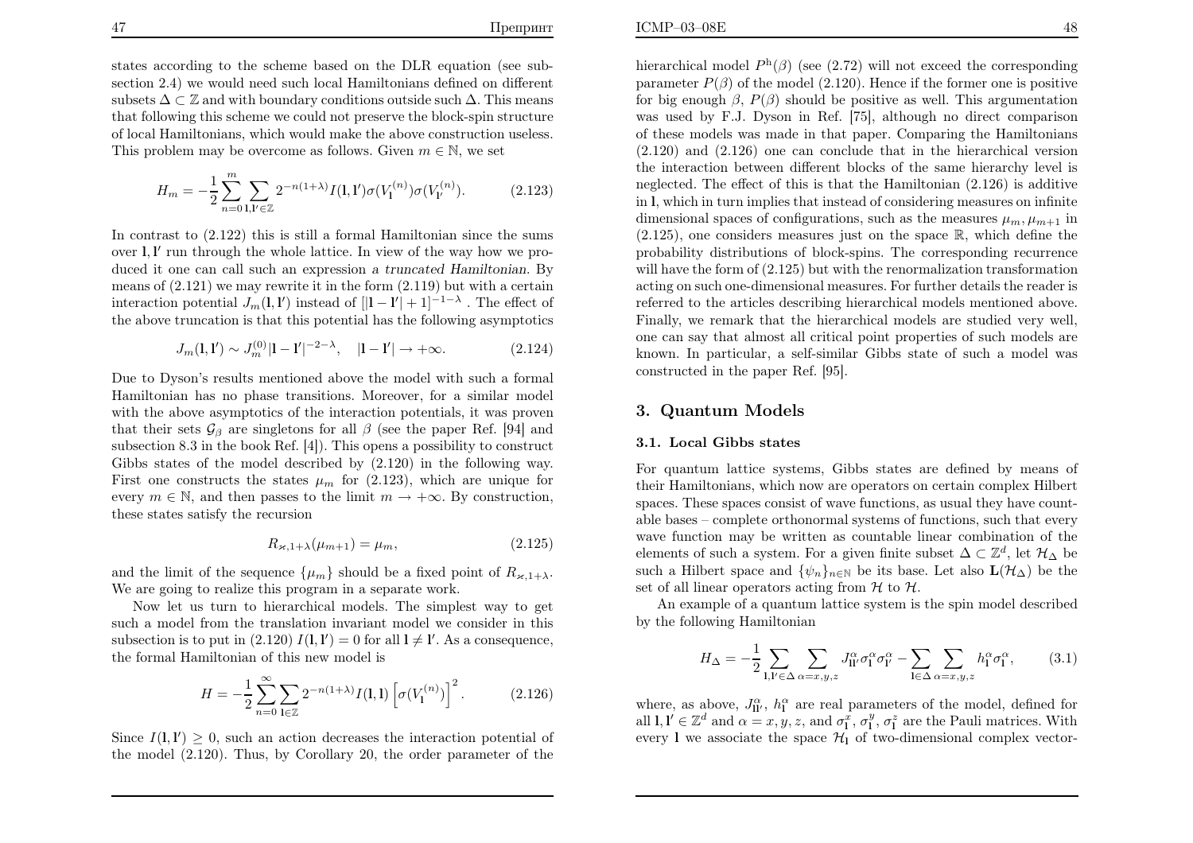states according to the scheme based on the DLR equation (see subsection 2.4) we would need such local Hamiltonians defined on different subsets $\Delta \subset \mathbb{Z}$ and with boundary conditions outside such $\Delta$. This means that following this scheme we could not preserve the block-spin structure of local Hamiltonians, which would make the above construction useless. This problem may be overcome as follows. Given $m \in \mathbb{N}$, we set

$$H_m = -\frac{1}{2}\sum_{n=0}^{m}\sum_{\mathbf{l},\mathbf{l}' \in \mathbb{Z}} 2^{-n(1+\lambda)} I(\mathbf{l},\mathbf{l}')\sigma(V_{\mathbf{l}}^{(n)})\sigma(V_{\mathbf{l}'}^{(n)}). \tag{2.123}$$

In contrast to (2.122) this is still a formal Hamiltonian since the sums over $\mathbf{l}, \mathbf{l}'$ run through the whole lattice. In view of the way how we produced it one can call such an expression *a truncated Hamiltonian*. By means of (2.121) we may rewrite it in the form (2.119) but with a certain interaction potential $J_m(\mathbf{l},\mathbf{l}')$ instead of $[|\mathbf{l}-\mathbf{l}'|+1]^{-1-\lambda}$. The effect of the above truncation is that this potential has the following asymptotics

$$J_m(\mathbf{l},\mathbf{l}') \sim J_m^{(0)}|\mathbf{l}-\mathbf{l}'|^{-2-\lambda}, \quad |\mathbf{l}-\mathbf{l}'| \to +\infty. \tag{2.124}$$

Due to Dyson's results mentioned above the model with such a formal Hamiltonian has no phase transitions. Moreover, for a similar model with the above asymptotics of the interaction potentials, it was proven that their sets $\mathcal{G}_\beta$ are singletons for all $\beta$ (see the paper Ref. [94] and subsection 8.3 in the book Ref. [4]). This opens a possibility to construct Gibbs states of the model described by (2.120) in the following way. First one constructs the states $\mu_m$ for (2.123), which are unique for every $m \in \mathbb{N}$, and then passes to the limit $m \to +\infty$. By construction, these states satisfy the recursion

$$R_{\varkappa,1+\lambda}(\mu_{m+1}) = \mu_m, \tag{2.125}$$

and the limit of the sequence $\{\mu_m\}$ should be a fixed point of $R_{\varkappa,1+\lambda}$. We are going to realize this program in a separate work.

Now let us turn to hierarchical models. The simplest way to get such a model from the translation invariant model we consider in this subsection is to put in (2.120) $I(\mathbf{l},\mathbf{l}') = 0$ for all $\mathbf{l} \neq \mathbf{l}'$. As a consequence, the formal Hamiltonian of this new model is

$$H = -\frac{1}{2}\sum_{n=0}^{\infty}\sum_{\mathbf{l} \in \mathbb{Z}} 2^{-n(1+\lambda)} I(\mathbf{l},\mathbf{l})\left[\sigma(V_{\mathbf{l}}^{(n)})\right]^2. \tag{2.126}$$

Since $I(\mathbf{l},\mathbf{l}') \geq 0$, such an action decreases the interaction potential of the model (2.120). Thus, by Corollary 20, the order parameter of the hierarchical model $P^{\mathrm{h}}(\beta)$ (see (2.72) will not exceed the corresponding parameter $P(\beta)$ of the model (2.120). Hence if the former one is positive for big enough $\beta$, $P(\beta)$ should be positive as well. This argumentation was used by F.J. Dyson in Ref. [75], although no direct comparison of these models was made in that paper. Comparing the Hamiltonians (2.120) and (2.126) one can conclude that in the hierarchical version the interaction between different blocks of the same hierarchy level is neglected. The effect of this is that the Hamiltonian (2.126) is additive in $\mathbf{l}$, which in turn implies that instead of considering measures on infinite dimensional spaces of configurations, such as the measures $\mu_m, \mu_{m+1}$ in (2.125), one considers measures just on the space $\mathbb{R}$, which define the probability distributions of block-spins. The corresponding recurrence will have the form of (2.125) but with the renormalization transformation acting on such one-dimensional measures. For further details the reader is referred to the articles describing hierarchical models mentioned above. Finally, we remark that the hierarchical models are studied very well, one can say that almost all critical point properties of such models are known. In particular, a self-similar Gibbs state of such a model was constructed in the paper Ref. [95].

## 3. Quantum Models

### 3.1. Local Gibbs states

For quantum lattice systems, Gibbs states are defined by means of their Hamiltonians, which now are operators on certain complex Hilbert spaces. These spaces consist of wave functions, as usual they have countable bases – complete orthonormal systems of functions, such that every wave function may be written as countable linear combination of the elements of such a system. For a given finite subset $\Delta \subset \mathbb{Z}^d$, let $\mathcal{H}_\Delta$ be such a Hilbert space and $\{\psi_n\}_{n\in\mathbb{N}}$ be its base. Let also $\mathbf{L}(\mathcal{H}_\Delta)$ be the set of all linear operators acting from $\mathcal{H}$ to $\mathcal{H}$.

An example of a quantum lattice system is the spin model described by the following Hamiltonian

$$H_\Delta = -\frac{1}{2}\sum_{\mathbf{l},\mathbf{l}' \in \Delta}\sum_{\alpha=x,y,z} J_{\mathbf{l}\mathbf{l}'}^{\alpha}\sigma_{\mathbf{l}}^{\alpha}\sigma_{\mathbf{l}'}^{\alpha} - \sum_{\mathbf{l} \in \Delta}\sum_{\alpha=x,y,z} h_{\mathbf{l}}^{\alpha}\sigma_{\mathbf{l}}^{\alpha}, \tag{3.1}$$

where, as above, $J_{\mathbf{l}\mathbf{l}'}^{\alpha}$, $h_{\mathbf{l}}^{\alpha}$ are real parameters of the model, defined for all $\mathbf{l}, \mathbf{l}' \in \mathbb{Z}^d$ and $\alpha = x, y, z$, and $\sigma_{\mathbf{l}}^{x}$, $\sigma_{\mathbf{l}}^{y}$, $\sigma_{\mathbf{l}}^{z}$ are the Pauli matrices. With every $\mathbf{l}$ we associate the space $\mathcal{H}_{\mathbf{l}}$ of two-dimensional complex vector-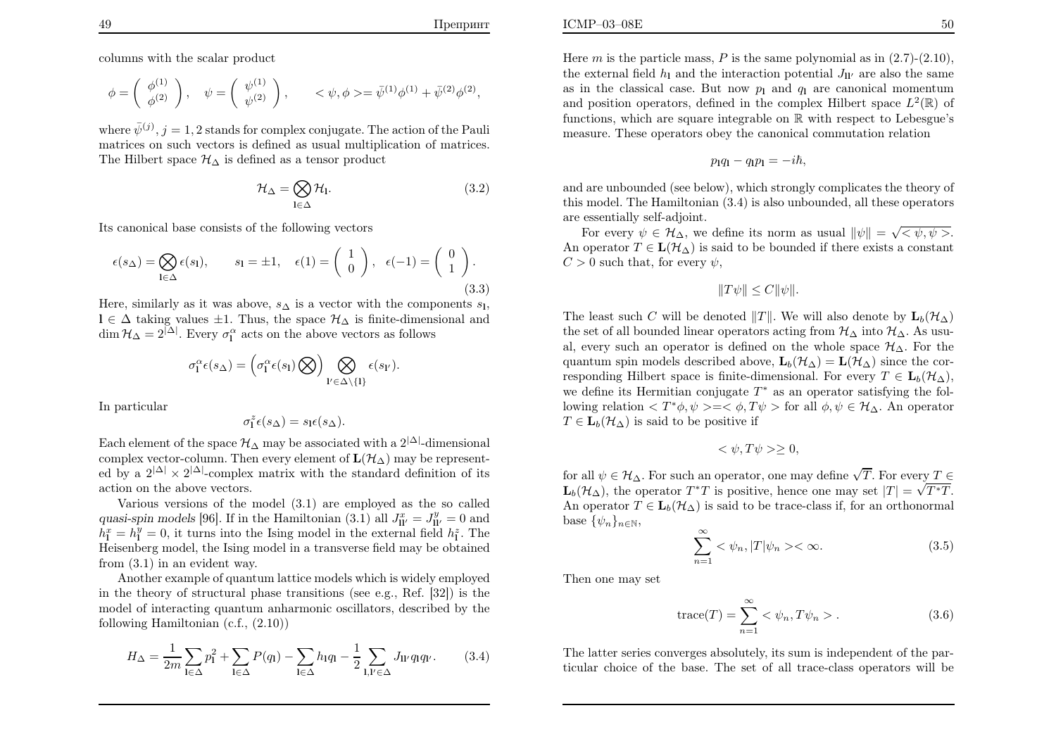columns with the scalar product

$$\phi = \begin{pmatrix} \phi^{(1)} \\ \phi^{(2)} \end{pmatrix}, \quad \psi = \begin{pmatrix} \psi^{(1)} \\ \psi^{(2)} \end{pmatrix}, \qquad <\psi, \phi> = \bar{\psi}^{(1)}\phi^{(1)} + \bar{\psi}^{(2)}\phi^{(2)},$$

where $\bar{\psi}^{(j)}, j = 1, 2$ stands for complex conjugate. The action of the Pauli matrices on such vectors is defined as usual multiplication of matrices. The Hilbert space $\mathcal{H}_\Delta$ is defined as a tensor product

$$\mathcal{H}_\Delta = \bigotimes_{\mathbf{l}\in\Delta} \mathcal{H}_\mathbf{l}. \tag{3.2}$$

Its canonical base consists of the following vectors

$$\epsilon(s_\Delta) = \bigotimes_{\mathbf{l}\in\Delta} \epsilon(s_\mathbf{l}), \qquad s_\mathbf{l} = \pm 1, \quad \epsilon(1) = \begin{pmatrix} 1 \\ 0 \end{pmatrix}, \;\; \epsilon(-1) = \begin{pmatrix} 0 \\ 1 \end{pmatrix}. \tag{3.3}$$

Here, similarly as it was above, $s_\Delta$ is a vector with the components $s_\mathbf{l}$, $\mathbf{l} \in \Delta$ taking values $\pm 1$. Thus, the space $\mathcal{H}_\Delta$ is finite-dimensional and $\dim \mathcal{H}_\Delta = 2^{|\Delta|}$. Every $\sigma^\alpha_\mathbf{l}$ acts on the above vectors as follows

$$\sigma^\alpha_\mathbf{l} \epsilon(s_\Delta) = \left(\sigma^\alpha_\mathbf{l} \epsilon(s_\mathbf{l}) \bigotimes\right) \bigotimes_{\mathbf{l}' \in \Delta\setminus\{\mathbf{l}\}} \epsilon(s_{\mathbf{l}'}).$$

In particular

$$\sigma^z_\mathbf{l} \epsilon(s_\Delta) = s_\mathbf{l} \epsilon(s_\Delta).$$

Each element of the space $\mathcal{H}_\Delta$ may be associated with a $2^{|\Delta|}$-dimensional complex vector-column. Then every element of $\mathbf{L}(\mathcal{H}_\Delta)$ may be represented by a $2^{|\Delta|} \times 2^{|\Delta|}$-complex matrix with the standard definition of its action on the above vectors.

Various versions of the model (3.1) are employed as the so called *quasi-spin models* [96]. If in the Hamiltonian (3.1) all $J^x_{\mathbf{l}\mathbf{l}'} = J^y_{\mathbf{l}\mathbf{l}'} = 0$ and $h^x_\mathbf{l} = h^y_\mathbf{l} = 0$, it turns into the Ising model in the external field $h^z_\mathbf{l}$. The Heisenberg model, the Ising model in a transverse field may be obtained from (3.1) in an evident way.

Another example of quantum lattice models which is widely employed in the theory of structural phase transitions (see e.g., Ref. [32]) is the model of interacting quantum anharmonic oscillators, described by the following Hamiltonian (c.f., (2.10))

$$H_\Delta = \frac{1}{2m}\sum_{\mathbf{l}\in\Delta} p_\mathbf{l}^2 + \sum_{\mathbf{l}\in\Delta} P(q_\mathbf{l}) - \sum_{\mathbf{l}\in\Delta} h_\mathbf{l} q_\mathbf{l} - \frac{1}{2}\sum_{\mathbf{l},\mathbf{l}'\in\Delta} J_{\mathbf{l}\mathbf{l}'} q_\mathbf{l} q_{\mathbf{l}'}. \tag{3.4}$$

Here $m$ is the particle mass, $P$ is the same polynomial as in (2.7)-(2.10), the external field $h_\mathbf{l}$ and the interaction potential $J_{\mathbf{l}\mathbf{l}'}$ are also the same as in the classical case. But now $p_\mathbf{l}$ and $q_\mathbf{l}$ are canonical momentum and position operators, defined in the complex Hilbert space $L^2(\mathbb{R})$ of functions, which are square integrable on $\mathbb{R}$ with respect to Lebesgue's measure. These operators obey the canonical commutation relation

$$p_\mathbf{l} q_\mathbf{l} - q_\mathbf{l} p_\mathbf{l} = -i\hbar,$$

and are unbounded (see below), which strongly complicates the theory of this model. The Hamiltonian (3.4) is also unbounded, all these operators are essentially self-adjoint.

For every $\psi \in \mathcal{H}_\Delta$, we define its norm as usual $\|\psi\| = \sqrt{<\psi, \psi>}$. An operator $T \in \mathbf{L}(\mathcal{H}_\Delta)$ is said to be bounded if there exists a constant $C > 0$ such that, for every $\psi$,

$$\|T\psi\| \leq C\|\psi\|.$$

The least such $C$ will be denoted $\|T\|$. We will also denote by $\mathbf{L}_b(\mathcal{H}_\Delta)$ the set of all bounded linear operators acting from $\mathcal{H}_\Delta$ into $\mathcal{H}_\Delta$. As usual, every such an operator is defined on the whole space $\mathcal{H}_\Delta$. For the quantum spin models described above, $\mathbf{L}_b(\mathcal{H}_\Delta) = \mathbf{L}(\mathcal{H}_\Delta)$ since the corresponding Hilbert space is finite-dimensional. For every $T \in \mathbf{L}_b(\mathcal{H}_\Delta)$, we define its Hermitian conjugate $T^*$ as an operator satisfying the following relation $<T^*\phi, \psi> = <\phi, T\psi>$ for all $\phi, \psi \in \mathcal{H}_\Delta$. An operator $T \in \mathbf{L}_b(\mathcal{H}_\Delta)$ is said to be positive if

$$<\psi, T\psi> \geq 0,$$

for all $\psi \in \mathcal{H}_\Delta$. For such an operator, one may define $\sqrt{T}$. For every $T \in \mathbf{L}_b(\mathcal{H}_\Delta)$, the operator $T^*T$ is positive, hence one may set $|T| = \sqrt{T^*T}$. An operator $T \in \mathbf{L}_b(\mathcal{H}_\Delta)$ is said to be trace-class if, for an orthonormal base $\{\psi_n\}_{n\in\mathbb{N}}$,

$$\sum_{n=1}^{\infty} <\psi_n, |T|\psi_n> < \infty. \tag{3.5}$$

Then one may set

$$\mathrm{trace}(T) = \sum_{n=1}^{\infty} <\psi_n, T\psi_n> . \tag{3.6}$$

The latter series converges absolutely, its sum is independent of the particular choice of the base. The set of all trace-class operators will be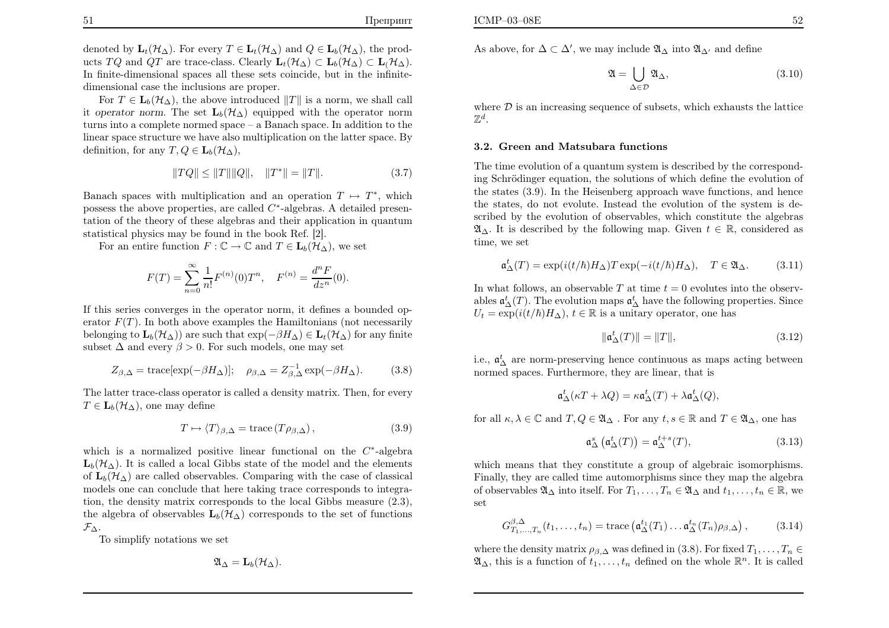denoted by $\mathbf{L}_t(\mathcal{H}_\Delta)$. For every $T \in \mathbf{L}_t(\mathcal{H}_\Delta)$ and $Q \in \mathbf{L}_b(\mathcal{H}_\Delta)$, the products $TQ$ and $QT$ are trace-class. Clearly $\mathbf{L}_t(\mathcal{H}_\Delta) \subset \mathbf{L}_b(\mathcal{H}_\Delta) \subset \mathbf{L}_(\mathcal{H}_\Delta)$. In finite-dimensional spaces all these sets coincide, but in the infinite-dimensional case the inclusions are proper.

For $T \in \mathbf{L}_b(\mathcal{H}_\Delta)$, the above introduced $\|T\|$ is a norm, we shall call it *operator norm*. The set $\mathbf{L}_b(\mathcal{H}_\Delta)$ equipped with the operator norm turns into a complete normed space – a Banach space. In addition to the linear space structure we have also multiplication on the latter space. By definition, for any $T, Q \in \mathbf{L}_b(\mathcal{H}_\Delta)$,

$$\|TQ\| \leq \|T\|\|Q\|, \quad \|T^*\| = \|T\|. \tag{3.7}$$

Banach spaces with multiplication and an operation $T \mapsto T^*$, which possess the above properties, are called $C^*$-algebras. A detailed presentation of the theory of these algebras and their application in quantum statistical physics may be found in the book Ref. [2].

For an entire function $F : \mathbb{C} \to \mathbb{C}$ and $T \in \mathbf{L}_b(\mathcal{H}_\Delta)$, we set

$$F(T) = \sum_{n=0}^{\infty} \frac{1}{n!} F^{(n)}(0) T^n, \quad F^{(n)} = \frac{d^n F}{dz^n}(0).$$

If this series converges in the operator norm, it defines a bounded operator $F(T)$. In both above examples the Hamiltonians (not necessarily belonging to $\mathbf{L}_b(\mathcal{H}_\Delta)$) are such that $\exp(-\beta H_\Delta) \in \mathbf{L}_t(\mathcal{H}_\Delta)$ for any finite subset $\Delta$ and every $\beta > 0$. For such models, one may set

$$Z_{\beta,\Delta} = \mathrm{trace}[\exp(-\beta H_\Delta)]; \quad \rho_{\beta,\Delta} = Z_{\beta,\Delta}^{-1} \exp(-\beta H_\Delta). \tag{3.8}$$

The latter trace-class operator is called a density matrix. Then, for every $T \in \mathbf{L}_b(\mathcal{H}_\Delta)$, one may define

$$T \mapsto \langle T \rangle_{\beta,\Delta} = \mathrm{trace}\left(T \rho_{\beta,\Delta}\right), \tag{3.9}$$

which is a normalized positive linear functional on the $C^*$-algebra $\mathbf{L}_b(\mathcal{H}_\Delta)$. It is called a local Gibbs state of the model and the elements of $\mathbf{L}_b(\mathcal{H}_\Delta)$ are called observables. Comparing with the case of classical models one can conclude that here taking trace corresponds to integration, the density matrix corresponds to the local Gibbs measure (2.3), the algebra of observables $\mathbf{L}_b(\mathcal{H}_\Delta)$ corresponds to the set of functions $\mathcal{F}_\Delta$.

To simplify notations we set

$$\mathfrak{A}_\Delta = \mathbf{L}_b(\mathcal{H}_\Delta).$$

As above, for $\Delta \subset \Delta'$, we may include $\mathfrak{A}_\Delta$ into $\mathfrak{A}_{\Delta'}$ and define

$$\mathfrak{A} = \bigcup_{\Delta \in \mathcal{D}} \mathfrak{A}_\Delta, \tag{3.10}$$

where $\mathcal{D}$ is an increasing sequence of subsets, which exhausts the lattice $\mathbb{Z}^d$.

### 3.2. Green and Matsubara functions

The time evolution of a quantum system is described by the corresponding Schrödinger equation, the solutions of which define the evolution of the states (3.9). In the Heisenberg approach wave functions, and hence the states, do not evolute. Instead the evolution of the system is described by the evolution of observables, which constitute the algebras $\mathfrak{A}_\Delta$. It is described by the following map. Given $t \in \mathbb{R}$, considered as time, we set

$$\mathfrak{a}_\Delta^t(T) = \exp(i(t/\hbar)H_\Delta) T \exp(-i(t/\hbar)H_\Delta), \quad T \in \mathfrak{A}_\Delta. \tag{3.11}$$

In what follows, an observable $T$ at time $t = 0$ evolutes into the observables $\mathfrak{a}_\Delta^t(T)$. The evolution maps $\mathfrak{a}_\Delta^t$ have the following properties. Since $U_t = \exp(i(t/\hbar)H_\Delta)$, $t \in \mathbb{R}$ is a unitary operator, one has

$$\|\mathfrak{a}_\Delta^t(T)\| = \|T\|, \tag{3.12}$$

i.e., $\mathfrak{a}_\Delta^t$ are norm-preserving hence continuous as maps acting between normed spaces. Furthermore, they are linear, that is

$$\mathfrak{a}_\Delta^t(\kappa T + \lambda Q) = \kappa \mathfrak{a}_\Delta^t(T) + \lambda \mathfrak{a}_\Delta^t(Q),$$

for all $\kappa, \lambda \in \mathbb{C}$ and $T, Q \in \mathfrak{A}_\Delta$ . For any $t, s \in \mathbb{R}$ and $T \in \mathfrak{A}_\Delta$, one has

$$\mathfrak{a}_\Delta^s\left(\mathfrak{a}_\Delta^t(T)\right) = \mathfrak{a}_\Delta^{t+s}(T), \tag{3.13}$$

which means that they constitute a group of algebraic isomorphisms. Finally, they are called time automorphisms since they map the algebra of observables $\mathfrak{A}_\Delta$ into itself. For $T_1, \ldots, T_n \in \mathfrak{A}_\Delta$ and $t_1, \ldots, t_n \in \mathbb{R}$, we set

$$G_{T_1,\ldots,T_n}^{\beta,\Delta}(t_1, \ldots, t_n) = \mathrm{trace}\left(\mathfrak{a}_\Delta^{t_1}(T_1) \ldots \mathfrak{a}_\Delta^{t_n}(T_n) \rho_{\beta,\Delta}\right), \tag{3.14}$$

where the density matrix $\rho_{\beta,\Delta}$ was defined in (3.8). For fixed $T_1, \ldots, T_n \in \mathfrak{A}_\Delta$, this is a function of $t_1, \ldots, t_n$ defined on the whole $\mathbb{R}^n$. It is called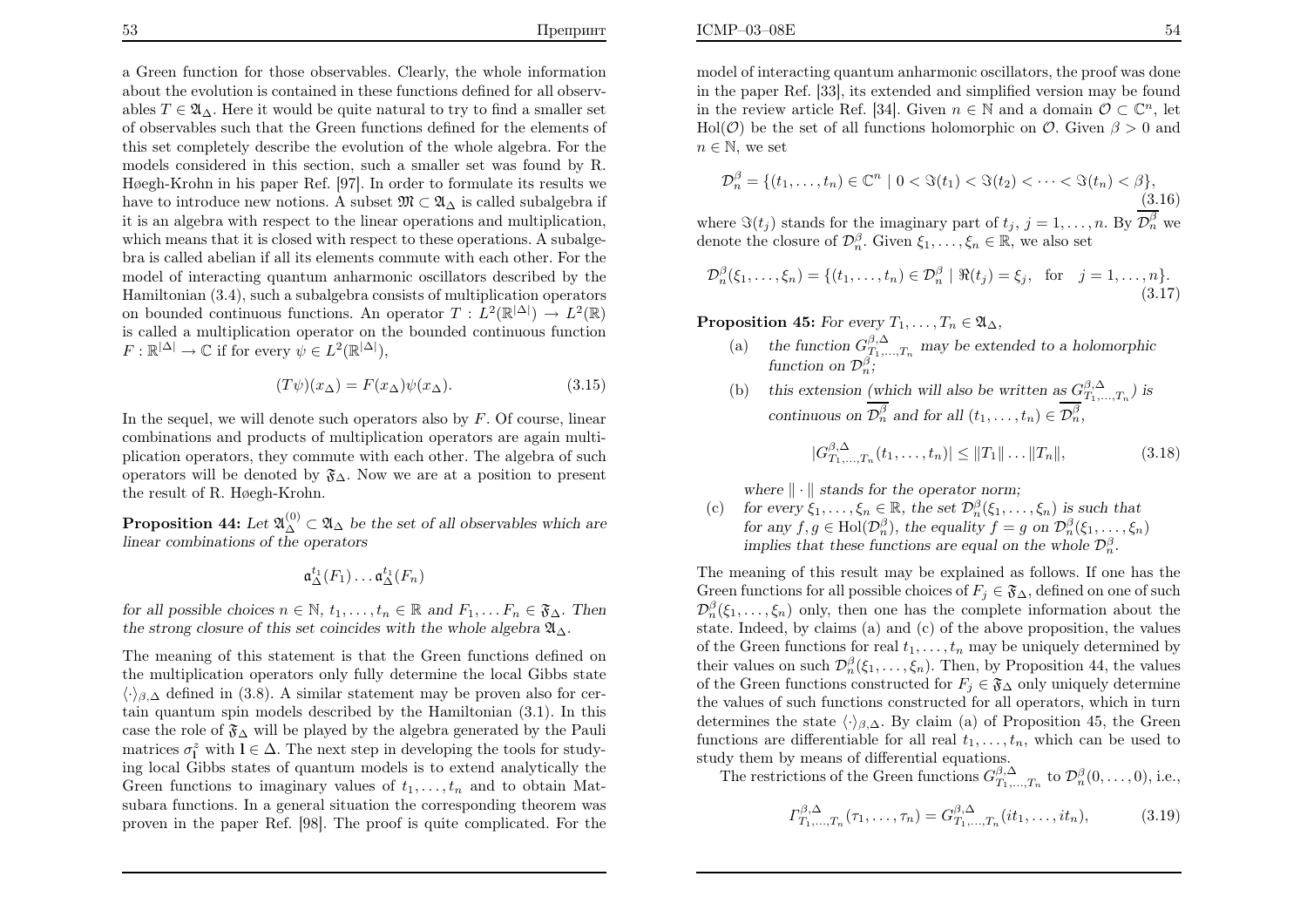a Green function for those observables. Clearly, the whole information about the evolution is contained in these functions defined for all observables $T \in \mathfrak{A}_\Delta$. Here it would be quite natural to try to find a smaller set of observables such that the Green functions defined for the elements of this set completely describe the evolution of the whole algebra. For the models considered in this section, such a smaller set was found by R. Høegh-Krohn in his paper Ref. [97]. In order to formulate its results we have to introduce new notions. A subset $\mathfrak{M} \subset \mathfrak{A}_\Delta$ is called subalgebra if it is an algebra with respect to the linear operations and multiplication, which means that it is closed with respect to these operations. A subalgebra is called abelian if all its elements commute with each other. For the model of interacting quantum anharmonic oscillators described by the Hamiltonian (3.4), such a subalgebra consists of multiplication operators on bounded continuous functions. An operator $T : L^2(\mathbb{R}^{|\Delta|}) \to L^2(\mathbb{R})$ is called a multiplication operator on the bounded continuous function $F : \mathbb{R}^{|\Delta|} \to \mathbb{C}$ if for every $\psi \in L^2(\mathbb{R}^{|\Delta|})$,

$$(T\psi)(x_\Delta) = F(x_\Delta)\psi(x_\Delta). \tag{3.15}$$

In the sequel, we will denote such operators also by $F$. Of course, linear combinations and products of multiplication operators are again multiplication operators, they commute with each other. The algebra of such operators will be denoted by $\mathfrak{F}_\Delta$. Now we are at a position to present the result of R. Høegh-Krohn.

**Proposition 44:** *Let $\mathfrak{A}_\Delta^{(0)} \subset \mathfrak{A}_\Delta$ be the set of all observables which are linear combinations of the operators*

$$\mathfrak{a}_\Delta^{t_1}(F_1) \dots \mathfrak{a}_\Delta^{t_1}(F_n)$$

*for all possible choices $n \in \mathbb{N}$, $t_1, \dots, t_n \in \mathbb{R}$ and $F_1, \dots F_n \in \mathfrak{F}_\Delta$. Then the strong closure of this set coincides with the whole algebra $\mathfrak{A}_\Delta$.*

The meaning of this statement is that the Green functions defined on the multiplication operators only fully determine the local Gibbs state $\langle \cdot \rangle_{\beta,\Delta}$ defined in (3.8). A similar statement may be proven also for certain quantum spin models described by the Hamiltonian (3.1). In this case the role of $\mathfrak{F}_\Delta$ will be played by the algebra generated by the Pauli matrices $\sigma_{\mathbf{l}}^z$ with $\mathbf{l} \in \Delta$. The next step in developing the tools for studying local Gibbs states of quantum models is to extend analytically the Green functions to imaginary values of $t_1, \dots, t_n$ and to obtain Matsubara functions. In a general situation the corresponding theorem was proven in the paper Ref. [98]. The proof is quite complicated. For the model of interacting quantum anharmonic oscillators, the proof was done in the paper Ref. [33], its extended and simplified version may be found in the review article Ref. [34]. Given $n \in \mathbb{N}$ and a domain $\mathcal{O} \subset \mathbb{C}^n$, let $\mathrm{Hol}(\mathcal{O})$ be the set of all functions holomorphic on $\mathcal{O}$. Given $\beta > 0$ and $n \in \mathbb{N}$, we set

$$\mathcal{D}_n^\beta = \{(t_1, \dots, t_n) \in \mathbb{C}^n \mid 0 < \Im(t_1) < \Im(t_2) < \dots < \Im(t_n) < \beta\}, \tag{3.16}$$

where $\Im(t_j)$ stands for the imaginary part of $t_j$, $j = 1, \dots, n$. By $\overline{\mathcal{D}_n^\beta}$ we denote the closure of $\mathcal{D}_n^\beta$. Given $\xi_1, \dots, \xi_n \in \mathbb{R}$, we also set

$$\mathcal{D}_n^\beta(\xi_1, \dots, \xi_n) = \{(t_1, \dots, t_n) \in \mathcal{D}_n^\beta \mid \Re(t_j) = \xi_j, \ \text{for} \quad j = 1, \dots, n\}. \tag{3.17}$$

**Proposition 45:** *For every $T_1, \dots, T_n \in \mathfrak{A}_\Delta$,*

(a) *the function $G_{T_1,\dots,T_n}^{\beta,\Delta}$ may be extended to a holomorphic function on $\mathcal{D}_n^\beta$;*

(b) *this extension (which will also be written as $G_{T_1,\dots,T_n}^{\beta,\Delta}$) is continuous on $\overline{\mathcal{D}_n^\beta}$ and for all $(t_1, \dots, t_n) \in \overline{\mathcal{D}_n^\beta}$,*

$$|G_{T_1,\dots,T_n}^{\beta,\Delta}(t_1, \dots, t_n)| \le \|T_1\| \dots \|T_n\|, \tag{3.18}$$

*where $\|\cdot\|$ stands for the operator norm;*

(c) *for every $\xi_1, \dots, \xi_n \in \mathbb{R}$, the set $\mathcal{D}_n^\beta(\xi_1, \dots, \xi_n)$ is such that for any $f, g \in \mathrm{Hol}(\mathcal{D}_n^\beta)$, the equality $f = g$ on $\mathcal{D}_n^\beta(\xi_1, \dots, \xi_n)$ implies that these functions are equal on the whole $\mathcal{D}_n^\beta$.*

The meaning of this result may be explained as follows. If one has the Green functions for all possible choices of $F_j \in \mathfrak{F}_\Delta$, defined on one of such $\mathcal{D}_n^\beta(\xi_1, \dots, \xi_n)$ only, then one has the complete information about the state. Indeed, by claims (a) and (c) of the above proposition, the values of the Green functions for real $t_1, \dots, t_n$ may be uniquely determined by their values on such $\mathcal{D}_n^\beta(\xi_1, \dots, \xi_n)$. Then, by Proposition 44, the values of the Green functions constructed for $F_j \in \mathfrak{F}_\Delta$ only uniquely determine the values of such functions constructed for all operators, which in turn determines the state $\langle \cdot \rangle_{\beta,\Delta}$. By claim (a) of Proposition 45, the Green functions are differentiable for all real $t_1, \dots, t_n$, which can be used to study them by means of differential equations.

The restrictions of the Green functions $G_{T_1,\dots,T_n}^{\beta,\Delta}$ to $\mathcal{D}_n^\beta(0, \dots, 0)$, i.e.,

$$\Gamma_{T_1,\dots,T_n}^{\beta,\Delta}(\tau_1, \dots, \tau_n) = G_{T_1,\dots,T_n}^{\beta,\Delta}(it_1, \dots, it_n), \tag{3.19}$$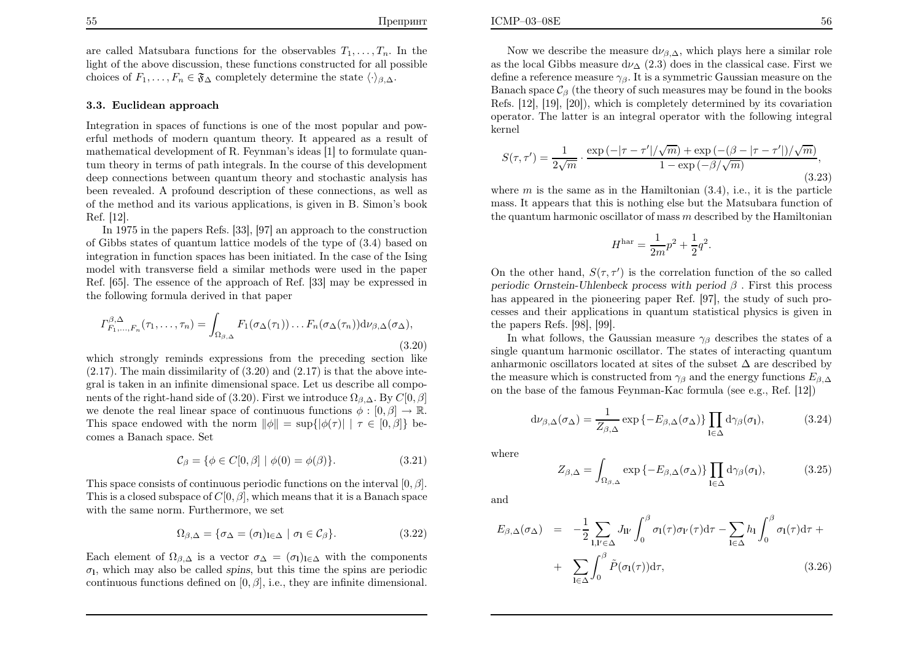are called Matsubara functions for the observables $T_1, \ldots, T_n$. In the light of the above discussion, these functions constructed for all possible choices of $F_1, \ldots, F_n \in \mathfrak{F}_\Delta$ completely determine the state $\langle \cdot \rangle_{\beta,\Delta}$.

### 3.3. Euclidean approach

Integration in spaces of functions is one of the most popular and powerful methods of modern quantum theory. It appeared as a result of mathematical development of R. Feynman's ideas [1] to formulate quantum theory in terms of path integrals. In the course of this development deep connections between quantum theory and stochastic analysis has been revealed. A profound description of these connections, as well as of the method and its various applications, is given in B. Simon's book Ref. [12].

In 1975 in the papers Refs. [33], [97] an approach to the construction of Gibbs states of quantum lattice models of the type of (3.4) based on integration in function spaces has been initiated. In the case of the Ising model with transverse field a similar methods were used in the paper Ref. [65]. The essence of the approach of Ref. [33] may be expressed in the following formula derived in that paper

$$\Gamma^{\beta,\Delta}_{F_1,\ldots,F_n}(\tau_1, \ldots, \tau_n) = \int_{\Omega_{\beta,\Delta}} F_1(\sigma_\Delta(\tau_1)) \ldots F_n(\sigma_\Delta(\tau_n)) \mathrm{d}\nu_{\beta,\Delta}(\sigma_\Delta), \tag{3.20}$$

which strongly reminds expressions from the preceding section like (2.17). The main dissimilarity of (3.20) and (2.17) is that the above integral is taken in an infinite dimensional space. Let us describe all components of the right-hand side of (3.20). First we introduce $\Omega_{\beta,\Delta}$. By $C[0, \beta]$ we denote the real linear space of continuous functions $\phi : [0, \beta] \to \mathbb{R}$. This space endowed with the norm $\|\phi\| = \sup\{|\phi(\tau)| \mid \tau \in [0, \beta]\}$ becomes a Banach space. Set

$$\mathcal{C}_\beta = \{\phi \in C[0, \beta] \mid \phi(0) = \phi(\beta)\}. \tag{3.21}$$

This space consists of continuous periodic functions on the interval $[0, \beta]$. This is a closed subspace of $C[0, \beta]$, which means that it is a Banach space with the same norm. Furthermore, we set

$$\Omega_{\beta,\Delta} = \{\sigma_\Delta = (\sigma_{\mathbf{l}})_{\mathbf{l}\in\Delta} \mid \sigma_{\mathbf{l}} \in \mathcal{C}_\beta\}. \tag{3.22}$$

Each element of $\Omega_{\beta,\Delta}$ is a vector $\sigma_\Delta = (\sigma_{\mathbf{l}})_{\mathbf{l}\in\Delta}$ with the components $\sigma_{\mathbf{l}}$, which may also be called *spins*, but this time the spins are periodic continuous functions defined on $[0, \beta]$, i.e., they are infinite dimensional.

Now we describe the measure $\mathrm{d}\nu_{\beta,\Delta}$, which plays here a similar role as the local Gibbs measure $\mathrm{d}\nu_\Delta$ (2.3) does in the classical case. First we define a reference measure $\gamma_\beta$. It is a symmetric Gaussian measure on the Banach space $\mathcal{C}_\beta$ (the theory of such measures may be found in the books Refs. [12], [19], [20]), which is completely determined by its covariation operator. The latter is an integral operator with the following integral kernel

$$S(\tau, \tau') = \frac{1}{2\sqrt{m}} \cdot \frac{\exp\left(-|\tau - \tau'|/\sqrt{m}\right) + \exp\left(-(\beta - |\tau - \tau'|)/\sqrt{m}\right)}{1 - \exp\left(-\beta/\sqrt{m}\right)}, \tag{3.23}$$

where $m$ is the same as in the Hamiltonian (3.4), i.e., it is the particle mass. It appears that this is nothing else but the Matsubara function of the quantum harmonic oscillator of mass $m$ described by the Hamiltonian

$$H^{\mathrm{har}} = \frac{1}{2m}p^2 + \frac{1}{2}q^2.$$

On the other hand, $S(\tau, \tau')$ is the correlation function of the so called *periodic Ornstein-Uhlenbeck process with period $\beta$* . First this process has appeared in the pioneering paper Ref. [97], the study of such processes and their applications in quantum statistical physics is given in the papers Refs. [98], [99].

In what follows, the Gaussian measure $\gamma_\beta$ describes the states of a single quantum harmonic oscillator. The states of interacting quantum anharmonic oscillators located at sites of the subset $\Delta$ are described by the measure which is constructed from $\gamma_\beta$ and the energy functions $E_{\beta,\Delta}$ on the base of the famous Feynman-Kac formula (see e.g., Ref. [12])

$$\mathrm{d}\nu_{\beta,\Delta}(\sigma_\Delta) = \frac{1}{Z_{\beta,\Delta}} \exp\left\{-E_{\beta,\Delta}(\sigma_\Delta)\right\} \prod_{\mathbf{l}\in\Delta} \mathrm{d}\gamma_\beta(\sigma_{\mathbf{l}}), \tag{3.24}$$

where

$$Z_{\beta,\Delta} = \int_{\Omega_{\beta,\Delta}} \exp\left\{-E_{\beta,\Delta}(\sigma_\Delta)\right\} \prod_{\mathbf{l}\in\Delta} \mathrm{d}\gamma_\beta(\sigma_{\mathbf{l}}), \tag{3.25}$$

and

$$\begin{aligned} E_{\beta,\Delta}(\sigma_\Delta) &= -\frac{1}{2} \sum_{\mathbf{l},\mathbf{l}'\in\Delta} J_{\mathbf{l}\mathbf{l}'} \int_0^\beta \sigma_{\mathbf{l}}(\tau)\sigma_{\mathbf{l}'}(\tau)\mathrm{d}\tau - \sum_{\mathbf{l}\in\Delta} h_{\mathbf{l}} \int_0^\beta \sigma_{\mathbf{l}}(\tau)\mathrm{d}\tau + \\ &+ \sum_{\mathbf{l}\in\Delta} \int_0^\beta \tilde{P}(\sigma_{\mathbf{l}}(\tau))\mathrm{d}\tau, \end{aligned} \tag{3.26}$$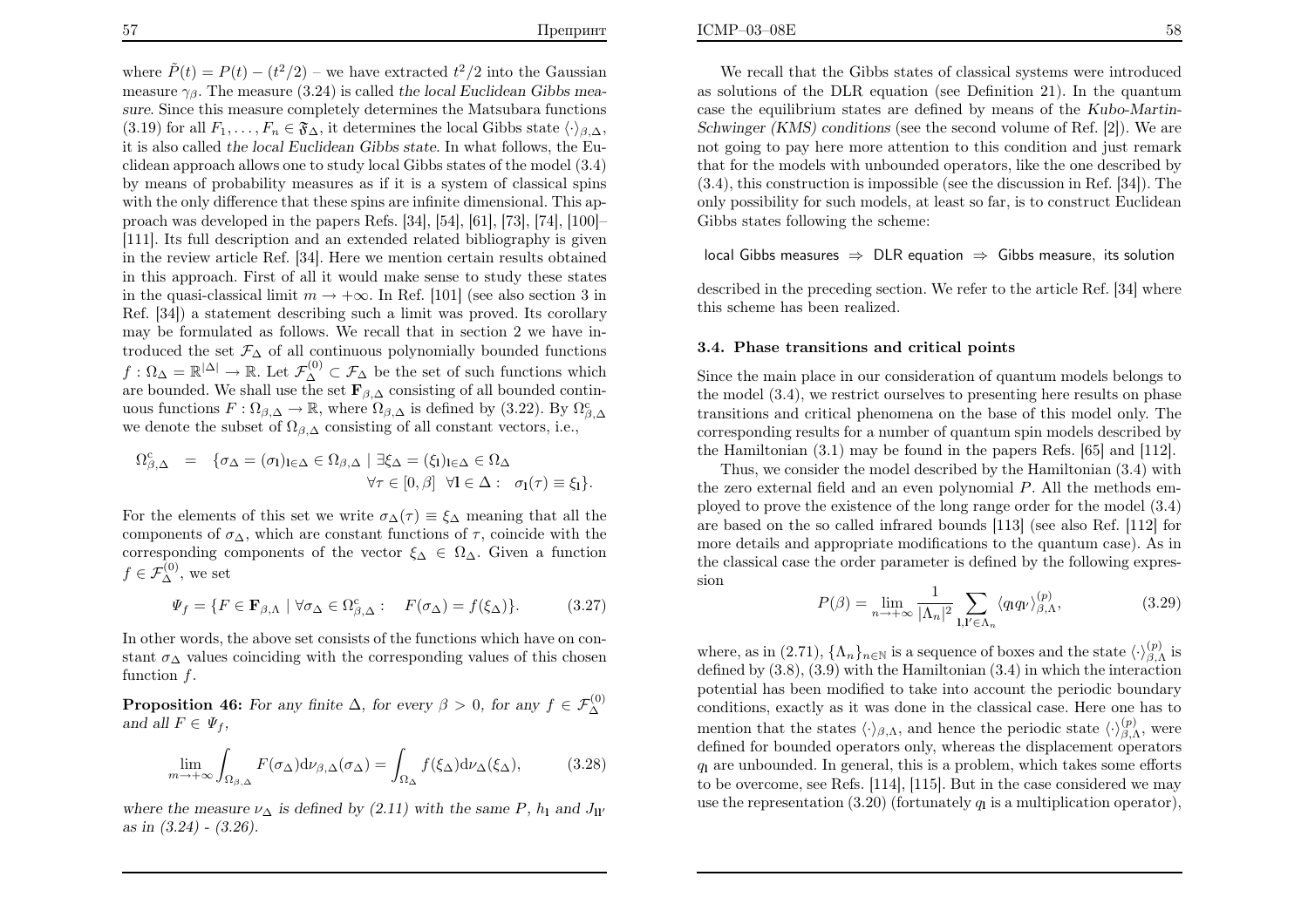where $\tilde{P}(t) = P(t) - (t^2/2)$ – we have extracted $t^2/2$ into the Gaussian measure $\gamma_\beta$. The measure (3.24) is called *the local Euclidean Gibbs measure*. Since this measure completely determines the Matsubara functions (3.19) for all $F_1, \ldots, F_n \in \mathfrak{F}_\Delta$, it determines the local Gibbs state $\langle \cdot \rangle_{\beta,\Delta}$, it is also called *the local Euclidean Gibbs state*. In what follows, the Euclidean approach allows one to study local Gibbs states of the model (3.4) by means of probability measures as if it is a system of classical spins with the only difference that these spins are infinite dimensional. This approach was developed in the papers Refs. [34], [54], [61], [73], [74], [100]–[111]. Its full description and an extended related bibliography is given in the review article Ref. [34]. Here we mention certain results obtained in this approach. First of all it would make sense to study these states in the quasi-classical limit $m \to +\infty$. In Ref. [101] (see also section 3 in Ref. [34]) a statement describing such a limit was proved. Its corollary may be formulated as follows. We recall that in section 2 we have introduced the set $\mathcal{F}_\Delta$ of all continuous polynomially bounded functions $f : \Omega_\Delta = \mathbb{R}^{|\Delta|} \to \mathbb{R}$. Let $\mathcal{F}_\Delta^{(0)} \subset \mathcal{F}_\Delta$ be the set of such functions which are bounded. We shall use the set $\mathbf{F}_{\beta,\Delta}$ consisting of all bounded continuous functions $F : \Omega_{\beta,\Delta} \to \mathbb{R}$, where $\Omega_{\beta,\Delta}$ is defined by (3.22). By $\Omega_{\beta,\Delta}^{\mathrm{c}}$ we denote the subset of $\Omega_{\beta,\Delta}$ consisting of all constant vectors, i.e.,

$$\Omega_{\beta,\Delta}^{\mathrm{c}} = \{\sigma_\Delta = (\sigma_{\mathbf{l}})_{\mathbf{l}\in\Delta} \in \Omega_{\beta,\Delta} \mid \exists \xi_\Delta = (\xi_{\mathbf{l}})_{\mathbf{l}\in\Delta} \in \Omega_\Delta \quad \forall \tau \in [0,\beta] \ \ \forall \mathbf{l} \in \Delta : \ \ \sigma_{\mathbf{l}}(\tau) \equiv \xi_{\mathbf{l}}\}.$$

For the elements of this set we write $\sigma_\Delta(\tau) \equiv \xi_\Delta$ meaning that all the components of $\sigma_\Delta$, which are constant functions of $\tau$, coincide with the corresponding components of the vector $\xi_\Delta \in \Omega_\Delta$. Given a function $f \in \mathcal{F}_\Delta^{(0)}$, we set

$$\Psi_f = \{F \in \mathbf{F}_{\beta,\Lambda} \mid \forall \sigma_\Delta \in \Omega_{\beta,\Delta}^{\mathrm{c}} : \quad F(\sigma_\Delta) = f(\xi_\Delta)\}. \tag{3.27}$$

In other words, the above set consists of the functions which have on constant $\sigma_\Delta$ values coinciding with the corresponding values of this chosen function $f$.

**Proposition 46:** *For any finite $\Delta$, for every $\beta > 0$, for any $f \in \mathcal{F}_\Delta^{(0)}$ and all $F \in \Psi_f$,*

$$\lim_{m\to+\infty} \int_{\Omega_{\beta,\Delta}} F(\sigma_\Delta) d\nu_{\beta,\Delta}(\sigma_\Delta) = \int_{\Omega_\Delta} f(\xi_\Delta) d\nu_\Delta(\xi_\Delta), \tag{3.28}$$

*where the measure $\nu_\Delta$ is defined by (2.11) with the same $P$, $h_{\mathbf{l}}$ and $J_{\mathbf{l}\mathbf{l}'}$ as in (3.24) - (3.26).*

We recall that the Gibbs states of classical systems were introduced as solutions of the DLR equation (see Definition 21). In the quantum case the equilibrium states are defined by means of the *Kubo-Martin-Schwinger (KMS) conditions* (see the second volume of Ref. [2]). We are not going to pay here more attention to this condition and just remark that for the models with unbounded operators, like the one described by (3.4), this construction is impossible (see the discussion in Ref. [34]). The only possibility for such models, at least so far, is to construct Euclidean Gibbs states following the scheme:

local Gibbs measures $\Rightarrow$ DLR equation $\Rightarrow$ Gibbs measure, its solution

described in the preceding section. We refer to the article Ref. [34] where this scheme has been realized.

### 3.4. Phase transitions and critical points

Since the main place in our consideration of quantum models belongs to the model (3.4), we restrict ourselves to presenting here results on phase transitions and critical phenomena on the base of this model only. The corresponding results for a number of quantum spin models described by the Hamiltonian (3.1) may be found in the papers Refs. [65] and [112].

Thus, we consider the model described by the Hamiltonian (3.4) with the zero external field and an even polynomial $P$. All the methods employed to prove the existence of the long range order for the model (3.4) are based on the so called infrared bounds [113] (see also Ref. [112] for more details and appropriate modifications to the quantum case). As in the classical case the order parameter is defined by the following expression

$$P(\beta) = \lim_{n\to+\infty} \frac{1}{|\Lambda_n|^2} \sum_{\mathbf{l},\mathbf{l}'\in\Lambda_n} \langle q_{\mathbf{l}} q_{\mathbf{l}'} \rangle_{\beta,\Lambda}^{(p)}, \tag{3.29}$$

where, as in (2.71), $\{\Lambda_n\}_{n\in\mathbb{N}}$ is a sequence of boxes and the state $\langle\cdot\rangle_{\beta,\Lambda}^{(p)}$ is defined by (3.8), (3.9) with the Hamiltonian (3.4) in which the interaction potential has been modified to take into account the periodic boundary conditions, exactly as it was done in the classical case. Here one has to mention that the states $\langle\cdot\rangle_{\beta,\Lambda}$, and hence the periodic state $\langle\cdot\rangle_{\beta,\Lambda}^{(p)}$, were defined for bounded operators only, whereas the displacement operators $q_{\mathbf{l}}$ are unbounded. In general, this is a problem, which takes some efforts to be overcome, see Refs. [114], [115]. But in the case considered we may use the representation (3.20) (fortunately $q_{\mathbf{l}}$ is a multiplication operator),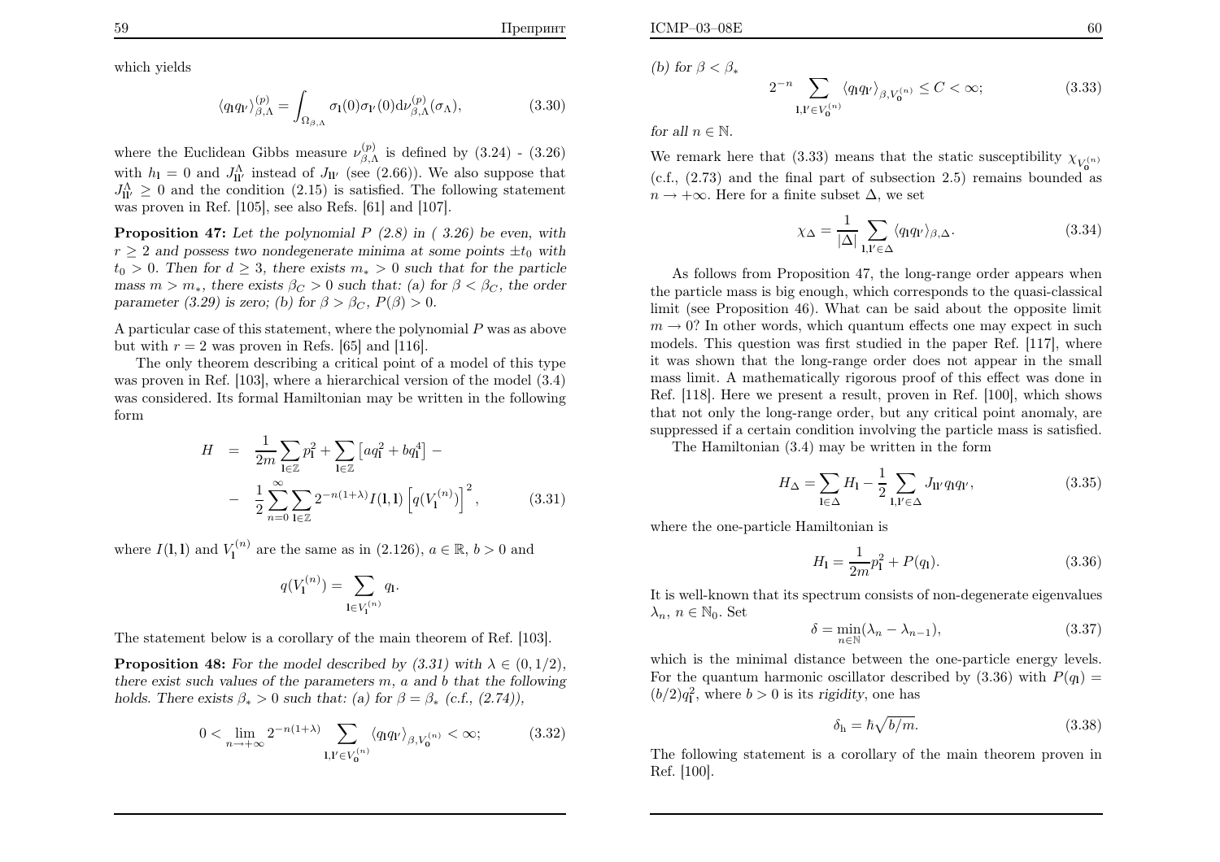which yields

$$\langle q_{\mathbf{l}} q_{\mathbf{l}'} \rangle_{\beta,\Lambda}^{(p)} = \int_{\Omega_{\beta,\Lambda}} \sigma_{\mathbf{l}}(0)\sigma_{\mathbf{l}'}(0) \mathrm{d}\nu_{\beta,\Lambda}^{(p)}(\sigma_\Lambda), \tag{3.30}$$

where the Euclidean Gibbs measure $\nu_{\beta,\Lambda}^{(p)}$ is defined by (3.24) - (3.26) with $h_{\mathbf{l}} = 0$ and $J_{\mathbf{l}\mathbf{l}'}^{\Lambda}$ instead of $J_{\mathbf{l}\mathbf{l}'}$ (see (2.66)). We also suppose that $J_{\mathbf{l}\mathbf{l}'}^{\Lambda} \geq 0$ and the condition (2.15) is satisfied. The following statement was proven in Ref. [105], see also Refs. [61] and [107].

**Proposition 47:** *Let the polynomial $P$ (2.8) in ( 3.26) be even, with $r \geq 2$ and possess two nondegenerate minima at some points $\pm t_0$ with $t_0 > 0$. Then for $d \geq 3$, there exists $m_* > 0$ such that for the particle mass $m > m_*$, there exists $\beta_C > 0$ such that: (a) for $\beta < \beta_C$, the order parameter (3.29) is zero; (b) for $\beta > \beta_C$, $P(\beta) > 0$.*

A particular case of this statement, where the polynomial $P$ was as above but with $r = 2$ was proven in Refs. [65] and [116].

The only theorem describing a critical point of a model of this type was proven in Ref. [103], where a hierarchical version of the model (3.4) was considered. Its formal Hamiltonian may be written in the following form

$$\begin{aligned} H &= \frac{1}{2m}\sum_{\mathbf{l}\in\mathbb{Z}} p_{\mathbf{l}}^2 + \sum_{\mathbf{l}\in\mathbb{Z}} \left[ a q_{\mathbf{l}}^2 + b q_{\mathbf{l}}^4 \right] - \\ &- \frac{1}{2}\sum_{n=0}^{\infty}\sum_{\mathbf{l}\in\mathbb{Z}} 2^{-n(1+\lambda)} I(\mathbf{l},\mathbf{l}) \left[ q(V_{\mathbf{l}}^{(n)}) \right]^2, \end{aligned} \tag{3.31}$$

where $I(\mathbf{l},\mathbf{l})$ and $V_{\mathbf{l}}^{(n)}$ are the same as in (2.126), $a \in \mathbb{R}$, $b > 0$ and

$$q(V_{\mathbf{l}}^{(n)}) = \sum_{\mathbf{l}\in V_{\mathbf{l}}^{(n)}} q_{\mathbf{l}}.$$

The statement below is a corollary of the main theorem of Ref. [103].

**Proposition 48:** *For the model described by (3.31) with $\lambda \in (0, 1/2)$, there exist such values of the parameters $m$, $a$ and $b$ that the following holds. There exists $\beta_* > 0$ such that: (a) for $\beta = \beta_*$ (c.f., (2.74)),*

$$0 < \lim_{n\to+\infty} 2^{-n(1+\lambda)} \sum_{\mathbf{l},\mathbf{l}'\in V_{\mathbf{0}}^{(n)}} \langle q_{\mathbf{l}} q_{\mathbf{l}'} \rangle_{\beta, V_{\mathbf{0}}^{(n)}} < \infty; \tag{3.32}$$

*(b) for $\beta < \beta_*$*

$$2^{-n} \sum_{\mathbf{l},\mathbf{l}'\in V_{\mathbf{0}}^{(n)}} \langle q_{\mathbf{l}} q_{\mathbf{l}'} \rangle_{\beta, V_{\mathbf{0}}^{(n)}} \leq C < \infty; \tag{3.33}$$

*for all $n \in \mathbb{N}$.*

We remark here that (3.33) means that the static susceptibility $\chi_{V_{\mathbf{0}}^{(n)}}$ (c.f., (2.73) and the final part of subsection 2.5) remains bounded as $n \to +\infty$. Here for a finite subset $\Delta$, we set

$$\chi_\Delta = \frac{1}{|\Delta|}\sum_{\mathbf{l},\mathbf{l}'\in\Delta} \langle q_{\mathbf{l}} q_{\mathbf{l}'} \rangle_{\beta,\Delta}. \tag{3.34}$$

As follows from Proposition 47, the long-range order appears when the particle mass is big enough, which corresponds to the quasi-classical limit (see Proposition 46). What can be said about the opposite limit $m \to 0$? In other words, which quantum effects one may expect in such models. This question was first studied in the paper Ref. [117], where it was shown that the long-range order does not appear in the small mass limit. A mathematically rigorous proof of this effect was done in Ref. [118]. Here we present a result, proven in Ref. [100], which shows that not only the long-range order, but any critical point anomaly, are suppressed if a certain condition involving the particle mass is satisfied.

The Hamiltonian (3.4) may be written in the form

$$H_\Delta = \sum_{\mathbf{l}\in\Delta} H_{\mathbf{l}} - \frac{1}{2}\sum_{\mathbf{l},\mathbf{l}'\in\Delta} J_{\mathbf{l}\mathbf{l}'} q_{\mathbf{l}} q_{\mathbf{l}'}, \tag{3.35}$$

where the one-particle Hamiltonian is

$$H_{\mathbf{l}} = \frac{1}{2m} p_{\mathbf{l}}^2 + P(q_{\mathbf{l}}). \tag{3.36}$$

It is well-known that its spectrum consists of non-degenerate eigenvalues $\lambda_n$, $n \in \mathbb{N}_0$. Set

$$\delta = \min_{n\in\mathbb{N}} (\lambda_n - \lambda_{n-1}), \tag{3.37}$$

which is the minimal distance between the one-particle energy levels. For the quantum harmonic oscillator described by (3.36) with $P(q_{\mathbf{l}}) = (b/2) q_{\mathbf{l}}^2$, where $b > 0$ is its *rigidity*, one has

$$\delta_{\mathrm{h}} = \hbar\sqrt{b/m}. \tag{3.38}$$

The following statement is a corollary of the main theorem proven in Ref. [100].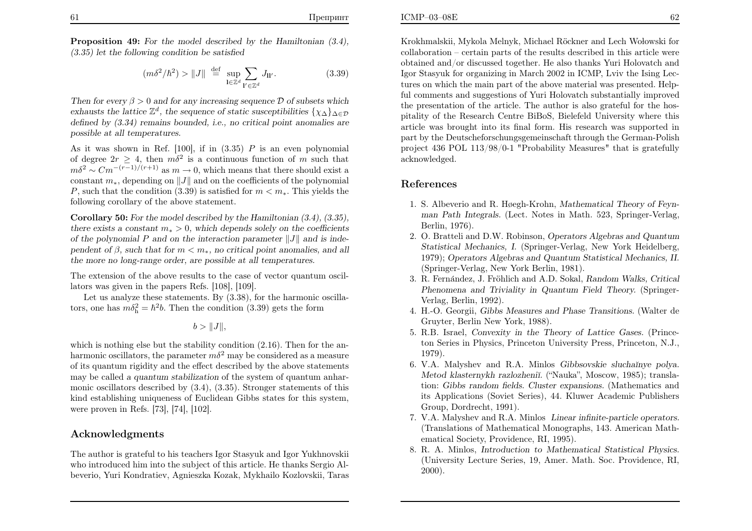**Proposition 49:** *For the model described by the Hamiltonian (3.4), (3.35) let the following condition be satisfied*

$$(m\delta^2/\hbar^2) > \|J\| \stackrel{\text{def}}{=} \sup_{\mathbf{l}\in\mathbb{Z}^d} \sum_{\mathbf{l}'\in\mathbb{Z}^d} J_{\mathbf{l}\mathbf{l}'}. \tag{3.39}$$

*Then for every $\beta > 0$ and for any increasing sequence $\mathcal{D}$ of subsets which exhausts the lattice $\mathbb{Z}^d$, the sequence of static susceptibilities $\{\chi_\Delta\}_{\Delta\in\mathcal{D}}$ defined by (3.34) remains bounded, i.e., no critical point anomalies are possible at all temperatures.*

As it was shown in Ref. [100], if in (3.35) $P$ is an even polynomial of degree $2r \geq 4$, then $m\delta^2$ is a continuous function of $m$ such that $m\delta^2 \sim Cm^{-(r-1)/(r+1)}$ as $m \to 0$, which means that there should exist a constant $m_*$, depending on $\|J\|$ and on the coefficients of the polynomial $P$, such that the condition (3.39) is satisfied for $m < m_*$. This yields the following corollary of the above statement.

**Corollary 50:** *For the model described by the Hamiltonian (3.4), (3.35), there exists a constant $m_* > 0$, which depends solely on the coefficients of the polynomial $P$ and on the interaction parameter $\|J\|$ and is independent of $\beta$, such that for $m < m_*$, no critical point anomalies, and all the more no long-range order, are possible at all temperatures.*

The extension of the above results to the case of vector quantum oscillators was given in the papers Refs. [108], [109].

Let us analyze these statements. By (3.38), for the harmonic oscillators, one has $m\delta_{\rm h}^2 = \hbar^2 b$. Then the condition (3.39) gets the form

$$b > \|J\|,$$

which is nothing else but the stability condition (2.16). Then for the anharmonic oscillators, the parameter $m\delta^2$ may be considered as a measure of its quantum rigidity and the effect described by the above statements may be called *a quantum stabilization* of the system of quantum anharmonic oscillators described by (3.4), (3.35). Stronger statements of this kind establishing uniqueness of Euclidean Gibbs states for this system, were proven in Refs. [73], [74], [102].

## Acknowledgments

The author is grateful to his teachers Igor Stasyuk and Igor Yukhnovskii who introduced him into the subject of this article. He thanks Sergio Albeverio, Yuri Kondratiev, Agnieszka Kozak, Mykhailo Kozlovskii, Taras Krokhmalskii, Mykola Melnyk, Michael Röckner and Lech Wołowski for collaboration – certain parts of the results described in this article were obtained and/or discussed together. He also thanks Yuri Holovatch and Igor Stasyuk for organizing in March 2002 in ICMP, Lviv the Ising Lectures on which the main part of the above material was presented. Helpful comments and suggestions of Yuri Holovatch substantially improved the presentation of the article. The author is also grateful for the hospitality of the Research Centre BiBoS, Bielefeld University where this article was brought into its final form. His research was supported in part by the Deutscheforschungsgemeinschaft through the German-Polish project 436 POL 113/98/0-1 "Probability Measures" that is gratefully acknowledged.

## References

1. S. Albeverio and R. Høegh-Krohn, *Mathematical Theory of Feynman Path Integrals.* (Lect. Notes in Math. 523, Springer-Verlag, Berlin, 1976).
2. O. Bratteli and D.W. Robinson, *Operators Algebras and Quantum Statistical Mechanics, I.* (Springer-Verlag, New York Heidelberg, 1979); *Operators Algebras and Quantum Statistical Mechanics, II.* (Springer-Verlag, New York Berlin, 1981).
3. R. Fernández, J. Fröhlich and A.D. Sokal, *Random Walks, Critical Phenomena and Triviality in Quantum Field Theory.* (Springer-Verlag, Berlin, 1992).
4. H.-O. Georgii, *Gibbs Measures and Phase Transitions.* (Walter de Gruyter, Berlin New York, 1988).
5. R.B. Israel, *Convexity in the Theory of Lattice Gases.* (Princeton Series in Physics, Princeton University Press, Princeton, N.J., 1979).
6. V.A. Malyshev and R.A. Minlos *Gibbsovskie sluchaĭnye polya. Metod klasternykh razlozheniĭ.* ("Nauka", Moscow, 1985); translation: *Gibbs random fields. Cluster expansions.* (Mathematics and its Applications (Soviet Series), 44. Kluwer Academic Publishers Group, Dordrecht, 1991).
7. V.A. Malyshev and R.A. Minlos *Linear infinite-particle operators.* (Translations of Mathematical Monographs, 143. American Mathematical Society, Providence, RI, 1995).
8. R. A. Minlos, *Introduction to Mathematical Statistical Physics.* (University Lecture Series, 19, Amer. Math. Soc. Providence, RI, 2000).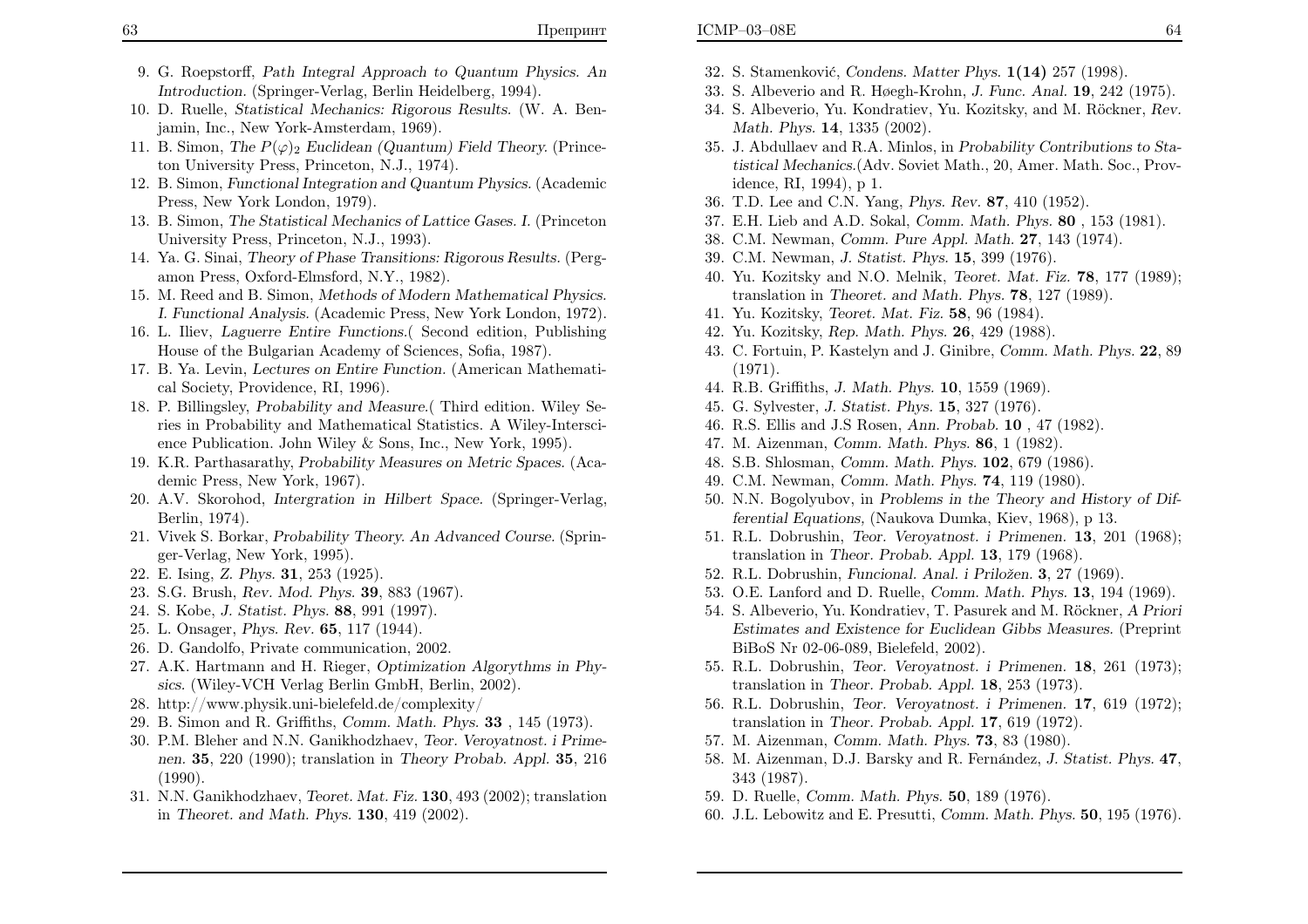9. G. Roepstorff, *Path Integral Approach to Quantum Physics. An Introduction.* (Springer-Verlag, Berlin Heidelberg, 1994).
10. D. Ruelle, *Statistical Mechanics: Rigorous Results.* (W. A. Benjamin, Inc., New York-Amsterdam, 1969).
11. B. Simon, *The $P(\varphi)_2$ Euclidean (Quantum) Field Theory.* (Princeton University Press, Princeton, N.J., 1974).
12. B. Simon, *Functional Integration and Quantum Physics.* (Academic Press, New York London, 1979).
13. B. Simon, *The Statistical Mechanics of Lattice Gases. I.* (Princeton University Press, Princeton, N.J., 1993).
14. Ya. G. Sinai, *Theory of Phase Transitions: Rigorous Results.* (Pergamon Press, Oxford-Elmsford, N.Y., 1982).
15. M. Reed and B. Simon, *Methods of Modern Mathematical Physics. I. Functional Analysis.* (Academic Press, New York London, 1972).
16. L. Iliev, *Laguerre Entire Functions.*( Second edition, Publishing House of the Bulgarian Academy of Sciences, Sofia, 1987).
17. B. Ya. Levin, *Lectures on Entire Function.* (American Mathematical Society, Providence, RI, 1996).
18. P. Billingsley, *Probability and Measure.*( Third edition. Wiley Series in Probability and Mathematical Statistics. A Wiley-Interscience Publication. John Wiley & Sons, Inc., New York, 1995).
19. K.R. Parthasarathy, *Probability Measures on Metric Spaces.* (Academic Press, New York, 1967).
20. A.V. Skorohod, *Intergration in Hilbert Space.* (Springer-Verlag, Berlin, 1974).
21. Vivek S. Borkar, *Probability Theory. An Advanced Course.* (Springer-Verlag, New York, 1995).
22. E. Ising, *Z. Phys.* **31**, 253 (1925).
23. S.G. Brush, *Rev. Mod. Phys.* **39**, 883 (1967).
24. S. Kobe, *J. Statist. Phys.* **88**, 991 (1997).
25. L. Onsager, *Phys. Rev.* **65**, 117 (1944).
26. D. Gandolfo, Private communication, 2002.
27. A.K. Hartmann and H. Rieger, *Optimization Algorythms in Physics.* (Wiley-VCH Verlag Berlin GmbH, Berlin, 2002).
28. http://www.physik.uni-bielefeld.de/complexity/
29. B. Simon and R. Griffiths, *Comm. Math. Phys.* **33** , 145 (1973).
30. P.M. Bleher and N.N. Ganikhodzhaev, *Teor. Veroyatnost. i Primenen.* **35**, 220 (1990); translation in *Theory Probab. Appl.* **35**, 216 (1990).
31. N.N. Ganikhodzhaev, *Teoret. Mat. Fiz.* **130**, 493 (2002); translation in *Theoret. and Math. Phys.* **130**, 419 (2002).
32. S. Stamenković, *Condens. Matter Phys.* **1(14)** 257 (1998).
33. S. Albeverio and R. Høegh-Krohn, *J. Func. Anal.* **19**, 242 (1975).
34. S. Albeverio, Yu. Kondratiev, Yu. Kozitsky, and M. Röckner, *Rev. Math. Phys.* **14**, 1335 (2002).
35. J. Abdullaev and R.A. Minlos, in *Probability Contributions to Statistical Mechanics.*(Adv. Soviet Math., 20, Amer. Math. Soc., Providence, RI, 1994), p 1.
36. T.D. Lee and C.N. Yang, *Phys. Rev.* **87**, 410 (1952).
37. E.H. Lieb and A.D. Sokal, *Comm. Math. Phys.* **80** , 153 (1981).
38. C.M. Newman, *Comm. Pure Appl. Math.* **27**, 143 (1974).
39. C.M. Newman, *J. Statist. Phys.* **15**, 399 (1976).
40. Yu. Kozitsky and N.O. Melnik, *Teoret. Mat. Fiz.* **78**, 177 (1989); translation in *Theoret. and Math. Phys.* **78**, 127 (1989).
41. Yu. Kozitsky, *Teoret. Mat. Fiz.* **58**, 96 (1984).
42. Yu. Kozitsky, *Rep. Math. Phys.* **26**, 429 (1988).
43. C. Fortuin, P. Kastelyn and J. Ginibre, *Comm. Math. Phys.* **22**, 89 (1971).
44. R.B. Griffiths, *J. Math. Phys.* **10**, 1559 (1969).
45. G. Sylvester, *J. Statist. Phys.* **15**, 327 (1976).
46. R.S. Ellis and J.S Rosen, *Ann. Probab.* **10** , 47 (1982).
47. M. Aizenman, *Comm. Math. Phys.* **86**, 1 (1982).
48. S.B. Shlosman, *Comm. Math. Phys.* **102**, 679 (1986).
49. C.M. Newman, *Comm. Math. Phys.* **74**, 119 (1980).
50. N.N. Bogolyubov, in *Problems in the Theory and History of Differential Equations,* (Naukova Dumka, Kiev, 1968), p 13.
51. R.L. Dobrushin, *Teor. Veroyatnost. i Primenen.* **13**, 201 (1968); translation in *Theor. Probab. Appl.* **13**, 179 (1968).
52. R.L. Dobrushin, *Funcional. Anal. i Priložen.* **3**, 27 (1969).
53. O.E. Lanford and D. Ruelle, *Comm. Math. Phys.* **13**, 194 (1969).
54. S. Albeverio, Yu. Kondratiev, T. Pasurek and M. Röckner, *A Priori Estimates and Existence for Euclidean Gibbs Measures.* (Preprint BiBoS Nr 02-06-089, Bielefeld, 2002).
55. R.L. Dobrushin, *Teor. Veroyatnost. i Primenen.* **18**, 261 (1973); translation in *Theor. Probab. Appl.* **18**, 253 (1973).
56. R.L. Dobrushin, *Teor. Veroyatnost. i Primenen.* **17**, 619 (1972); translation in *Theor. Probab. Appl.* **17**, 619 (1972).
57. M. Aizenman, *Comm. Math. Phys.* **73**, 83 (1980).
58. M. Aizenman, D.J. Barsky and R. Fernández, *J. Statist. Phys.* **47**, 343 (1987).
59. D. Ruelle, *Comm. Math. Phys.* **50**, 189 (1976).
60. J.L. Lebowitz and E. Presutti, *Comm. Math. Phys.* **50**, 195 (1976).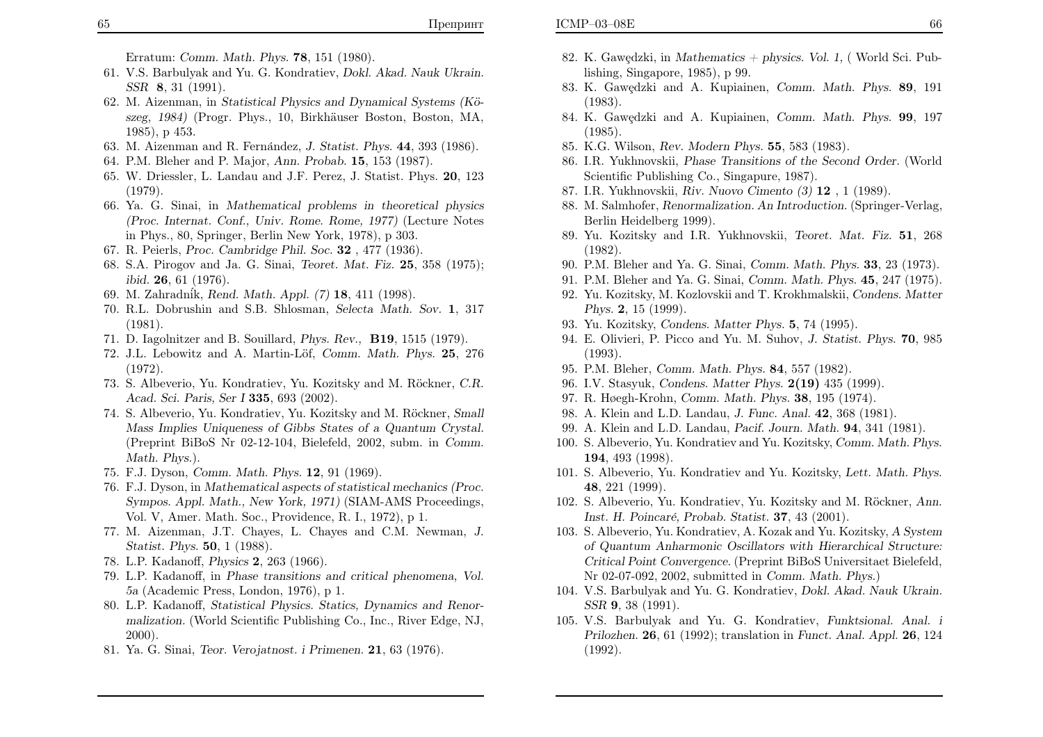Erratum: *Comm. Math. Phys.* **78**, 151 (1980).

61. V.S. Barbulyak and Yu. G. Kondratiev, *Dokl. Akad. Nauk Ukrain. SSR* **8**, 31 (1991).
62. M. Aizenman, in *Statistical Physics and Dynamical Systems (Köszeg, 1984)* (Progr. Phys., 10, Birkhäuser Boston, Boston, MA, 1985), p 453.
63. M. Aizenman and R. Fernández, *J. Statist. Phys.* **44**, 393 (1986).
64. P.M. Bleher and P. Major, *Ann. Probab.* **15**, 153 (1987).
65. W. Driessler, L. Landau and J.F. Perez, J. Statist. Phys. **20**, 123 (1979).
66. Ya. G. Sinai, in *Mathematical problems in theoretical physics (Proc. Internat. Conf., Univ. Rome. Rome, 1977)* (Lecture Notes in Phys., 80, Springer, Berlin New York, 1978), p 303.
67. R. Peierls, *Proc. Cambridge Phil. Soc.* **32** , 477 (1936).
68. S.A. Pirogov and Ja. G. Sinai, *Teoret. Mat. Fiz.* **25**, 358 (1975); *ibid.* **26**, 61 (1976).
69. M. Zahradník, *Rend. Math. Appl. (7)* **18**, 411 (1998).
70. R.L. Dobrushin and S.B. Shlosman, *Selecta Math. Sov.* **1**, 317 (1981).
71. D. Iagolnitzer and B. Souillard, *Phys. Rev.,* **B19**, 1515 (1979).
72. J.L. Lebowitz and A. Martin-Löf, *Comm. Math. Phys.* **25**, 276 (1972).
73. S. Albeverio, Yu. Kondratiev, Yu. Kozitsky and M. Röckner, *C.R. Acad. Sci. Paris, Ser I* **335**, 693 (2002).
74. S. Albeverio, Yu. Kondratiev, Yu. Kozitsky and M. Röckner, *Small Mass Implies Uniqueness of Gibbs States of a Quantum Crystal.* (Preprint BiBoS Nr 02-12-104, Bielefeld, 2002, subm. in *Comm. Math. Phys.*).
75. F.J. Dyson, *Comm. Math. Phys.* **12**, 91 (1969).
76. F.J. Dyson, in *Mathematical aspects of statistical mechanics (Proc. Sympos. Appl. Math., New York, 1971)* (SIAM-AMS Proceedings, Vol. V, Amer. Math. Soc., Providence, R. I., 1972), p 1.
77. M. Aizenman, J.T. Chayes, L. Chayes and C.M. Newman, *J. Statist. Phys.* **50**, 1 (1988).
78. L.P. Kadanoff, *Physics* **2**, 263 (1966).
79. L.P. Kadanoff, in *Phase transitions and critical phenomena, Vol. 5a* (Academic Press, London, 1976), p 1.
80. L.P. Kadanoff, *Statistical Physics. Statics, Dynamics and Renormalization.* (World Scientific Publishing Co., Inc., River Edge, NJ, 2000).
81. Ya. G. Sinai, *Teor. Verojatnost. i Primenen.* **21**, 63 (1976).
82. K. Gawędzki, in *Mathematics + physics. Vol. 1,* ( World Sci. Publishing, Singapore, 1985), p 99.
83. K. Gawędzki and A. Kupiainen, *Comm. Math. Phys.* **89**, 191 (1983).
84. K. Gawędzki and A. Kupiainen, *Comm. Math. Phys.* **99**, 197 (1985).
85. K.G. Wilson, *Rev. Modern Phys.* **55**, 583 (1983).
86. I.R. Yukhnovskii, *Phase Transitions of the Second Order.* (World Scientific Publishing Co., Singapure, 1987).
87. I.R. Yukhnovskii, *Riv. Nuovo Cimento (3)* **12** , 1 (1989).
88. M. Salmhofer, *Renormalization. An Introduction.* (Springer-Verlag, Berlin Heidelberg 1999).
89. Yu. Kozitsky and I.R. Yukhnovskii, *Teoret. Mat. Fiz.* **51**, 268 (1982).
90. P.M. Bleher and Ya. G. Sinai, *Comm. Math. Phys.* **33**, 23 (1973).
91. P.M. Bleher and Ya. G. Sinai, *Comm. Math. Phys.* **45**, 247 (1975).
92. Yu. Kozitsky, M. Kozlovskii and T. Krokhmalskii, *Condens. Matter Phys.* **2**, 15 (1999).
93. Yu. Kozitsky, *Condens. Matter Phys.* **5**, 74 (1995).
94. E. Olivieri, P. Picco and Yu. M. Suhov, *J. Statist. Phys.* **70**, 985 (1993).
95. P.M. Bleher, *Comm. Math. Phys.* **84**, 557 (1982).
96. I.V. Stasyuk, *Condens. Matter Phys.* **2(19)** 435 (1999).
97. R. Høegh-Krohn, *Comm. Math. Phys.* **38**, 195 (1974).
98. A. Klein and L.D. Landau, *J. Func. Anal.* **42**, 368 (1981).
99. A. Klein and L.D. Landau, *Pacif. Journ. Math.* **94**, 341 (1981).
100. S. Albeverio, Yu. Kondratiev and Yu. Kozitsky, *Comm. Math. Phys.* **194**, 493 (1998).
101. S. Albeverio, Yu. Kondratiev and Yu. Kozitsky, *Lett. Math. Phys.* **48**, 221 (1999).
102. S. Albeverio, Yu. Kondratiev, Yu. Kozitsky and M. Röckner, *Ann. Inst. H. Poincaré, Probab. Statist.* **37**, 43 (2001).
103. S. Albeverio, Yu. Kondratiev, A. Kozak and Yu. Kozitsky, *A System of Quantum Anharmonic Oscillators with Hierarchical Structure: Critical Point Convergence.* (Preprint BiBoS Universitaet Bielefeld, Nr 02-07-092, 2002, submitted in *Comm. Math. Phys.*)
104. V.S. Barbulyak and Yu. G. Kondratiev, *Dokl. Akad. Nauk Ukrain. SSR* **9**, 38 (1991).
105. V.S. Barbulyak and Yu. G. Kondratiev, *Funktsional. Anal. i Prilozhen.* **26**, 61 (1992); translation in *Funct. Anal. Appl.* **26**, 124 (1992).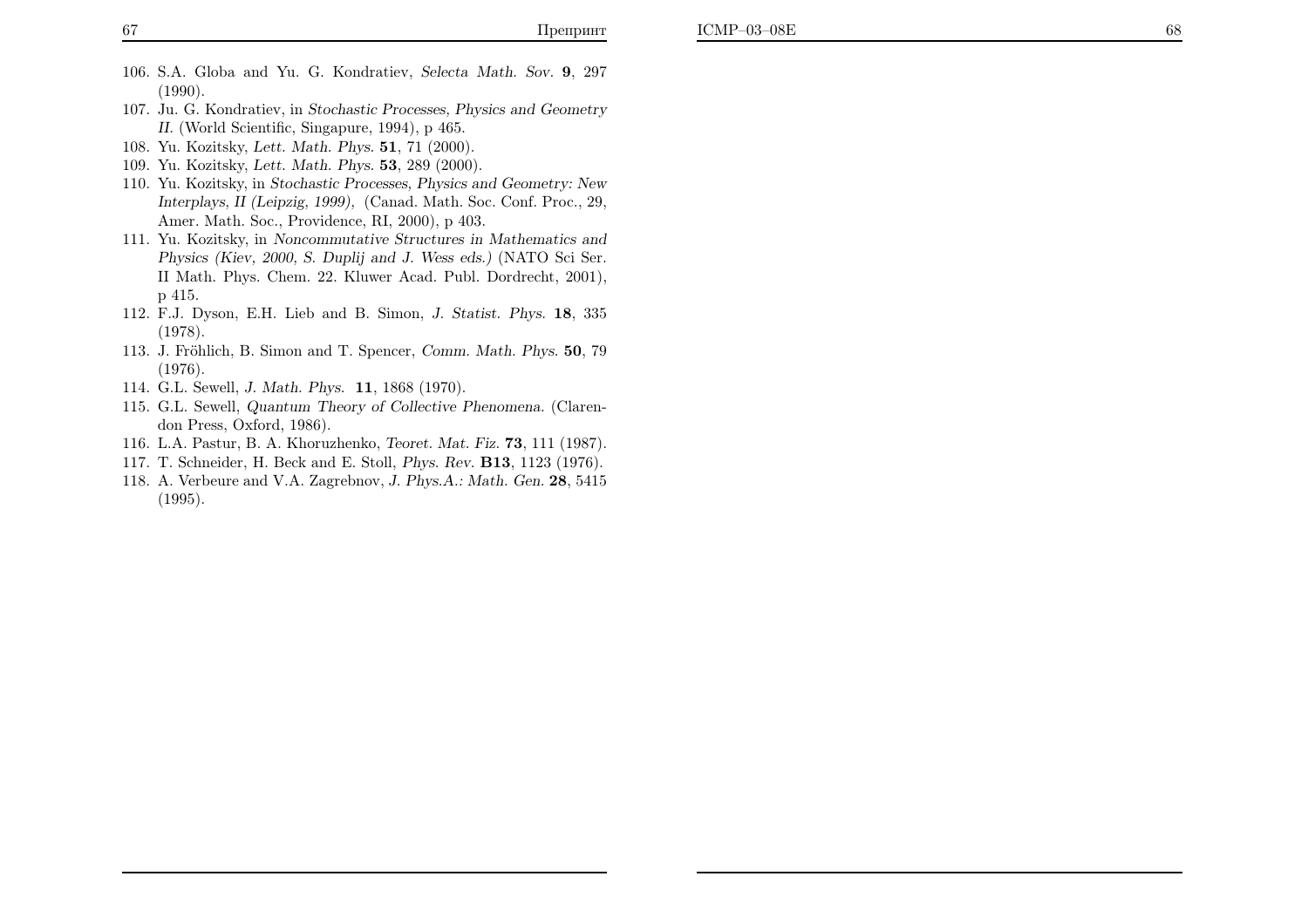106. S.A. Globa and Yu. G. Kondratiev, *Selecta Math. Sov.* **9**, 297 (1990).
107. Ju. G. Kondratiev, in *Stochastic Processes, Physics and Geometry II.* (World Scientific, Singapure, 1994), p 465.
108. Yu. Kozitsky, *Lett. Math. Phys.* **51**, 71 (2000).
109. Yu. Kozitsky, *Lett. Math. Phys.* **53**, 289 (2000).
110. Yu. Kozitsky, in *Stochastic Processes, Physics and Geometry: New Interplays, II (Leipzig, 1999),* (Canad. Math. Soc. Conf. Proc., 29, Amer. Math. Soc., Providence, RI, 2000), p 403.
111. Yu. Kozitsky, in *Noncommutative Structures in Mathematics and Physics (Kiev, 2000, S. Duplij and J. Wess eds.)* (NATO Sci Ser. II Math. Phys. Chem. 22. Kluwer Acad. Publ. Dordrecht, 2001), p 415.
112. F.J. Dyson, E.H. Lieb and B. Simon, *J. Statist. Phys.* **18**, 335 (1978).
113. J. Fröhlich, B. Simon and T. Spencer, *Comm. Math. Phys.* **50**, 79 (1976).
114. G.L. Sewell, *J. Math. Phys.* **11**, 1868 (1970).
115. G.L. Sewell, *Quantum Theory of Collective Phenomena.* (Clarendon Press, Oxford, 1986).
116. L.A. Pastur, B. A. Khoruzhenko, *Teoret. Mat. Fiz.* **73**, 111 (1987).
117. T. Schneider, H. Beck and E. Stoll, *Phys. Rev.* **B13**, 1123 (1976).
118. A. Verbeure and V.A. Zagrebnov, *J. Phys.A.: Math. Gen.* **28**, 5415 (1995).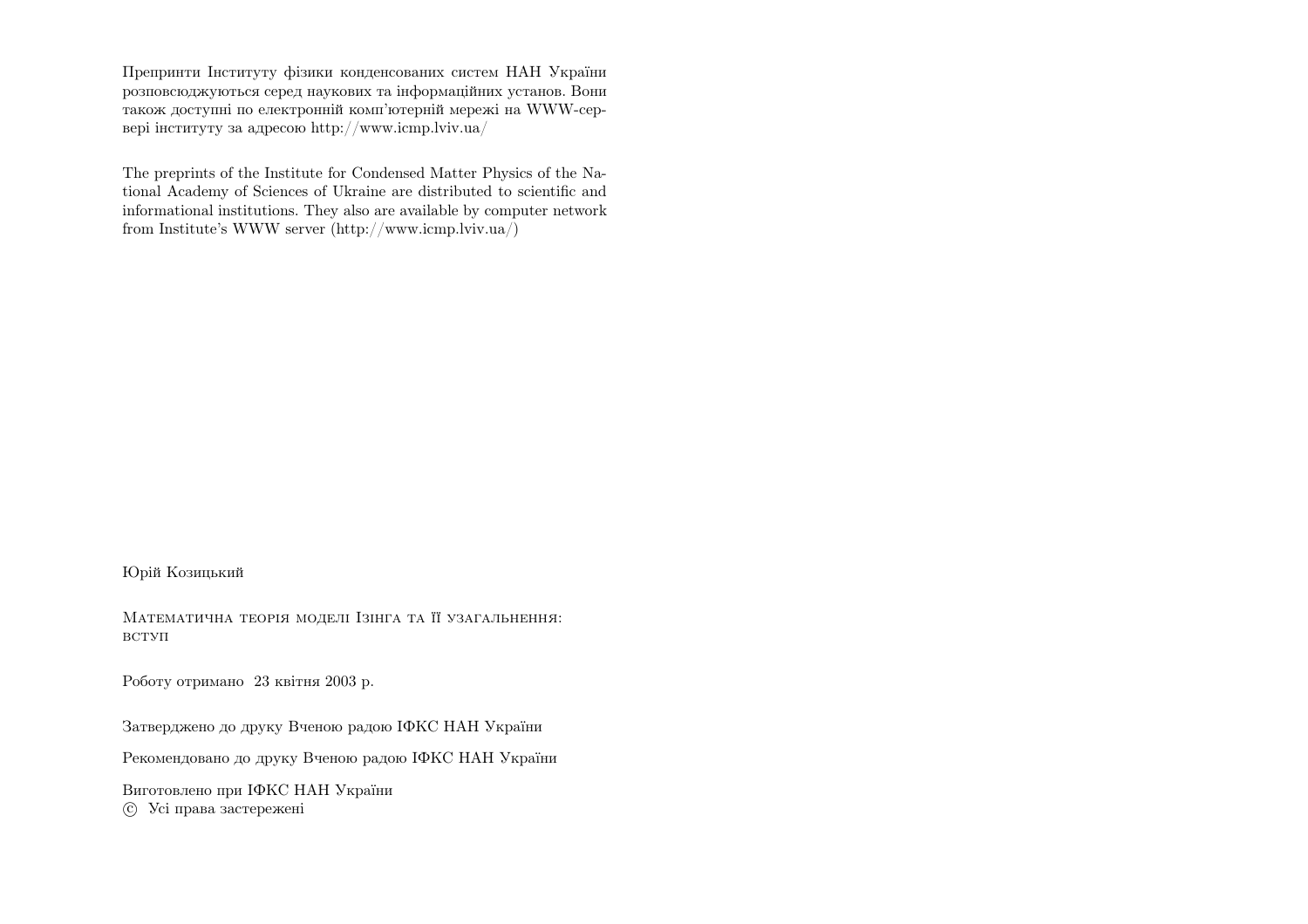Препринти Інституту фізики конденсованих систем НАН України розповсюджуються серед наукових та інформаційних установ. Вони також доступні по електронній комп'ютерній мережі на WWW-сервері інституту за адресою http://www.icmp.lviv.ua/

The preprints of the Institute for Condensed Matter Physics of the National Academy of Sciences of Ukraine are distributed to scientific and informational institutions. They also are available by computer network from Institute's WWW server (http://www.icmp.lviv.ua/)

Юрій Козицький

Математична теорія моделі Ізінга та її узагальнення: вступ

Роботу отримано 23 квітня 2003 р.

Затверджено до друку Вченою радою ІФКС НАН України

Рекомендовано до друку Вченою радою ІФКС НАН України

Виготовлено при ІФКС НАН України
© Усі права застережені